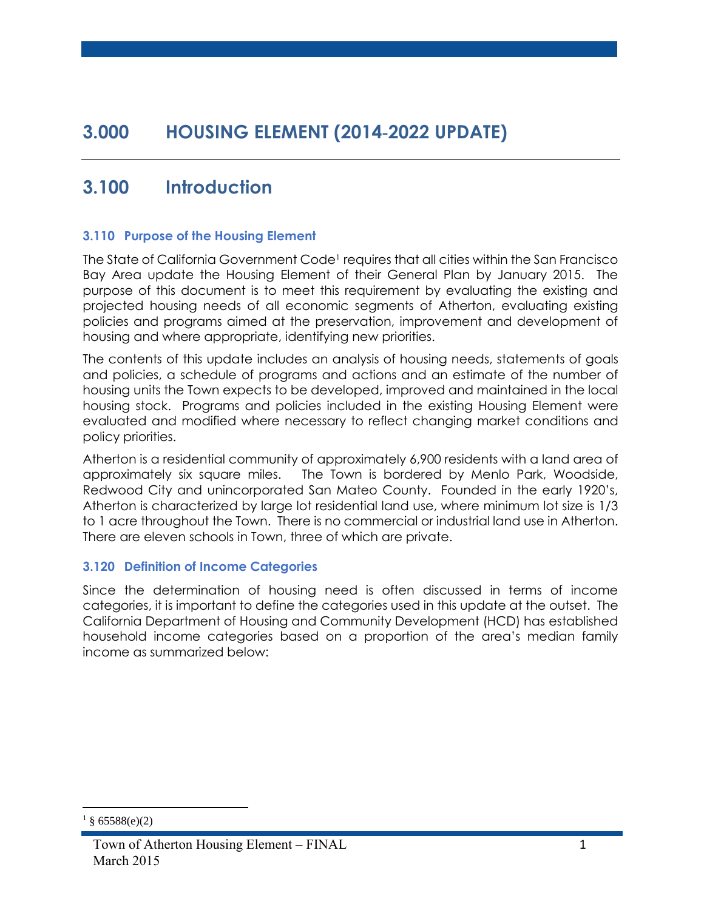# 3.000 HOUSING ELEMENT (2014-2022 UPDATE)

## 3.100 Introduction

### 3.110 Purpose of the Housing Element

The State of California Government Code[1] requires that all cities within the San Francisco Bay Area update the Housing Element of their General Plan by January 2015. The purpose of this document is to meet this requirement by evaluating the existing and projected housing needs of all economic segments of Atherton, evaluating existing policies and programs aimed at the preservation, improvement and development of housing and where appropriate, identifying new priorities.

The contents of this update includes an analysis of housing needs, statements of goals and policies, a schedule of programs and actions and an estimate of the number of housing units the Town expects to be developed, improved and maintained in the local housing stock. Programs and policies included in the existing Housing Element were evaluated and modified where necessary to reflect changing market conditions and policy priorities.

Atherton is a residential community of approximately 6,900 residents with a land area of approximately six square miles. The Town is bordered by Menlo Park, Woodside, Redwood City and unincorporated San Mateo County. Founded in the early 1920's, Atherton is characterized by large lot residential land use, where minimum lot size is 1/3 to 1 acre throughout the Town. There is no commercial or industrial land use in Atherton. There are eleven schools in Town, three of which are private.

### 3.120 Definition of Income Categories

Since the determination of housing need is often discussed in terms of income categories, it is important to define the categories used in this update at the outset. The California Department of Housing and Community Development (HCD) has established household income categories based on a proportion of the area's median family income as summarized below:

[1] § 65588(e)(2)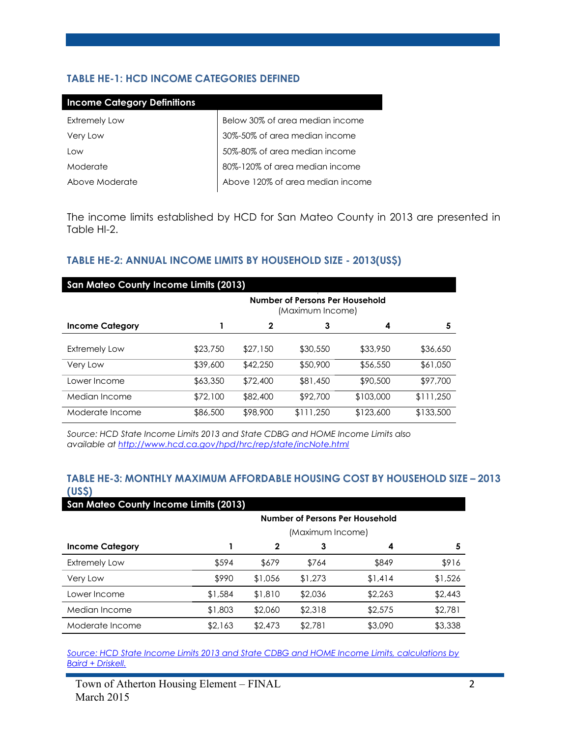### TABLE HE-1: HCD INCOME CATEGORIES DEFINED

| Income Category Definitions | |
|---|---|
| Extremely Low | Below 30% of area median income |
| Very Low | 30%-50% of area median income |
| Low | 50%-80% of area median income |
| Moderate | 80%-120% of area median income |
| Above Moderate | Above 120% of area median income |

The income limits established by HCD for San Mateo County in 2013 are presented in Table HI-2.

### TABLE HE-2: ANNUAL INCOME LIMITS BY HOUSEHOLD SIZE - 2013(US$)

| San Mateo County Income Limits (2013) | | | | | |
|---|---|---|---|---|---|
| | Number of Persons Per Household (Maximum Income) | | | | |
| **Income Category** | **1** | **2** | **3** | **4** | **5** |
| Extremely Low | $23,750 | $27,150 | $30,550 | $33,950 | $36,650 |
| Very Low | $39,600 | $42,250 | $50,900 | $56,550 | $61,050 |
| Lower Income | $63,350 | $72,400 | $81,450 | $90,500 | $97,700 |
| Median Income | $72,100 | $82,400 | $92,700 | $103,000 | $111,250 |
| Moderate Income | $86,500 | $98,900 | $111,250 | $123,600 | $133,500 |

*Source: HCD State Income Limits 2013 and State CDBG and HOME Income Limits also available at [http://www.hcd.ca.gov/hpd/hrc/rep/state/incNote.html](http://www.hcd.ca.gov/hpd/hrc/rep/state/incNote.html)*

### TABLE HE-3: MONTHLY MAXIMUM AFFORDABLE HOUSING COST BY HOUSEHOLD SIZE – 2013 (US$)

| San Mateo County Income Limits (2013) | | | | | |
|---|---|---|---|---|---|
| | Number of Persons Per Household (Maximum Income) | | | | |
| **Income Category** | **1** | **2** | **3** | **4** | **5** |
| Extremely Low | $594 | $679 | $764 | $849 | $916 |
| Very Low | $990 | $1,056 | $1,273 | $1,414 | $1,526 |
| Lower Income | $1,584 | $1,810 | $2,036 | $2,263 | $2,443 |
| Median Income | $1,803 | $2,060 | $2,318 | $2,575 | $2,781 |
| Moderate Income | $2,163 | $2,473 | $2,781 | $3,090 | $3,338 |

*Source: HCD State Income Limits 2013 and State CDBG and HOME Income Limits, calculations by Baird + Driskell.*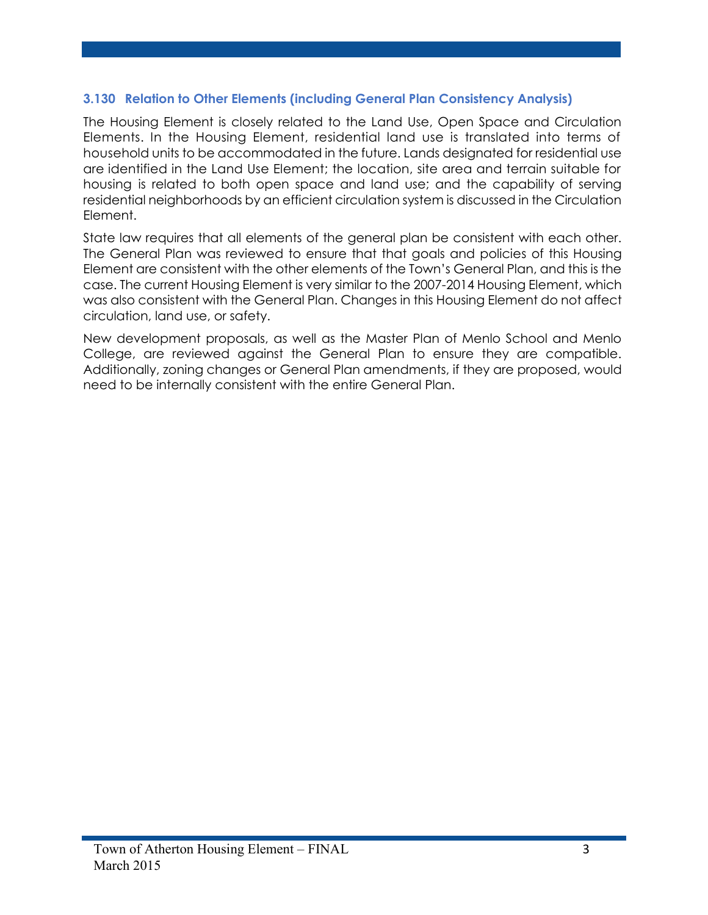### 3.130 Relation to Other Elements (including General Plan Consistency Analysis)

The Housing Element is closely related to the Land Use, Open Space and Circulation Elements. In the Housing Element, residential land use is translated into terms of household units to be accommodated in the future. Lands designated for residential use are identified in the Land Use Element; the location, site area and terrain suitable for housing is related to both open space and land use; and the capability of serving residential neighborhoods by an efficient circulation system is discussed in the Circulation Element.

State law requires that all elements of the general plan be consistent with each other. The General Plan was reviewed to ensure that that goals and policies of this Housing Element are consistent with the other elements of the Town's General Plan, and this is the case. The current Housing Element is very similar to the 2007-2014 Housing Element, which was also consistent with the General Plan. Changes in this Housing Element do not affect circulation, land use, or safety.

New development proposals, as well as the Master Plan of Menlo School and Menlo College, are reviewed against the General Plan to ensure they are compatible. Additionally, zoning changes or General Plan amendments, if they are proposed, would need to be internally consistent with the entire General Plan.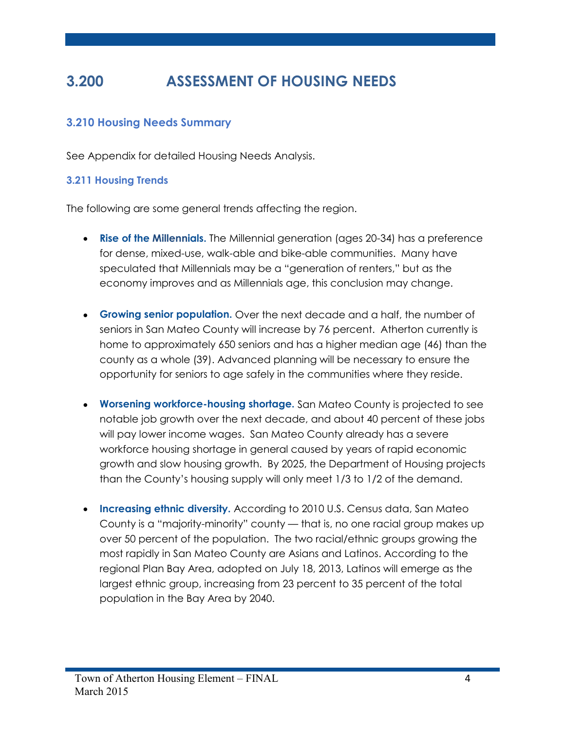# 3.200 ASSESSMENT OF HOUSING NEEDS

## 3.210 Housing Needs Summary

See Appendix for detailed Housing Needs Analysis.

### 3.211 Housing Trends

The following are some general trends affecting the region.

- **Rise of the Millennials.** The Millennial generation (ages 20-34) has a preference for dense, mixed-use, walk-able and bike-able communities. Many have speculated that Millennials may be a "generation of renters," but as the economy improves and as Millennials age, this conclusion may change.

- **Growing senior population.** Over the next decade and a half, the number of seniors in San Mateo County will increase by 76 percent. Atherton currently is home to approximately 650 seniors and has a higher median age (46) than the county as a whole (39). Advanced planning will be necessary to ensure the opportunity for seniors to age safely in the communities where they reside.

- **Worsening workforce-housing shortage.** San Mateo County is projected to see notable job growth over the next decade, and about 40 percent of these jobs will pay lower income wages. San Mateo County already has a severe workforce housing shortage in general caused by years of rapid economic growth and slow housing growth. By 2025, the Department of Housing projects than the County's housing supply will only meet 1/3 to 1/2 of the demand.

- **Increasing ethnic diversity.** According to 2010 U.S. Census data, San Mateo County is a "majority-minority" county — that is, no one racial group makes up over 50 percent of the population. The two racial/ethnic groups growing the most rapidly in San Mateo County are Asians and Latinos. According to the regional Plan Bay Area, adopted on July 18, 2013, Latinos will emerge as the largest ethnic group, increasing from 23 percent to 35 percent of the total population in the Bay Area by 2040.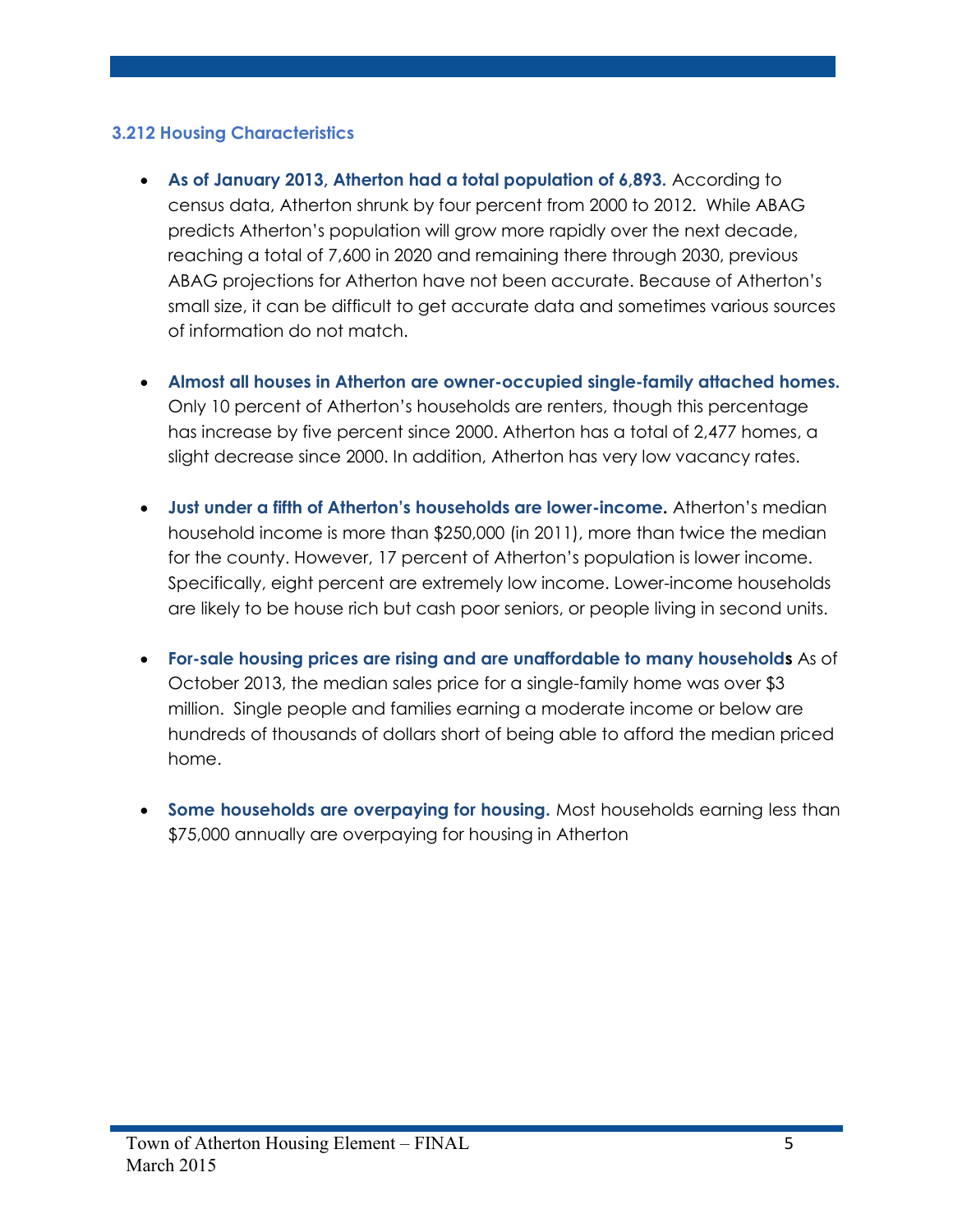### 3.212 Housing Characteristics

- **As of January 2013, Atherton had a total population of 6,893.** According to census data, Atherton shrunk by four percent from 2000 to 2012. While ABAG predicts Atherton's population will grow more rapidly over the next decade, reaching a total of 7,600 in 2020 and remaining there through 2030, previous ABAG projections for Atherton have not been accurate. Because of Atherton's small size, it can be difficult to get accurate data and sometimes various sources of information do not match.

- **Almost all houses in Atherton are owner-occupied single-family attached homes.** Only 10 percent of Atherton's households are renters, though this percentage has increase by five percent since 2000. Atherton has a total of 2,477 homes, a slight decrease since 2000. In addition, Atherton has very low vacancy rates.

- **Just under a fifth of Atherton's households are lower-income.** Atherton's median household income is more than $250,000 (in 2011), more than twice the median for the county. However, 17 percent of Atherton's population is lower income. Specifically, eight percent are extremely low income. Lower-income households are likely to be house rich but cash poor seniors, or people living in second units.

- **For-sale housing prices are rising and are unaffordable to many households** As of October 2013, the median sales price for a single-family home was over $3 million. Single people and families earning a moderate income or below are hundreds of thousands of dollars short of being able to afford the median priced home.

- **Some households are overpaying for housing.** Most households earning less than $75,000 annually are overpaying for housing in Atherton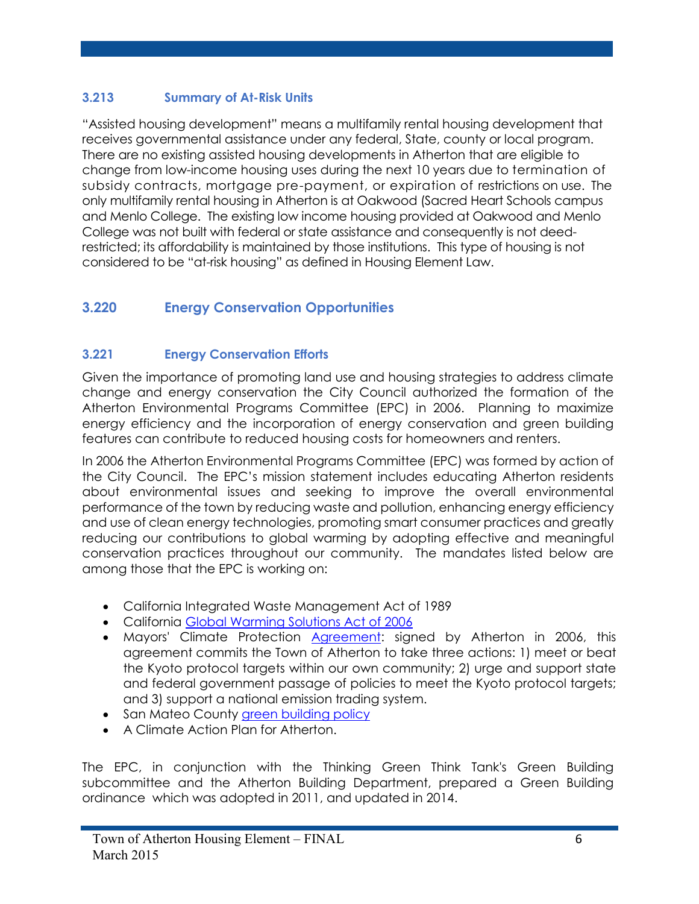### 3.213 Summary of At-Risk Units

"Assisted housing development" means a multifamily rental housing development that receives governmental assistance under any federal, State, county or local program. There are no existing assisted housing developments in Atherton that are eligible to change from low-income housing uses during the next 10 years due to termination of subsidy contracts, mortgage pre-payment, or expiration of restrictions on use. The only multifamily rental housing in Atherton is at Oakwood (Sacred Heart Schools campus and Menlo College. The existing low income housing provided at Oakwood and Menlo College was not built with federal or state assistance and consequently is not deed-restricted; its affordability is maintained by those institutions. This type of housing is not considered to be "at-risk housing" as defined in Housing Element Law.

## 3.220 Energy Conservation Opportunities

### 3.221 Energy Conservation Efforts

Given the importance of promoting land use and housing strategies to address climate change and energy conservation the City Council authorized the formation of the Atherton Environmental Programs Committee (EPC) in 2006. Planning to maximize energy efficiency and the incorporation of energy conservation and green building features can contribute to reduced housing costs for homeowners and renters.

In 2006 the Atherton Environmental Programs Committee (EPC) was formed by action of the City Council. The EPC's mission statement includes educating Atherton residents about environmental issues and seeking to improve the overall environmental performance of the town by reducing waste and pollution, enhancing energy efficiency and use of clean energy technologies, promoting smart consumer practices and greatly reducing our contributions to global warming by adopting effective and meaningful conservation practices throughout our community. The mandates listed below are among those that the EPC is working on:

- California Integrated Waste Management Act of 1989
- California Global Warming Solutions Act of 2006
- Mayors' Climate Protection Agreement: signed by Atherton in 2006, this agreement commits the Town of Atherton to take three actions: 1) meet or beat the Kyoto protocol targets within our own community; 2) urge and support state and federal government passage of policies to meet the Kyoto protocol targets; and 3) support a national emission trading system.
- San Mateo County green building policy
- A Climate Action Plan for Atherton.

The EPC, in conjunction with the Thinking Green Think Tank's Green Building subcommittee and the Atherton Building Department, prepared a Green Building ordinance which was adopted in 2011, and updated in 2014.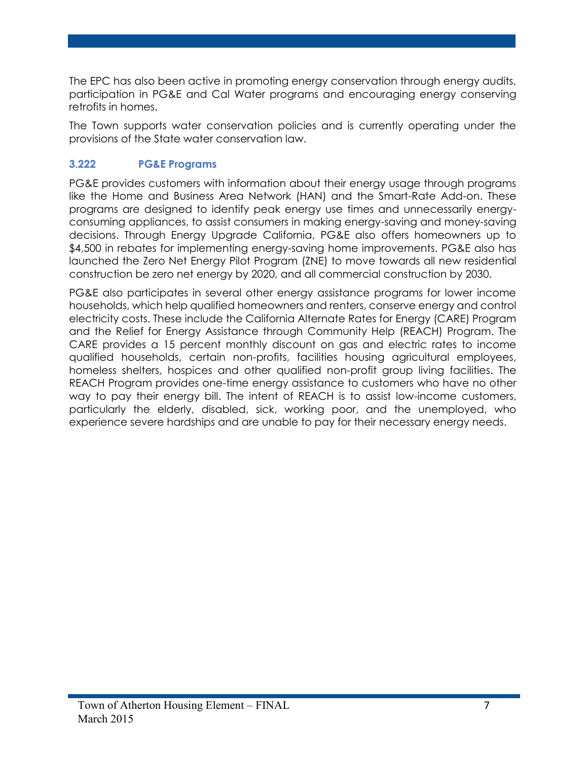The EPC has also been active in promoting energy conservation through energy audits, participation in PG&E and Cal Water programs and encouraging energy conserving retrofits in homes.

The Town supports water conservation policies and is currently operating under the provisions of the State water conservation law.

### 3.222 PG&E Programs

PG&E provides customers with information about their energy usage through programs like the Home and Business Area Network (HAN) and the Smart-Rate Add-on. These programs are designed to identify peak energy use times and unnecessarily energy-consuming appliances, to assist consumers in making energy-saving and money-saving decisions. Through Energy Upgrade California, PG&E also offers homeowners up to $4,500 in rebates for implementing energy-saving home improvements. PG&E also has launched the Zero Net Energy Pilot Program (ZNE) to move towards all new residential construction be zero net energy by 2020, and all commercial construction by 2030.

PG&E also participates in several other energy assistance programs for lower income households, which help qualified homeowners and renters, conserve energy and control electricity costs. These include the California Alternate Rates for Energy (CARE) Program and the Relief for Energy Assistance through Community Help (REACH) Program. The CARE provides a 15 percent monthly discount on gas and electric rates to income qualified households, certain non-profits, facilities housing agricultural employees, homeless shelters, hospices and other qualified non-profit group living facilities. The REACH Program provides one-time energy assistance to customers who have no other way to pay their energy bill. The intent of REACH is to assist low-income customers, particularly the elderly, disabled, sick, working poor, and the unemployed, who experience severe hardships and are unable to pay for their necessary energy needs.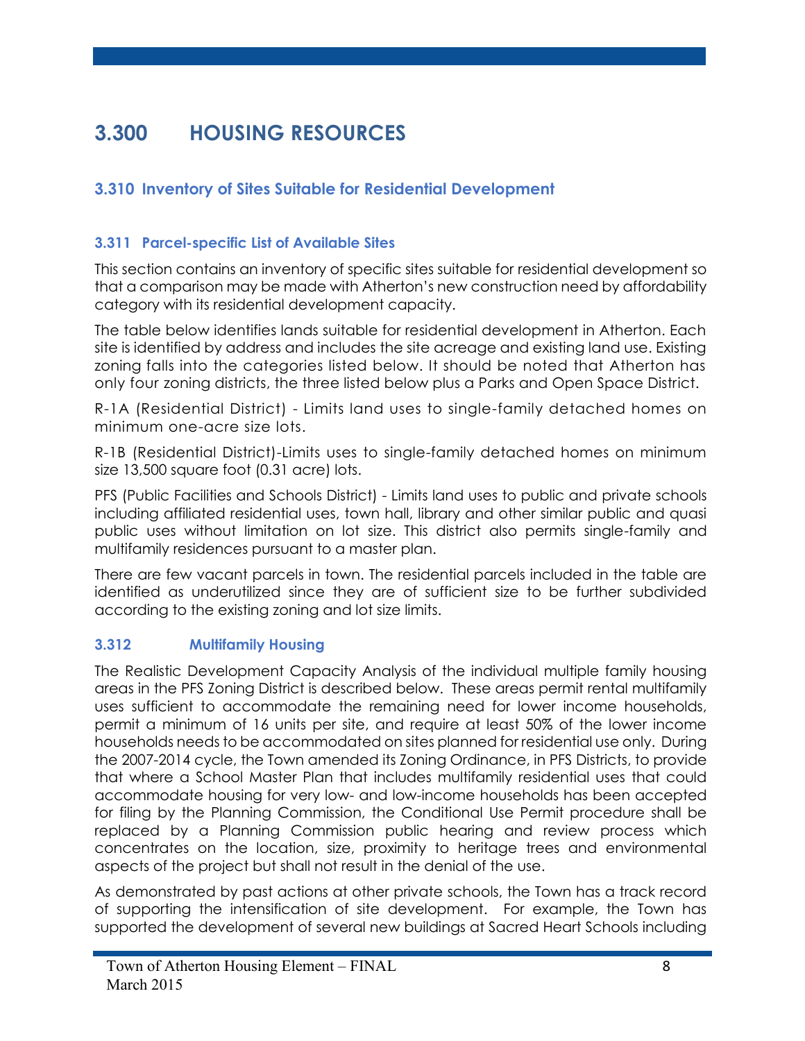# 3.300 HOUSING RESOURCES

## 3.310 Inventory of Sites Suitable for Residential Development

### 3.311 Parcel-specific List of Available Sites

This section contains an inventory of specific sites suitable for residential development so that a comparison may be made with Atherton's new construction need by affordability category with its residential development capacity.

The table below identifies lands suitable for residential development in Atherton. Each site is identified by address and includes the site acreage and existing land use. Existing zoning falls into the categories listed below. It should be noted that Atherton has only four zoning districts, the three listed below plus a Parks and Open Space District.

R-1A (Residential District) - Limits land uses to single-family detached homes on minimum one-acre size lots.

R-1B (Residential District)-Limits uses to single-family detached homes on minimum size 13,500 square foot (0.31 acre) lots.

PFS (Public Facilities and Schools District) - Limits land uses to public and private schools including affiliated residential uses, town hall, library and other similar public and quasi public uses without limitation on lot size. This district also permits single-family and multifamily residences pursuant to a master plan.

There are few vacant parcels in town. The residential parcels included in the table are identified as underutilized since they are of sufficient size to be further subdivided according to the existing zoning and lot size limits.

### 3.312 Multifamily Housing

The Realistic Development Capacity Analysis of the individual multiple family housing areas in the PFS Zoning District is described below. These areas permit rental multifamily uses sufficient to accommodate the remaining need for lower income households, permit a minimum of 16 units per site, and require at least 50% of the lower income households needs to be accommodated on sites planned for residential use only. During the 2007-2014 cycle, the Town amended its Zoning Ordinance, in PFS Districts, to provide that where a School Master Plan that includes multifamily residential uses that could accommodate housing for very low- and low-income households has been accepted for filing by the Planning Commission, the Conditional Use Permit procedure shall be replaced by a Planning Commission public hearing and review process which concentrates on the location, size, proximity to heritage trees and environmental aspects of the project but shall not result in the denial of the use.

As demonstrated by past actions at other private schools, the Town has a track record of supporting the intensification of site development. For example, the Town has supported the development of several new buildings at Sacred Heart Schools including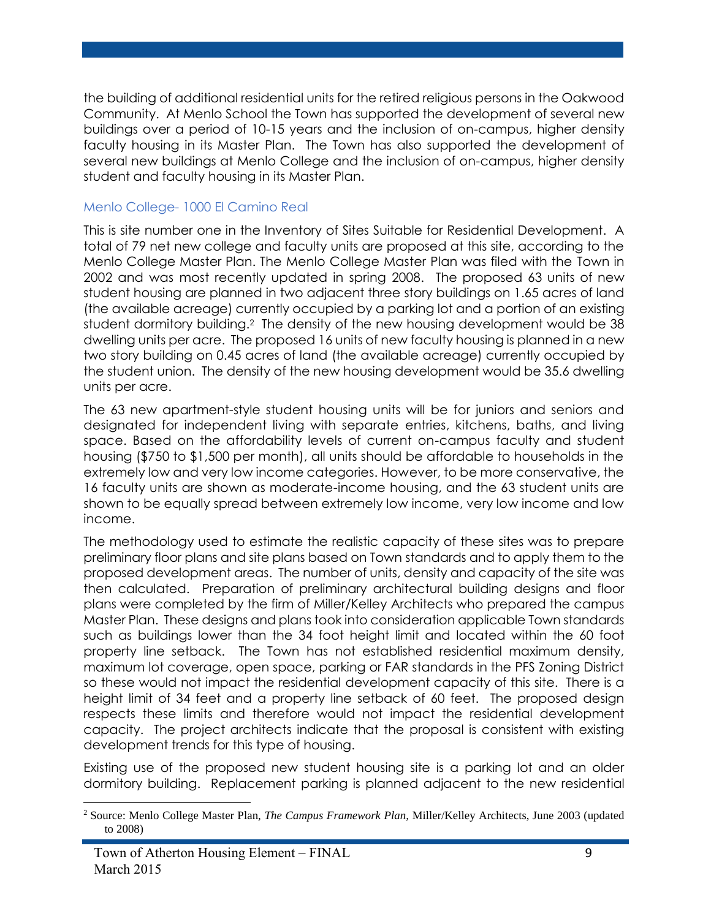the building of additional residential units for the retired religious persons in the Oakwood Community. At Menlo School the Town has supported the development of several new buildings over a period of 10-15 years and the inclusion of on-campus, higher density faculty housing in its Master Plan. The Town has also supported the development of several new buildings at Menlo College and the inclusion of on-campus, higher density student and faculty housing in its Master Plan.

### Menlo College- 1000 El Camino Real

This is site number one in the Inventory of Sites Suitable for Residential Development. A total of 79 net new college and faculty units are proposed at this site, according to the Menlo College Master Plan. The Menlo College Master Plan was filed with the Town in 2002 and was most recently updated in spring 2008. The proposed 63 units of new student housing are planned in two adjacent three story buildings on 1.65 acres of land (the available acreage) currently occupied by a parking lot and a portion of an existing student dormitory building.[2] The density of the new housing development would be 38 dwelling units per acre. The proposed 16 units of new faculty housing is planned in a new two story building on 0.45 acres of land (the available acreage) currently occupied by the student union. The density of the new housing development would be 35.6 dwelling units per acre.

The 63 new apartment-style student housing units will be for juniors and seniors and designated for independent living with separate entries, kitchens, baths, and living space. Based on the affordability levels of current on-campus faculty and student housing ($750 to $1,500 per month), all units should be affordable to households in the extremely low and very low income categories. However, to be more conservative, the 16 faculty units are shown as moderate-income housing, and the 63 student units are shown to be equally spread between extremely low income, very low income and low income.

The methodology used to estimate the realistic capacity of these sites was to prepare preliminary floor plans and site plans based on Town standards and to apply them to the proposed development areas. The number of units, density and capacity of the site was then calculated. Preparation of preliminary architectural building designs and floor plans were completed by the firm of Miller/Kelley Architects who prepared the campus Master Plan. These designs and plans took into consideration applicable Town standards such as buildings lower than the 34 foot height limit and located within the 60 foot property line setback. The Town has not established residential maximum density, maximum lot coverage, open space, parking or FAR standards in the PFS Zoning District so these would not impact the residential development capacity of this site. There is a height limit of 34 feet and a property line setback of 60 feet. The proposed design respects these limits and therefore would not impact the residential development capacity. The project architects indicate that the proposal is consistent with existing development trends for this type of housing.

Existing use of the proposed new student housing site is a parking lot and an older dormitory building. Replacement parking is planned adjacent to the new residential

[2] Source: Menlo College Master Plan, *The Campus Framework Plan*, Miller/Kelley Architects, June 2003 (updated to 2008)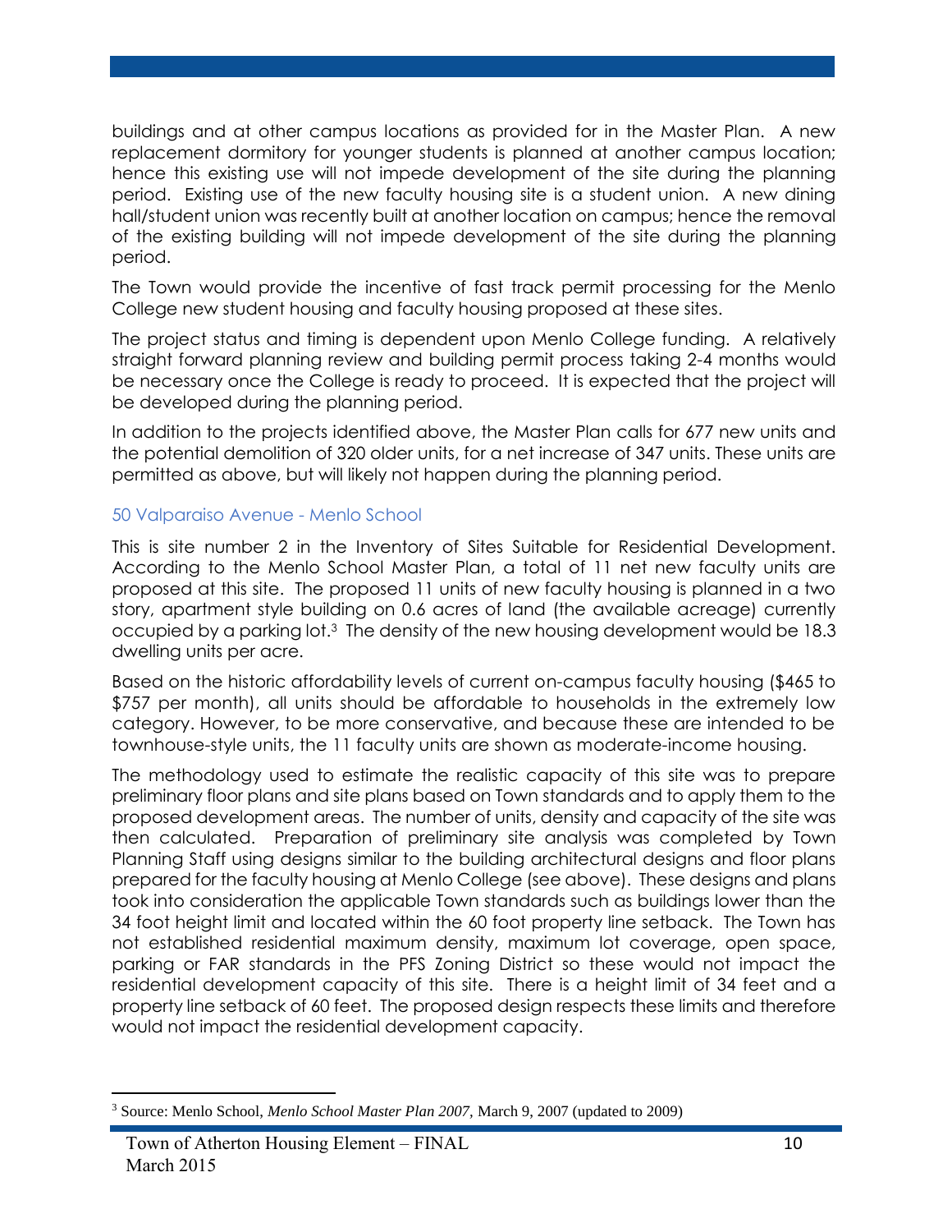buildings and at other campus locations as provided for in the Master Plan. A new replacement dormitory for younger students is planned at another campus location; hence this existing use will not impede development of the site during the planning period. Existing use of the new faculty housing site is a student union. A new dining hall/student union was recently built at another location on campus; hence the removal of the existing building will not impede development of the site during the planning period.

The Town would provide the incentive of fast track permit processing for the Menlo College new student housing and faculty housing proposed at these sites.

The project status and timing is dependent upon Menlo College funding. A relatively straight forward planning review and building permit process taking 2-4 months would be necessary once the College is ready to proceed. It is expected that the project will be developed during the planning period.

In addition to the projects identified above, the Master Plan calls for 677 new units and the potential demolition of 320 older units, for a net increase of 347 units. These units are permitted as above, but will likely not happen during the planning period.

### 50 Valparaiso Avenue - Menlo School

This is site number 2 in the Inventory of Sites Suitable for Residential Development. According to the Menlo School Master Plan, a total of 11 net new faculty units are proposed at this site. The proposed 11 units of new faculty housing is planned in a two story, apartment style building on 0.6 acres of land (the available acreage) currently occupied by a parking lot.[3] The density of the new housing development would be 18.3 dwelling units per acre.

Based on the historic affordability levels of current on-campus faculty housing ($465 to $757 per month), all units should be affordable to households in the extremely low category. However, to be more conservative, and because these are intended to be townhouse-style units, the 11 faculty units are shown as moderate-income housing.

The methodology used to estimate the realistic capacity of this site was to prepare preliminary floor plans and site plans based on Town standards and to apply them to the proposed development areas. The number of units, density and capacity of the site was then calculated. Preparation of preliminary site analysis was completed by Town Planning Staff using designs similar to the building architectural designs and floor plans prepared for the faculty housing at Menlo College (see above). These designs and plans took into consideration the applicable Town standards such as buildings lower than the 34 foot height limit and located within the 60 foot property line setback. The Town has not established residential maximum density, maximum lot coverage, open space, parking or FAR standards in the PFS Zoning District so these would not impact the residential development capacity of this site. There is a height limit of 34 feet and a property line setback of 60 feet. The proposed design respects these limits and therefore would not impact the residential development capacity.

---

[3] Source: Menlo School, *Menlo School Master Plan 2007*, March 9, 2007 (updated to 2009)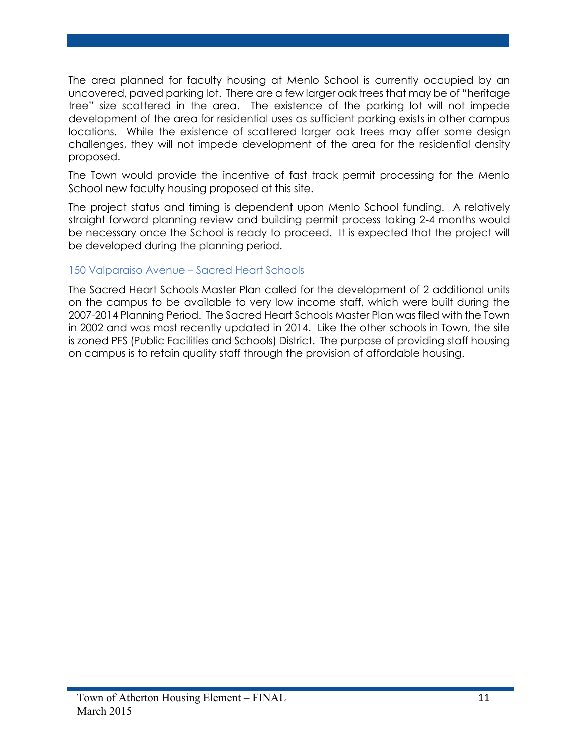The area planned for faculty housing at Menlo School is currently occupied by an uncovered, paved parking lot. There are a few larger oak trees that may be of "heritage tree" size scattered in the area. The existence of the parking lot will not impede development of the area for residential uses as sufficient parking exists in other campus locations. While the existence of scattered larger oak trees may offer some design challenges, they will not impede development of the area for the residential density proposed.

The Town would provide the incentive of fast track permit processing for the Menlo School new faculty housing proposed at this site.

The project status and timing is dependent upon Menlo School funding. A relatively straight forward planning review and building permit process taking 2-4 months would be necessary once the School is ready to proceed. It is expected that the project will be developed during the planning period.

### 150 Valparaiso Avenue – Sacred Heart Schools

The Sacred Heart Schools Master Plan called for the development of 2 additional units on the campus to be available to very low income staff, which were built during the 2007-2014 Planning Period. The Sacred Heart Schools Master Plan was filed with the Town in 2002 and was most recently updated in 2014. Like the other schools in Town, the site is zoned PFS (Public Facilities and Schools) District. The purpose of providing staff housing on campus is to retain quality staff through the provision of affordable housing.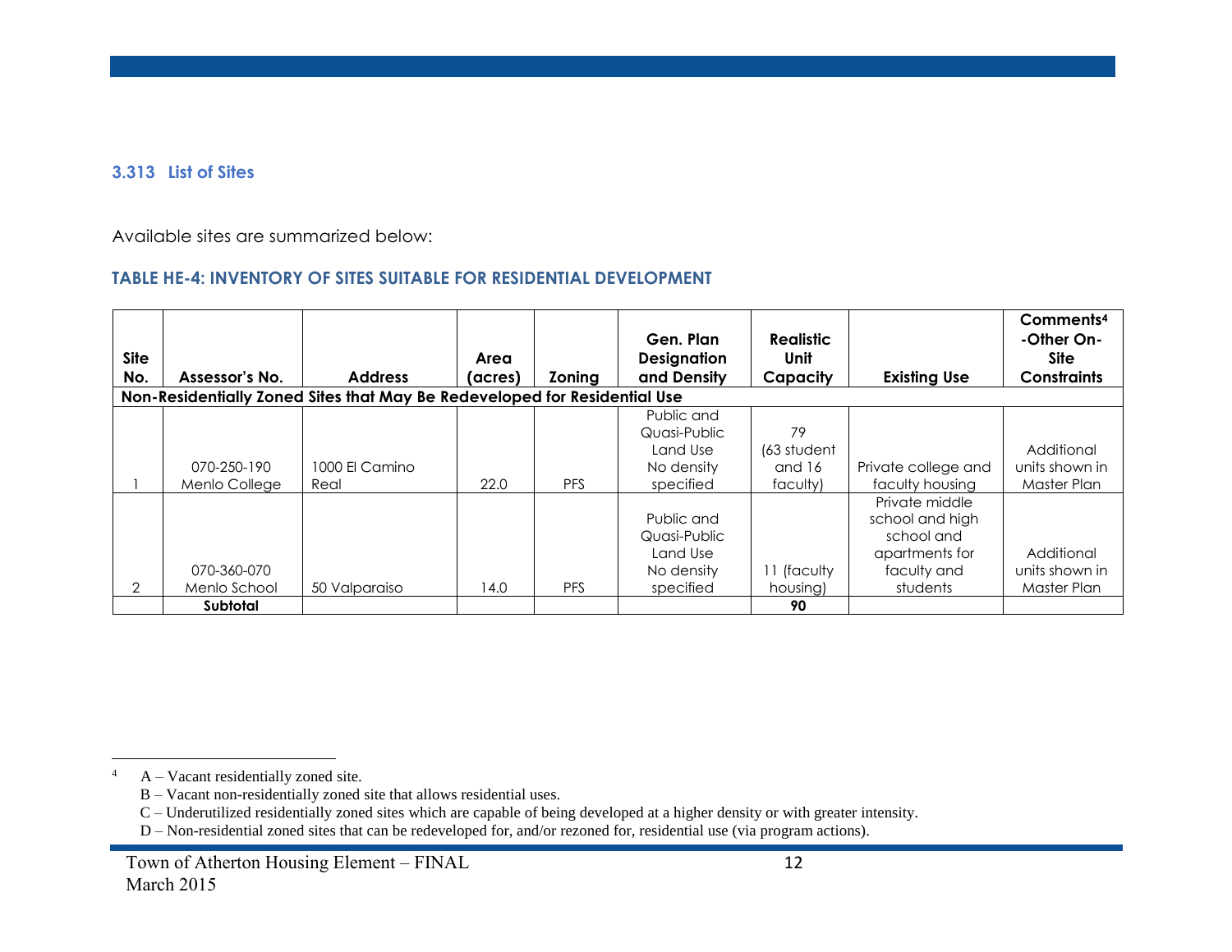### 3.313 List of Sites

Available sites are summarized below:

#### TABLE HE-4: INVENTORY OF SITES SUITABLE FOR RESIDENTIAL DEVELOPMENT

| Site No. | Assessor's No. | Address | Area (acres) | Zoning | Gen. Plan Designation and Density | Realistic Unit Capacity | Existing Use | Comments[4] -Other On-Site Constraints |
|---|---|---|---|---|---|---|---|---|
| **Non-Residentially Zoned Sites that May Be Redeveloped for Residential Use** | | | | | | | | |
| 1 | 070-250-190 Menlo College | 1000 El Camino Real | 22.0 | PFS | Public and Quasi-Public Land Use No density specified | 79 (63 student and 16 faculty) | Private college and faculty housing | Additional units shown in Master Plan |
| 2 | 070-360-070 Menlo School | 50 Valparaiso | 14.0 | PFS | Public and Quasi-Public Land Use No density specified | 11 (faculty housing) | Private middle school and high school and apartments for faculty and students | Additional units shown in Master Plan |
| | **Subtotal** | | | | | **90** | | |

---

[4] A – Vacant residentially zoned site.
B – Vacant non-residentially zoned site that allows residential uses.
C – Underutilized residentially zoned sites which are capable of being developed at a higher density or with greater intensity.
D – Non-residential zoned sites that can be redeveloped for, and/or rezoned for, residential use (via program actions).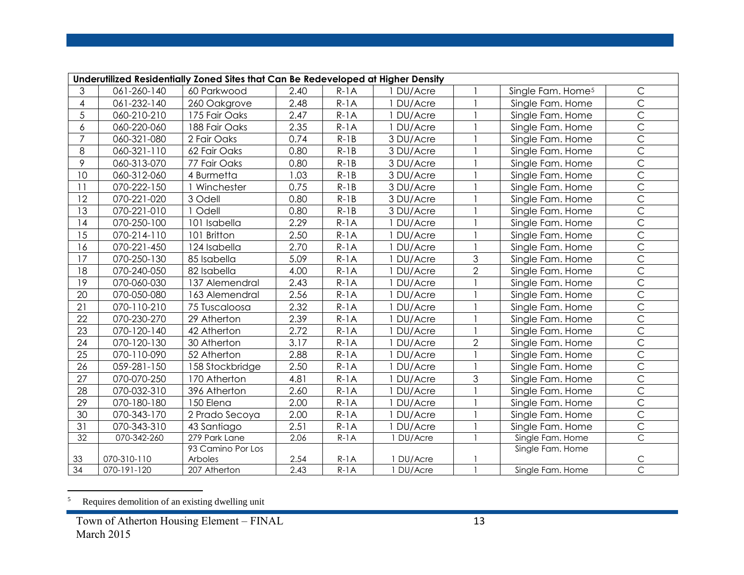| Underutilized Residentially Zoned Sites that Can Be Redeveloped at Higher Density | | | | | | | | |
|---|---|---|---|---|---|---|---|---|
| 3 | 061-260-140 | 60 Parkwood | 2.40 | R-1A | 1 DU/Acre | 1 | Single Fam. Home[5] | C |
| 4 | 061-232-140 | 260 Oakgrove | 2.48 | R-1A | 1 DU/Acre | 1 | Single Fam. Home | C |
| 5 | 060-210-210 | 175 Fair Oaks | 2.47 | R-1A | 1 DU/Acre | 1 | Single Fam. Home | C |
| 6 | 060-220-060 | 188 Fair Oaks | 2.35 | R-1A | 1 DU/Acre | 1 | Single Fam. Home | C |
| 7 | 060-321-080 | 2 Fair Oaks | 0.74 | R-1B | 3 DU/Acre | 1 | Single Fam. Home | C |
| 8 | 060-321-110 | 62 Fair Oaks | 0.80 | R-1B | 3 DU/Acre | 1 | Single Fam. Home | C |
| 9 | 060-313-070 | 77 Fair Oaks | 0.80 | R-1B | 3 DU/Acre | 1 | Single Fam. Home | C |
| 10 | 060-312-060 | 4 Burmetta | 1.03 | R-1B | 3 DU/Acre | 1 | Single Fam. Home | C |
| 11 | 070-222-150 | 1 Winchester | 0.75 | R-1B | 3 DU/Acre | 1 | Single Fam. Home | C |
| 12 | 070-221-020 | 3 Odell | 0.80 | R-1B | 3 DU/Acre | 1 | Single Fam. Home | C |
| 13 | 070-221-010 | 1 Odell | 0.80 | R-1B | 3 DU/Acre | 1 | Single Fam. Home | C |
| 14 | 070-250-100 | 101 Isabella | 2.29 | R-1A | 1 DU/Acre | 1 | Single Fam. Home | C |
| 15 | 070-214-110 | 101 Britton | 2.50 | R-1A | 1 DU/Acre | 1 | Single Fam. Home | C |
| 16 | 070-221-450 | 124 Isabella | 2.70 | R-1A | 1 DU/Acre | 1 | Single Fam. Home | C |
| 17 | 070-250-130 | 85 Isabella | 5.09 | R-1A | 1 DU/Acre | 3 | Single Fam. Home | C |
| 18 | 070-240-050 | 82 Isabella | 4.00 | R-1A | 1 DU/Acre | 2 | Single Fam. Home | C |
| 19 | 070-060-030 | 137 Alemendral | 2.43 | R-1A | 1 DU/Acre | 1 | Single Fam. Home | C |
| 20 | 070-050-080 | 163 Alemendral | 2.56 | R-1A | 1 DU/Acre | 1 | Single Fam. Home | C |
| 21 | 070-110-210 | 75 Tuscaloosa | 2.32 | R-1A | 1 DU/Acre | 1 | Single Fam. Home | C |
| 22 | 070-230-270 | 29 Atherton | 2.39 | R-1A | 1 DU/Acre | 1 | Single Fam. Home | C |
| 23 | 070-120-140 | 42 Atherton | 2.72 | R-1A | 1 DU/Acre | 1 | Single Fam. Home | C |
| 24 | 070-120-130 | 30 Atherton | 3.17 | R-1A | 1 DU/Acre | 2 | Single Fam. Home | C |
| 25 | 070-110-090 | 52 Atherton | 2.88 | R-1A | 1 DU/Acre | 1 | Single Fam. Home | C |
| 26 | 059-281-150 | 158 Stockbridge | 2.50 | R-1A | 1 DU/Acre | 1 | Single Fam. Home | C |
| 27 | 070-070-250 | 170 Atherton | 4.81 | R-1A | 1 DU/Acre | 3 | Single Fam. Home | C |
| 28 | 070-032-310 | 396 Atherton | 2.60 | R-1A | 1 DU/Acre | 1 | Single Fam. Home | C |
| 29 | 070-180-180 | 150 Elena | 2.00 | R-1A | 1 DU/Acre | 1 | Single Fam. Home | C |
| 30 | 070-343-170 | 2 Prado Secoya | 2.00 | R-1A | 1 DU/Acre | 1 | Single Fam. Home | C |
| 31 | 070-343-310 | 43 Santiago | 2.51 | R-1A | 1 DU/Acre | 1 | Single Fam. Home | C |
| 32 | 070-342-260 | 279 Park Lane | 2.06 | R-1A | 1 DU/Acre | 1 | Single Fam. Home | C |
| 33 | 070-310-110 | 93 Camino Por Los Arboles | 2.54 | R-1A | 1 DU/Acre | 1 | Single Fam. Home | C |
| 34 | 070-191-120 | 207 Atherton | 2.43 | R-1A | 1 DU/Acre | 1 | Single Fam. Home | C |

[5] Requires demolition of an existing dwelling unit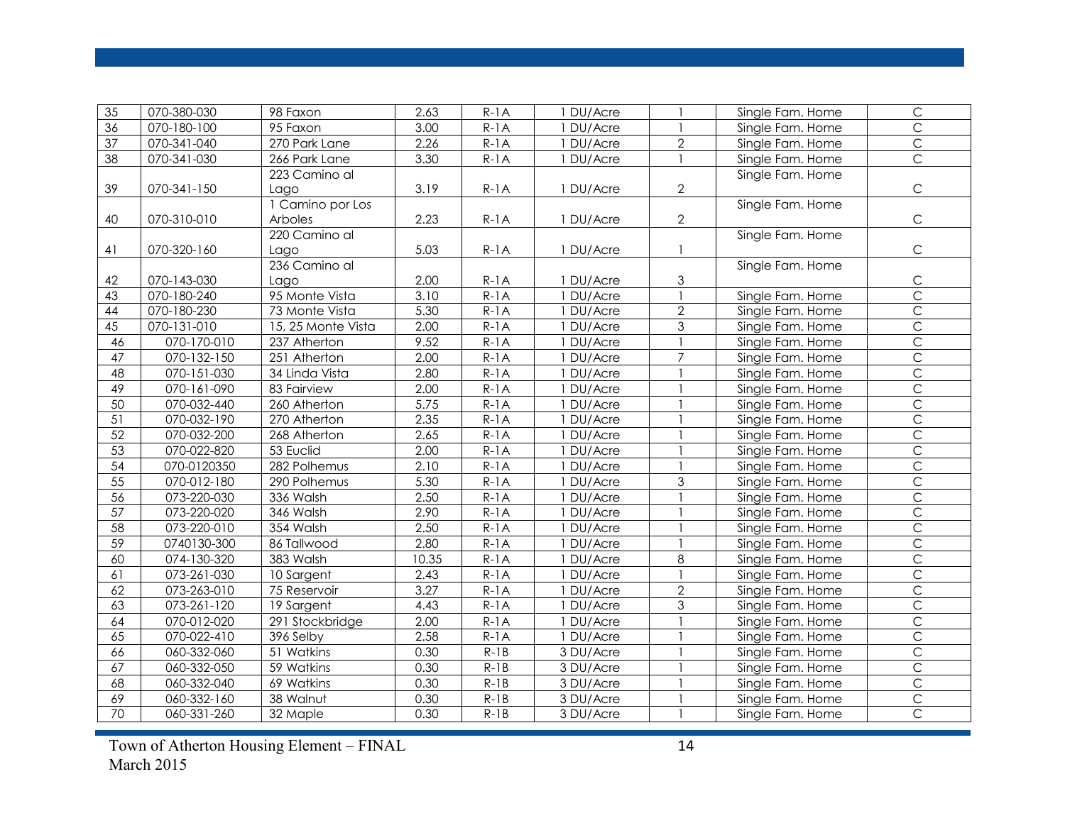| | | | | | | | | |
|---|---|---|---|---|---|---|---|---|
| 35 | 070-380-030 | 98 Faxon | 2.63 | R-1A | 1 DU/Acre | 1 | Single Fam. Home | C |
| 36 | 070-180-100 | 95 Faxon | 3.00 | R-1A | 1 DU/Acre | 1 | Single Fam. Home | C |
| 37 | 070-341-040 | 270 Park Lane | 2.26 | R-1A | 1 DU/Acre | 2 | Single Fam. Home | C |
| 38 | 070-341-030 | 266 Park Lane | 3.30 | R-1A | 1 DU/Acre | 1 | Single Fam. Home | C |
| 39 | 070-341-150 | 223 Camino al Lago | 3.19 | R-1A | 1 DU/Acre | 2 | Single Fam. Home | C |
| 40 | 070-310-010 | 1 Camino por Los Arboles | 2.23 | R-1A | 1 DU/Acre | 2 | Single Fam. Home | C |
| 41 | 070-320-160 | 220 Camino al Lago | 5.03 | R-1A | 1 DU/Acre | 1 | Single Fam. Home | C |
| 42 | 070-143-030 | 236 Camino al Lago | 2.00 | R-1A | 1 DU/Acre | 3 | Single Fam. Home | C |
| 43 | 070-180-240 | 95 Monte Vista | 3.10 | R-1A | 1 DU/Acre | 1 | Single Fam. Home | C |
| 44 | 070-180-230 | 73 Monte Vista | 5.30 | R-1A | 1 DU/Acre | 2 | Single Fam. Home | C |
| 45 | 070-131-010 | 15, 25 Monte Vista | 2.00 | R-1A | 1 DU/Acre | 3 | Single Fam. Home | C |
| 46 | 070-170-010 | 237 Atherton | 9.52 | R-1A | 1 DU/Acre | 1 | Single Fam. Home | C |
| 47 | 070-132-150 | 251 Atherton | 2.00 | R-1A | 1 DU/Acre | 7 | Single Fam. Home | C |
| 48 | 070-151-030 | 34 Linda Vista | 2.80 | R-1A | 1 DU/Acre | 1 | Single Fam. Home | C |
| 49 | 070-161-090 | 83 Fairview | 2.00 | R-1A | 1 DU/Acre | 1 | Single Fam. Home | C |
| 50 | 070-032-440 | 260 Atherton | 5.75 | R-1A | 1 DU/Acre | 1 | Single Fam. Home | C |
| 51 | 070-032-190 | 270 Atherton | 2.35 | R-1A | 1 DU/Acre | 1 | Single Fam. Home | C |
| 52 | 070-032-200 | 268 Atherton | 2.65 | R-1A | 1 DU/Acre | 1 | Single Fam. Home | C |
| 53 | 070-022-820 | 53 Euclid | 2.00 | R-1A | 1 DU/Acre | 1 | Single Fam. Home | C |
| 54 | 070-0120350 | 282 Polhemus | 2.10 | R-1A | 1 DU/Acre | 1 | Single Fam. Home | C |
| 55 | 070-012-180 | 290 Polhemus | 5.30 | R-1A | 1 DU/Acre | 3 | Single Fam. Home | C |
| 56 | 073-220-030 | 336 Walsh | 2.50 | R-1A | 1 DU/Acre | 1 | Single Fam. Home | C |
| 57 | 073-220-020 | 346 Walsh | 2.90 | R-1A | 1 DU/Acre | 1 | Single Fam. Home | C |
| 58 | 073-220-010 | 354 Walsh | 2.50 | R-1A | 1 DU/Acre | 1 | Single Fam. Home | C |
| 59 | 0740130-300 | 86 Tallwood | 2.80 | R-1A | 1 DU/Acre | 1 | Single Fam. Home | C |
| 60 | 074-130-320 | 383 Walsh | 10.35 | R-1A | 1 DU/Acre | 8 | Single Fam. Home | C |
| 61 | 073-261-030 | 10 Sargent | 2.43 | R-1A | 1 DU/Acre | 1 | Single Fam. Home | C |
| 62 | 073-263-010 | 75 Reservoir | 3.27 | R-1A | 1 DU/Acre | 2 | Single Fam. Home | C |
| 63 | 073-261-120 | 19 Sargent | 4.43 | R-1A | 1 DU/Acre | 3 | Single Fam. Home | C |
| 64 | 070-012-020 | 291 Stockbridge | 2.00 | R-1A | 1 DU/Acre | 1 | Single Fam. Home | C |
| 65 | 070-022-410 | 396 Selby | 2.58 | R-1A | 1 DU/Acre | 1 | Single Fam. Home | C |
| 66 | 060-332-060 | 51 Watkins | 0.30 | R-1B | 3 DU/Acre | 1 | Single Fam. Home | C |
| 67 | 060-332-050 | 59 Watkins | 0.30 | R-1B | 3 DU/Acre | 1 | Single Fam. Home | C |
| 68 | 060-332-040 | 69 Watkins | 0.30 | R-1B | 3 DU/Acre | 1 | Single Fam. Home | C |
| 69 | 060-332-160 | 38 Walnut | 0.30 | R-1B | 3 DU/Acre | 1 | Single Fam. Home | C |
| 70 | 060-331-260 | 32 Maple | 0.30 | R-1B | 3 DU/Acre | 1 | Single Fam. Home | C |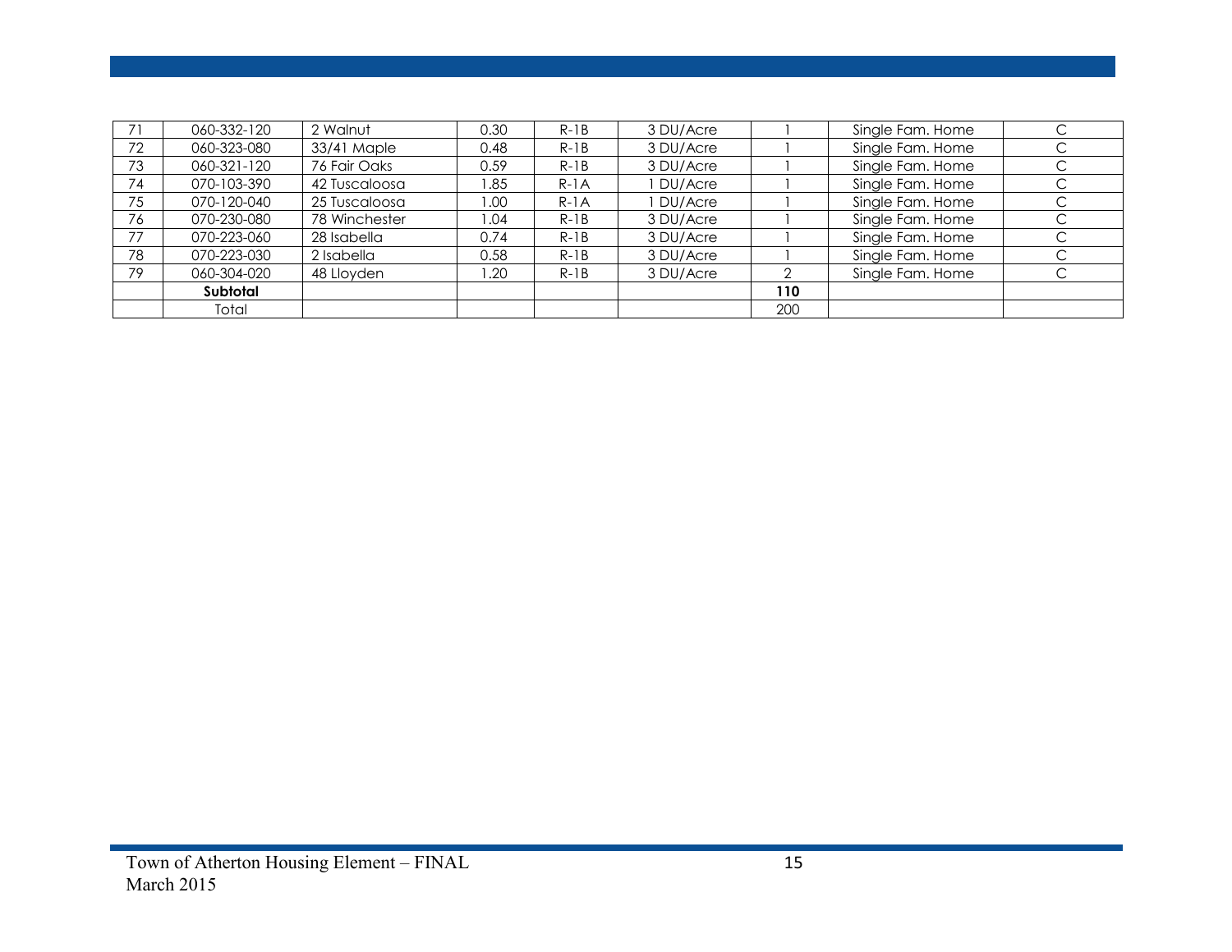| 71 | 060-332-120 | 2 Walnut | 0.30 | R-1B | 3 DU/Acre | 1 | Single Fam. Home | C |
|---|---|---|---|---|---|---|---|---|
| 72 | 060-323-080 | 33/41 Maple | 0.48 | R-1B | 3 DU/Acre | 1 | Single Fam. Home | C |
| 73 | 060-321-120 | 76 Fair Oaks | 0.59 | R-1B | 3 DU/Acre | 1 | Single Fam. Home | C |
| 74 | 070-103-390 | 42 Tuscaloosa | 1.85 | R-1A | 1 DU/Acre | 1 | Single Fam. Home | C |
| 75 | 070-120-040 | 25 Tuscaloosa | 1.00 | R-1A | 1 DU/Acre | 1 | Single Fam. Home | C |
| 76 | 070-230-080 | 78 Winchester | 1.04 | R-1B | 3 DU/Acre | 1 | Single Fam. Home | C |
| 77 | 070-223-060 | 28 Isabella | 0.74 | R-1B | 3 DU/Acre | 1 | Single Fam. Home | C |
| 78 | 070-223-030 | 2 Isabella | 0.58 | R-1B | 3 DU/Acre | 1 | Single Fam. Home | C |
| 79 | 060-304-020 | 48 Lloyden | 1.20 | R-1B | 3 DU/Acre | 2 | Single Fam. Home | C |
| | **Subtotal** | | | | | **110** | | |
| | Total | | | | | 200 | | |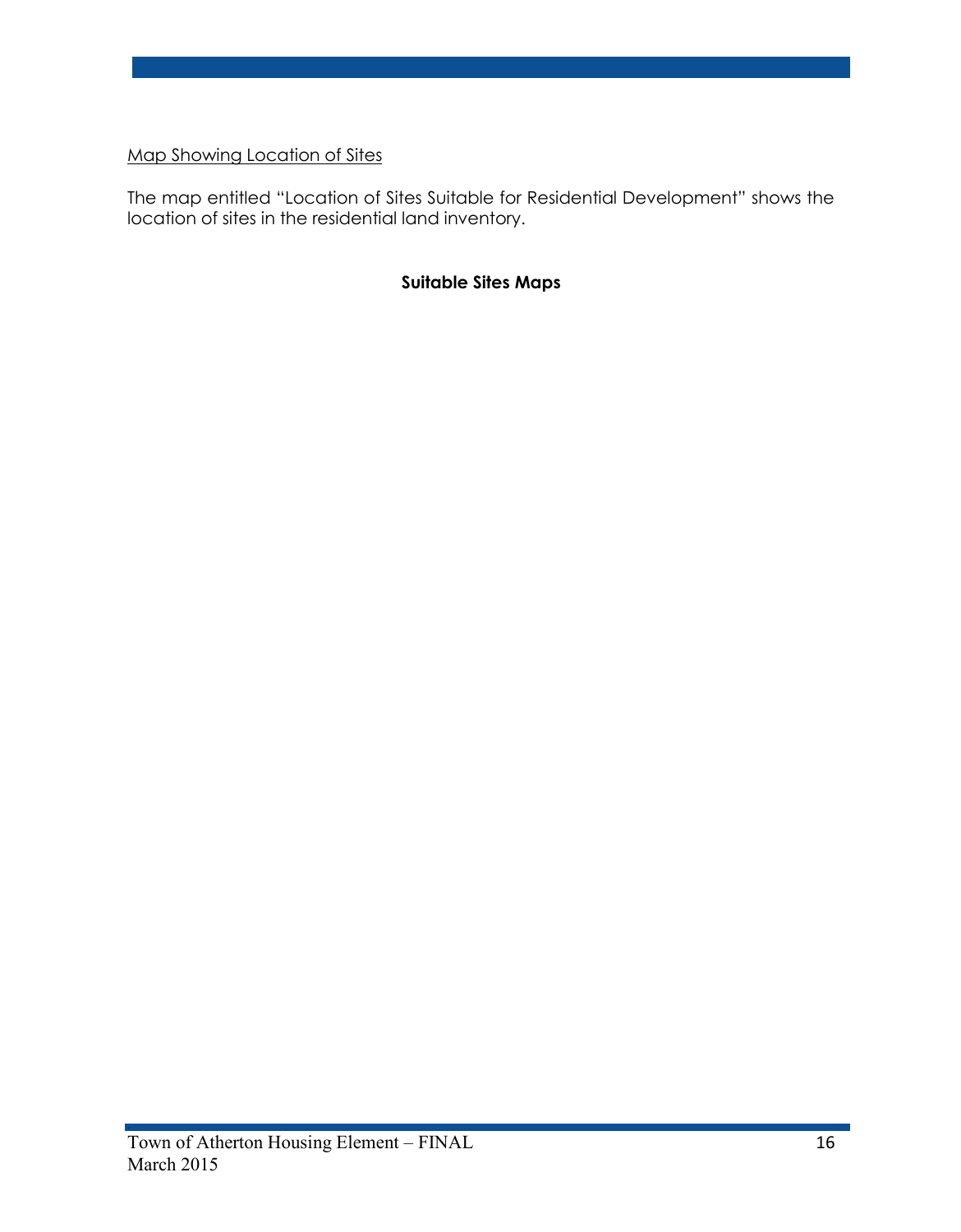<u>Map Showing Location of Sites</u>

The map entitled "Location of Sites Suitable for Residential Development" shows the location of sites in the residential land inventory.

**Suitable Sites Maps**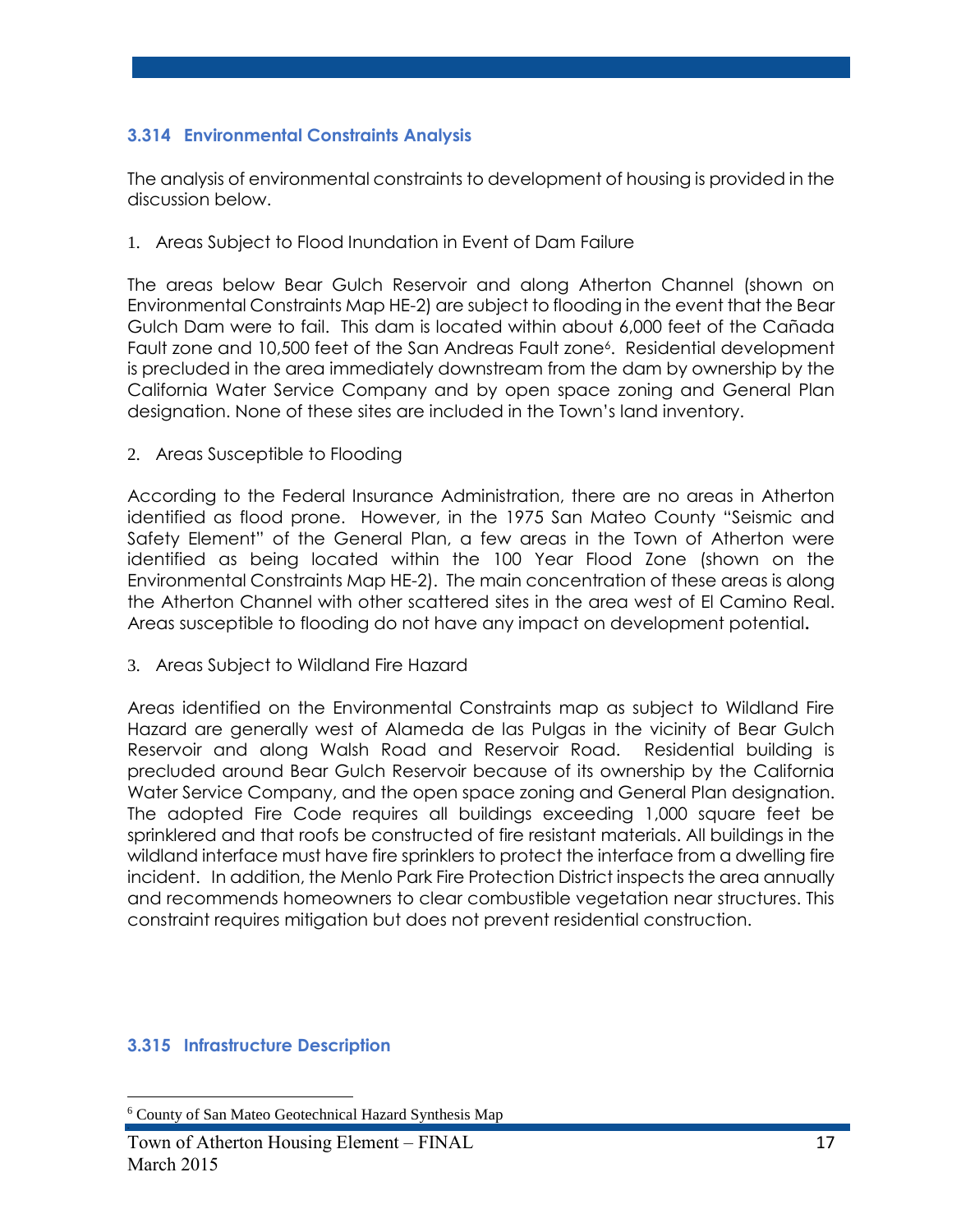### 3.314 Environmental Constraints Analysis

The analysis of environmental constraints to development of housing is provided in the discussion below.

1. Areas Subject to Flood Inundation in Event of Dam Failure

The areas below Bear Gulch Reservoir and along Atherton Channel (shown on Environmental Constraints Map HE-2) are subject to flooding in the event that the Bear Gulch Dam were to fail. This dam is located within about 6,000 feet of the Cañada Fault zone and 10,500 feet of the San Andreas Fault zone[6]. Residential development is precluded in the area immediately downstream from the dam by ownership by the California Water Service Company and by open space zoning and General Plan designation. None of these sites are included in the Town's land inventory.

2. Areas Susceptible to Flooding

According to the Federal Insurance Administration, there are no areas in Atherton identified as flood prone. However, in the 1975 San Mateo County "Seismic and Safety Element" of the General Plan, a few areas in the Town of Atherton were identified as being located within the 100 Year Flood Zone (shown on the Environmental Constraints Map HE-2). The main concentration of these areas is along the Atherton Channel with other scattered sites in the area west of El Camino Real. Areas susceptible to flooding do not have any impact on development potential.

3. Areas Subject to Wildland Fire Hazard

Areas identified on the Environmental Constraints map as subject to Wildland Fire Hazard are generally west of Alameda de las Pulgas in the vicinity of Bear Gulch Reservoir and along Walsh Road and Reservoir Road. Residential building is precluded around Bear Gulch Reservoir because of its ownership by the California Water Service Company, and the open space zoning and General Plan designation. The adopted Fire Code requires all buildings exceeding 1,000 square feet be sprinklered and that roofs be constructed of fire resistant materials. All buildings in the wildland interface must have fire sprinklers to protect the interface from a dwelling fire incident. In addition, the Menlo Park Fire Protection District inspects the area annually and recommends homeowners to clear combustible vegetation near structures. This constraint requires mitigation but does not prevent residential construction.

### 3.315 Infrastructure Description

[6] County of San Mateo Geotechnical Hazard Synthesis Map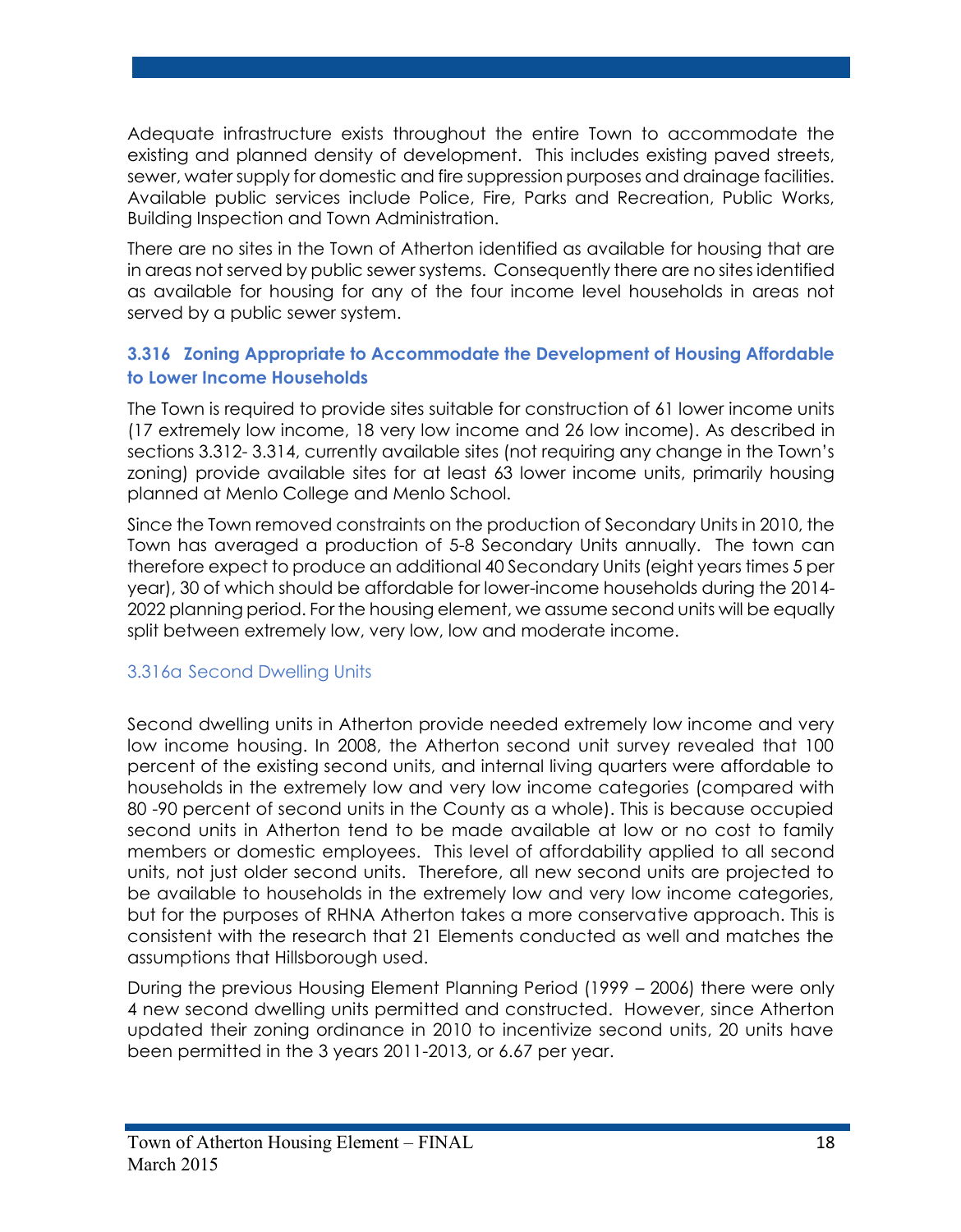Adequate infrastructure exists throughout the entire Town to accommodate the existing and planned density of development. This includes existing paved streets, sewer, water supply for domestic and fire suppression purposes and drainage facilities. Available public services include Police, Fire, Parks and Recreation, Public Works, Building Inspection and Town Administration.

There are no sites in the Town of Atherton identified as available for housing that are in areas not served by public sewer systems. Consequently there are no sites identified as available for housing for any of the four income level households in areas not served by a public sewer system.

### 3.316 Zoning Appropriate to Accommodate the Development of Housing Affordable to Lower Income Households

The Town is required to provide sites suitable for construction of 61 lower income units (17 extremely low income, 18 very low income and 26 low income). As described in sections 3.312- 3.314, currently available sites (not requiring any change in the Town's zoning) provide available sites for at least 63 lower income units, primarily housing planned at Menlo College and Menlo School.

Since the Town removed constraints on the production of Secondary Units in 2010, the Town has averaged a production of 5-8 Secondary Units annually. The town can therefore expect to produce an additional 40 Secondary Units (eight years times 5 per year), 30 of which should be affordable for lower-income households during the 2014-2022 planning period. For the housing element, we assume second units will be equally split between extremely low, very low, low and moderate income.

#### 3.316a Second Dwelling Units

Second dwelling units in Atherton provide needed extremely low income and very low income housing. In 2008, the Atherton second unit survey revealed that 100 percent of the existing second units, and internal living quarters were affordable to households in the extremely low and very low income categories (compared with 80 -90 percent of second units in the County as a whole). This is because occupied second units in Atherton tend to be made available at low or no cost to family members or domestic employees. This level of affordability applied to all second units, not just older second units. Therefore, all new second units are projected to be available to households in the extremely low and very low income categories, but for the purposes of RHNA Atherton takes a more conservative approach. This is consistent with the research that 21 Elements conducted as well and matches the assumptions that Hillsborough used.

During the previous Housing Element Planning Period (1999 – 2006) there were only 4 new second dwelling units permitted and constructed. However, since Atherton updated their zoning ordinance in 2010 to incentivize second units, 20 units have been permitted in the 3 years 2011-2013, or 6.67 per year.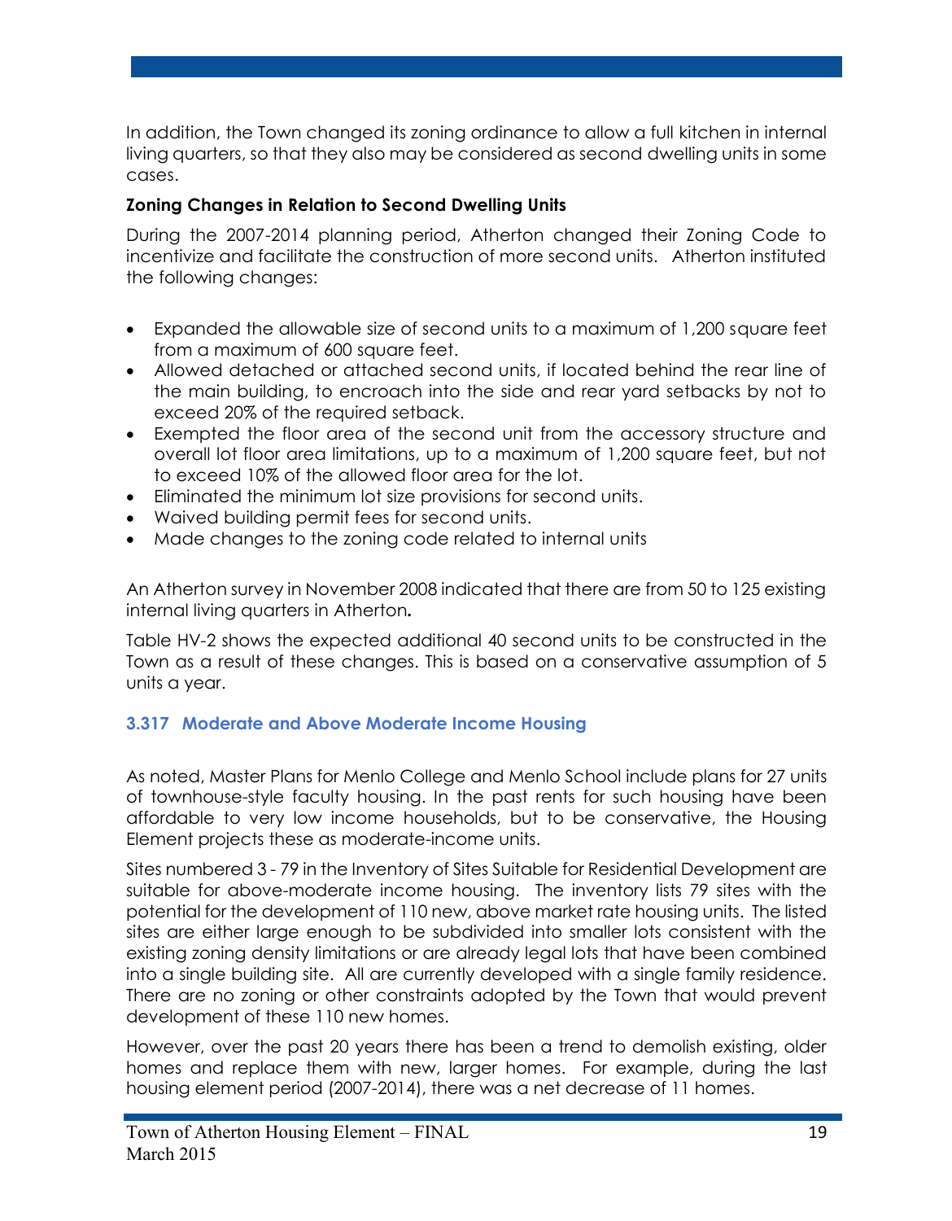In addition, the Town changed its zoning ordinance to allow a full kitchen in internal living quarters, so that they also may be considered as second dwelling units in some cases.

**Zoning Changes in Relation to Second Dwelling Units**

During the 2007-2014 planning period, Atherton changed their Zoning Code to incentivize and facilitate the construction of more second units. Atherton instituted the following changes:

- Expanded the allowable size of second units to a maximum of 1,200 square feet from a maximum of 600 square feet.
- Allowed detached or attached second units, if located behind the rear line of the main building, to encroach into the side and rear yard setbacks by not to exceed 20% of the required setback.
- Exempted the floor area of the second unit from the accessory structure and overall lot floor area limitations, up to a maximum of 1,200 square feet, but not to exceed 10% of the allowed floor area for the lot.
- Eliminated the minimum lot size provisions for second units.
- Waived building permit fees for second units.
- Made changes to the zoning code related to internal units

An Atherton survey in November 2008 indicated that there are from 50 to 125 existing internal living quarters in Atherton**.**

Table HV-2 shows the expected additional 40 second units to be constructed in the Town as a result of these changes. This is based on a conservative assumption of 5 units a year.

### 3.317 Moderate and Above Moderate Income Housing

As noted, Master Plans for Menlo College and Menlo School include plans for 27 units of townhouse-style faculty housing. In the past rents for such housing have been affordable to very low income households, but to be conservative, the Housing Element projects these as moderate-income units.

Sites numbered 3 - 79 in the Inventory of Sites Suitable for Residential Development are suitable for above-moderate income housing. The inventory lists 79 sites with the potential for the development of 110 new, above market rate housing units. The listed sites are either large enough to be subdivided into smaller lots consistent with the existing zoning density limitations or are already legal lots that have been combined into a single building site. All are currently developed with a single family residence. There are no zoning or other constraints adopted by the Town that would prevent development of these 110 new homes.

However, over the past 20 years there has been a trend to demolish existing, older homes and replace them with new, larger homes. For example, during the last housing element period (2007-2014), there was a net decrease of 11 homes.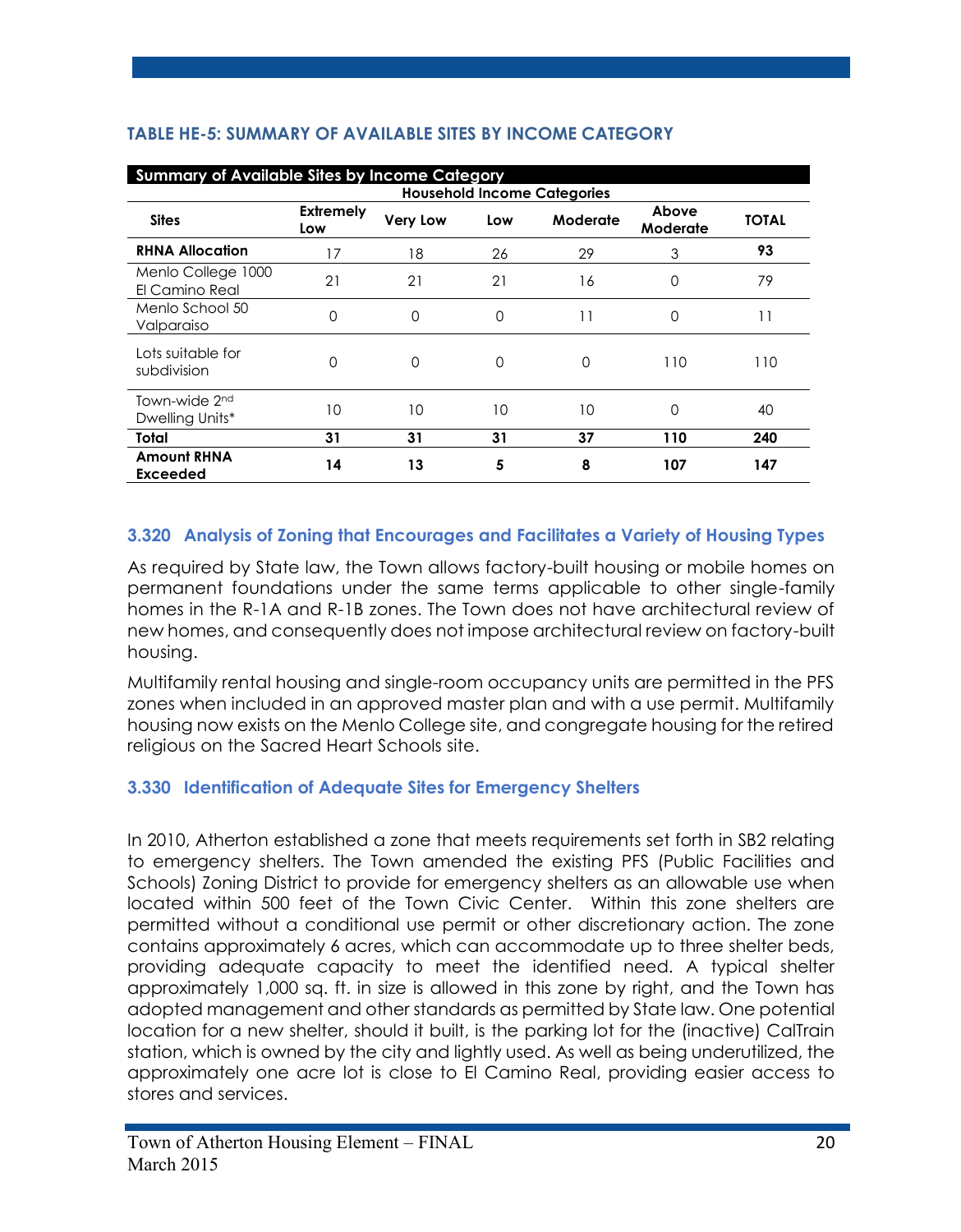### TABLE HE-5: SUMMARY OF AVAILABLE SITES BY INCOME CATEGORY

| Summary of Available Sites by Income Category | | | | | | |
|---|---|---|---|---|---|---|
| | Household Income Categories | | | | | |
| **Sites** | **Extremely Low** | **Very Low** | **Low** | **Moderate** | **Above Moderate** | **TOTAL** |
| **RHNA Allocation** | 17 | 18 | 26 | 29 | 3 | **93** |
| Menlo College 1000 El Camino Real | 21 | 21 | 21 | 16 | 0 | 79 |
| Menlo School 50 Valparaiso | 0 | 0 | 0 | 11 | 0 | 11 |
| Lots suitable for subdivision | 0 | 0 | 0 | 0 | 110 | 110 |
| Town-wide 2nd Dwelling Units* | 10 | 10 | 10 | 10 | 0 | 40 |
| **Total** | **31** | **31** | **31** | **37** | **110** | **240** |
| **Amount RHNA Exceeded** | **14** | **13** | **5** | **8** | **107** | **147** |

### 3.320 Analysis of Zoning that Encourages and Facilitates a Variety of Housing Types

As required by State law, the Town allows factory-built housing or mobile homes on permanent foundations under the same terms applicable to other single-family homes in the R-1A and R-1B zones. The Town does not have architectural review of new homes, and consequently does not impose architectural review on factory-built housing.

Multifamily rental housing and single-room occupancy units are permitted in the PFS zones when included in an approved master plan and with a use permit. Multifamily housing now exists on the Menlo College site, and congregate housing for the retired religious on the Sacred Heart Schools site.

### 3.330 Identification of Adequate Sites for Emergency Shelters

In 2010, Atherton established a zone that meets requirements set forth in SB2 relating to emergency shelters. The Town amended the existing PFS (Public Facilities and Schools) Zoning District to provide for emergency shelters as an allowable use when located within 500 feet of the Town Civic Center. Within this zone shelters are permitted without a conditional use permit or other discretionary action. The zone contains approximately 6 acres, which can accommodate up to three shelter beds, providing adequate capacity to meet the identified need. A typical shelter approximately 1,000 sq. ft. in size is allowed in this zone by right, and the Town has adopted management and other standards as permitted by State law. One potential location for a new shelter, should it built, is the parking lot for the (inactive) CalTrain station, which is owned by the city and lightly used. As well as being underutilized, the approximately one acre lot is close to El Camino Real, providing easier access to stores and services.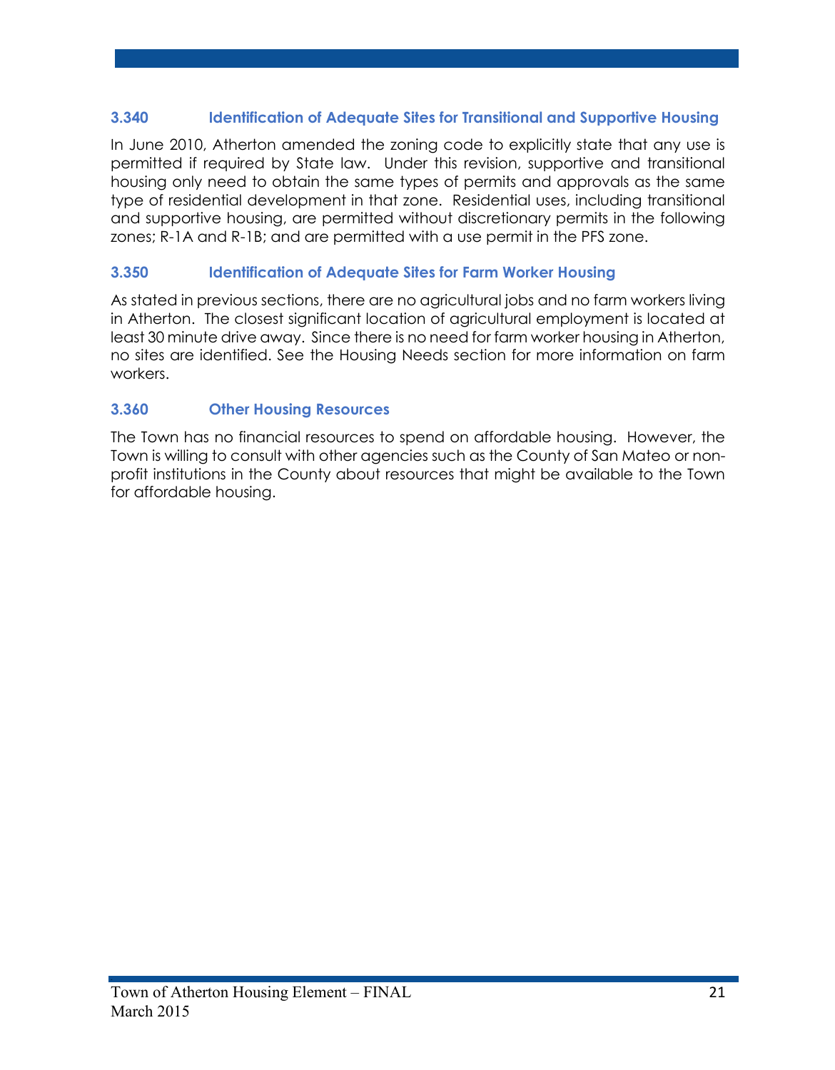### 3.340 Identification of Adequate Sites for Transitional and Supportive Housing

In June 2010, Atherton amended the zoning code to explicitly state that any use is permitted if required by State law. Under this revision, supportive and transitional housing only need to obtain the same types of permits and approvals as the same type of residential development in that zone. Residential uses, including transitional and supportive housing, are permitted without discretionary permits in the following zones; R-1A and R-1B; and are permitted with a use permit in the PFS zone.

### 3.350 Identification of Adequate Sites for Farm Worker Housing

As stated in previous sections, there are no agricultural jobs and no farm workers living in Atherton. The closest significant location of agricultural employment is located at least 30 minute drive away. Since there is no need for farm worker housing in Atherton, no sites are identified. See the Housing Needs section for more information on farm workers.

### 3.360 Other Housing Resources

The Town has no financial resources to spend on affordable housing. However, the Town is willing to consult with other agencies such as the County of San Mateo or non-profit institutions in the County about resources that might be available to the Town for affordable housing.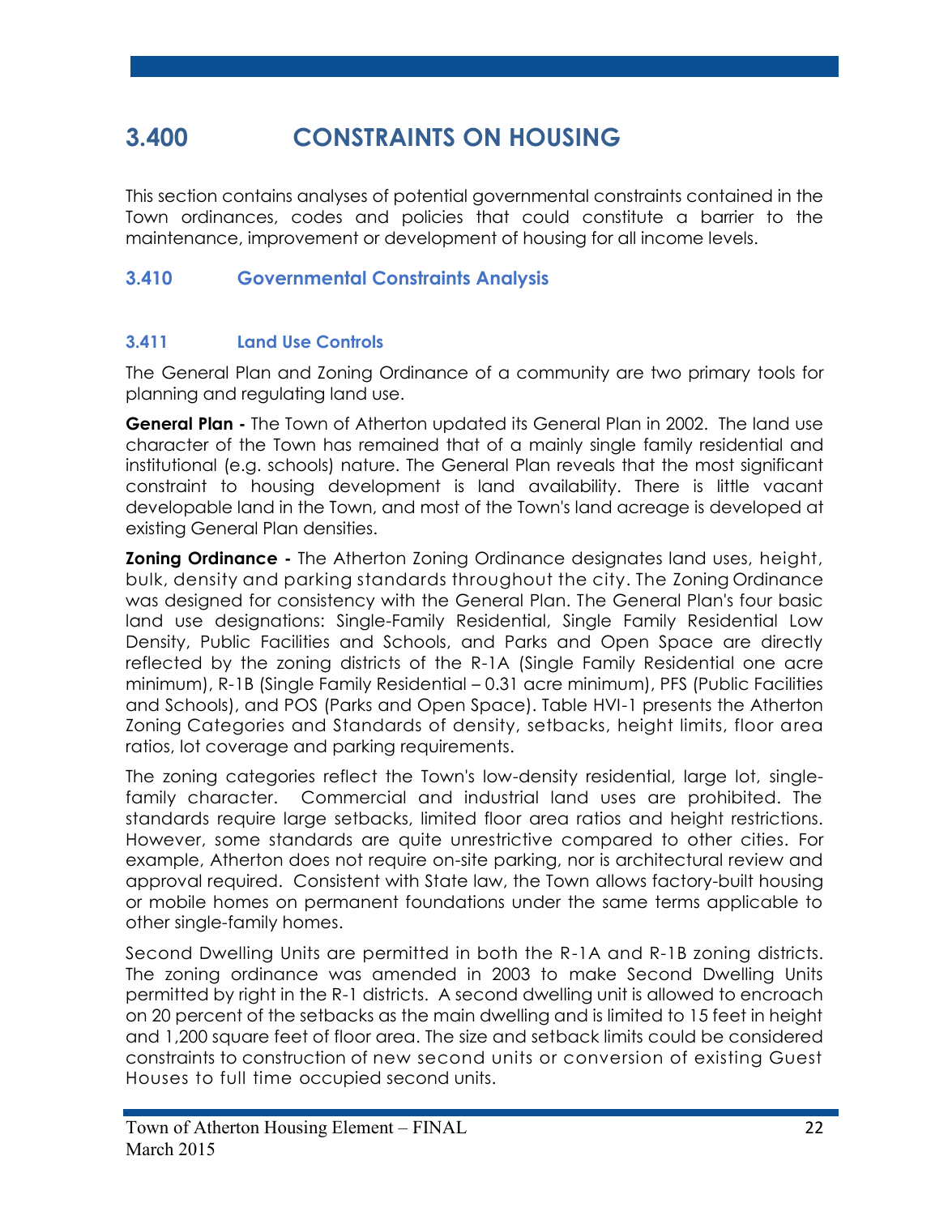# 3.400 CONSTRAINTS ON HOUSING

This section contains analyses of potential governmental constraints contained in the Town ordinances, codes and policies that could constitute a barrier to the maintenance, improvement or development of housing for all income levels.

## 3.410 Governmental Constraints Analysis

### 3.411 Land Use Controls

The General Plan and Zoning Ordinance of a community are two primary tools for planning and regulating land use.

**General Plan -** The Town of Atherton updated its General Plan in 2002. The land use character of the Town has remained that of a mainly single family residential and institutional (e.g. schools) nature. The General Plan reveals that the most significant constraint to housing development is land availability. There is little vacant developable land in the Town, and most of the Town's land acreage is developed at existing General Plan densities.

**Zoning Ordinance -** The Atherton Zoning Ordinance designates land uses, height, bulk, density and parking standards throughout the city. The Zoning Ordinance was designed for consistency with the General Plan. The General Plan's four basic land use designations: Single-Family Residential, Single Family Residential Low Density, Public Facilities and Schools, and Parks and Open Space are directly reflected by the zoning districts of the R-1A (Single Family Residential one acre minimum), R-1B (Single Family Residential – 0.31 acre minimum), PFS (Public Facilities and Schools), and POS (Parks and Open Space). Table HVI-1 presents the Atherton Zoning Categories and Standards of density, setbacks, height limits, floor area ratios, lot coverage and parking requirements.

The zoning categories reflect the Town's low-density residential, large lot, single-family character. Commercial and industrial land uses are prohibited. The standards require large setbacks, limited floor area ratios and height restrictions. However, some standards are quite unrestrictive compared to other cities. For example, Atherton does not require on-site parking, nor is architectural review and approval required. Consistent with State law, the Town allows factory-built housing or mobile homes on permanent foundations under the same terms applicable to other single-family homes.

Second Dwelling Units are permitted in both the R-1A and R-1B zoning districts. The zoning ordinance was amended in 2003 to make Second Dwelling Units permitted by right in the R-1 districts. A second dwelling unit is allowed to encroach on 20 percent of the setbacks as the main dwelling and is limited to 15 feet in height and 1,200 square feet of floor area. The size and setback limits could be considered constraints to construction of new second units or conversion of existing Guest Houses to full time occupied second units.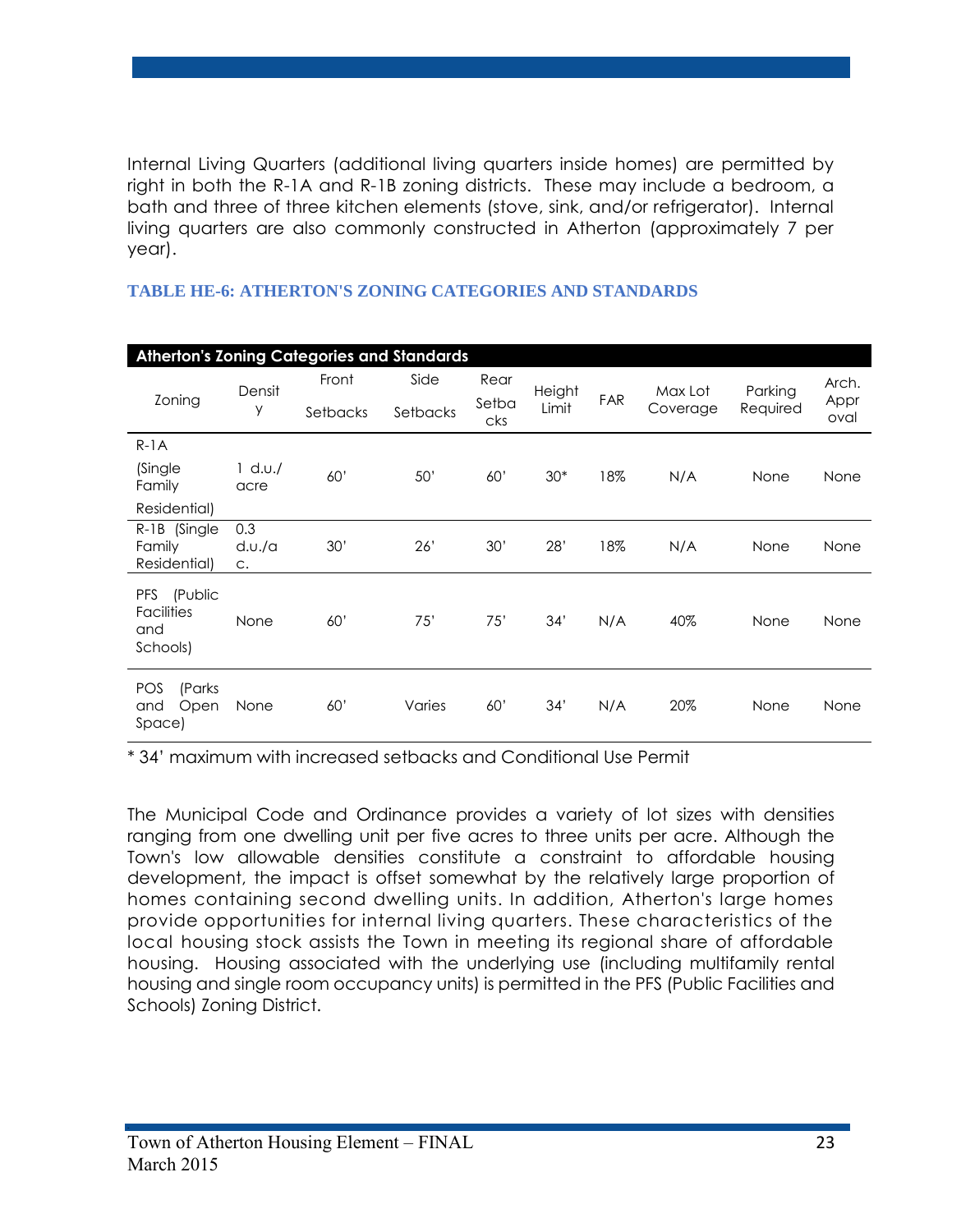Internal Living Quarters (additional living quarters inside homes) are permitted by right in both the R-1A and R-1B zoning districts. These may include a bedroom, a bath and three of three kitchen elements (stove, sink, and/or refrigerator). Internal living quarters are also commonly constructed in Atherton (approximately 7 per year).

### TABLE HE-6: ATHERTON'S ZONING CATEGORIES AND STANDARDS

| Atherton's Zoning Categories and Standards | | | | | | | | | |
|---|---|---|---|---|---|---|---|---|---|
| Zoning | Density | Front Setbacks | Side Setbacks | Rear Setbacks | Height Limit | FAR | Max Lot Coverage | Parking Required | Arch. Approval |
| R-1A (Single Family Residential) | 1 d.u./ acre | 60' | 50' | 60' | 30* | 18% | N/A | None | None |
| R-1B (Single Family Residential) | 0.3 d.u./ac. | 30' | 26' | 30' | 28' | 18% | N/A | None | None |
| PFS (Public Facilities and Schools) | None | 60' | 75' | 75' | 34' | N/A | 40% | None | None |
| POS (Parks and Open Space) | None | 60' | Varies | 60' | 34' | N/A | 20% | None | None |

\* 34' maximum with increased setbacks and Conditional Use Permit

The Municipal Code and Ordinance provides a variety of lot sizes with densities ranging from one dwelling unit per five acres to three units per acre. Although the Town's low allowable densities constitute a constraint to affordable housing development, the impact is offset somewhat by the relatively large proportion of homes containing second dwelling units. In addition, Atherton's large homes provide opportunities for internal living quarters. These characteristics of the local housing stock assists the Town in meeting its regional share of affordable housing. Housing associated with the underlying use (including multifamily rental housing and single room occupancy units) is permitted in the PFS (Public Facilities and Schools) Zoning District.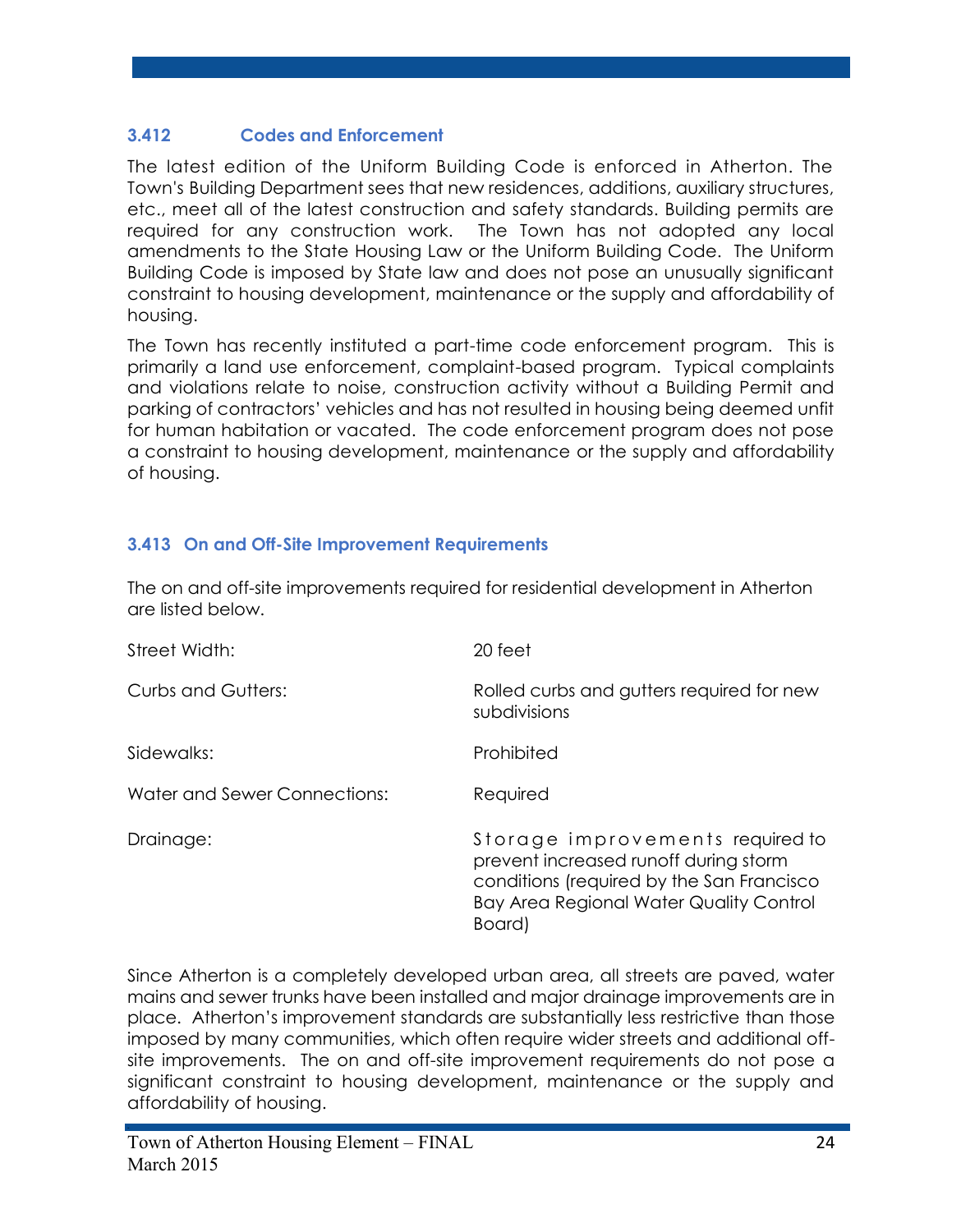### 3.412 Codes and Enforcement

The latest edition of the Uniform Building Code is enforced in Atherton. The Town's Building Department sees that new residences, additions, auxiliary structures, etc., meet all of the latest construction and safety standards. Building permits are required for any construction work. The Town has not adopted any local amendments to the State Housing Law or the Uniform Building Code. The Uniform Building Code is imposed by State law and does not pose an unusually significant constraint to housing development, maintenance or the supply and affordability of housing.

The Town has recently instituted a part-time code enforcement program. This is primarily a land use enforcement, complaint-based program. Typical complaints and violations relate to noise, construction activity without a Building Permit and parking of contractors' vehicles and has not resulted in housing being deemed unfit for human habitation or vacated. The code enforcement program does not pose a constraint to housing development, maintenance or the supply and affordability of housing.

### 3.413 On and Off-Site Improvement Requirements

The on and off-site improvements required for residential development in Atherton are listed below.

| | |
|---|---|
| Street Width: | 20 feet |
| Curbs and Gutters: | Rolled curbs and gutters required for new subdivisions |
| Sidewalks: | Prohibited |
| Water and Sewer Connections: | Required |
| Drainage: | Storage improvements required to prevent increased runoff during storm conditions (required by the San Francisco Bay Area Regional Water Quality Control Board) |

Since Atherton is a completely developed urban area, all streets are paved, water mains and sewer trunks have been installed and major drainage improvements are in place. Atherton's improvement standards are substantially less restrictive than those imposed by many communities, which often require wider streets and additional off-site improvements. The on and off-site improvement requirements do not pose a significant constraint to housing development, maintenance or the supply and affordability of housing.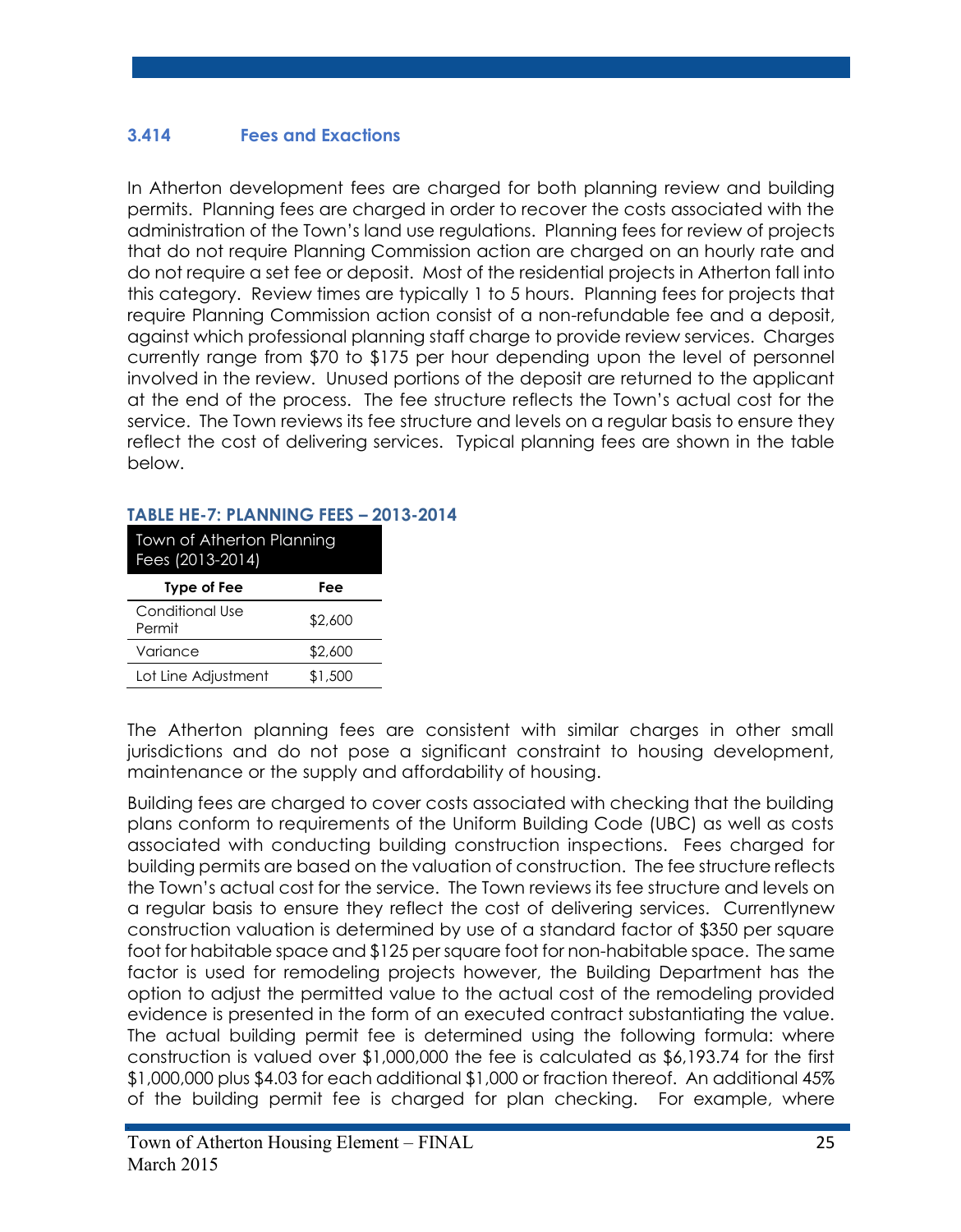### 3.414 Fees and Exactions

In Atherton development fees are charged for both planning review and building permits. Planning fees are charged in order to recover the costs associated with the administration of the Town's land use regulations. Planning fees for review of projects that do not require Planning Commission action are charged on an hourly rate and do not require a set fee or deposit. Most of the residential projects in Atherton fall into this category. Review times are typically 1 to 5 hours. Planning fees for projects that require Planning Commission action consist of a non-refundable fee and a deposit, against which professional planning staff charge to provide review services. Charges currently range from $70 to $175 per hour depending upon the level of personnel involved in the review. Unused portions of the deposit are returned to the applicant at the end of the process. The fee structure reflects the Town's actual cost for the service. The Town reviews its fee structure and levels on a regular basis to ensure they reflect the cost of delivering services. Typical planning fees are shown in the table below.

**TABLE HE-7: PLANNING FEES – 2013-2014**

| Town of Atherton Planning Fees (2013-2014) | |
|---|---|
| **Type of Fee** | **Fee** |
| Conditional Use Permit | $2,600 |
| Variance | $2,600 |
| Lot Line Adjustment | $1,500 |

The Atherton planning fees are consistent with similar charges in other small jurisdictions and do not pose a significant constraint to housing development, maintenance or the supply and affordability of housing.

Building fees are charged to cover costs associated with checking that the building plans conform to requirements of the Uniform Building Code (UBC) as well as costs associated with conducting building construction inspections. Fees charged for building permits are based on the valuation of construction. The fee structure reflects the Town's actual cost for the service. The Town reviews its fee structure and levels on a regular basis to ensure they reflect the cost of delivering services. Currentlynew construction valuation is determined by use of a standard factor of $350 per square foot for habitable space and $125 per square foot for non-habitable space. The same factor is used for remodeling projects however, the Building Department has the option to adjust the permitted value to the actual cost of the remodeling provided evidence is presented in the form of an executed contract substantiating the value. The actual building permit fee is determined using the following formula: where construction is valued over $1,000,000 the fee is calculated as $6,193.74 for the first $1,000,000 plus $4.03 for each additional $1,000 or fraction thereof. An additional 45% of the building permit fee is charged for plan checking. For example, where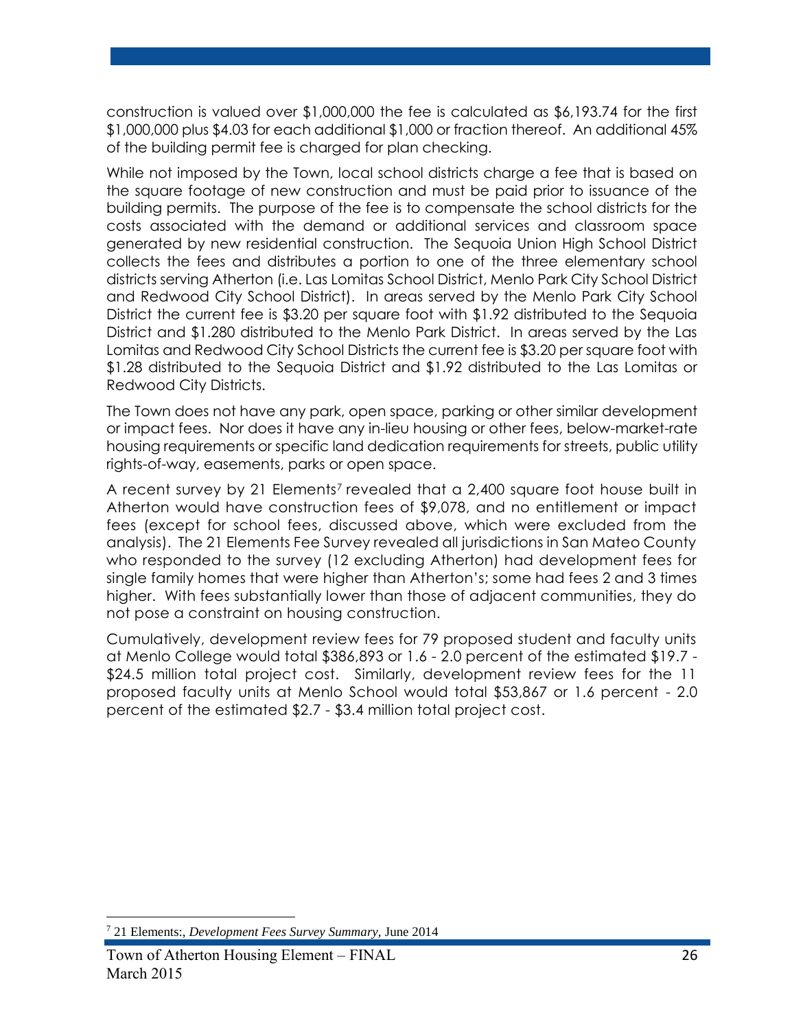construction is valued over $1,000,000 the fee is calculated as $6,193.74 for the first $1,000,000 plus $4.03 for each additional $1,000 or fraction thereof. An additional 45% of the building permit fee is charged for plan checking.

While not imposed by the Town, local school districts charge a fee that is based on the square footage of new construction and must be paid prior to issuance of the building permits. The purpose of the fee is to compensate the school districts for the costs associated with the demand or additional services and classroom space generated by new residential construction. The Sequoia Union High School District collects the fees and distributes a portion to one of the three elementary school districts serving Atherton (i.e. Las Lomitas School District, Menlo Park City School District and Redwood City School District). In areas served by the Menlo Park City School District the current fee is $3.20 per square foot with $1.92 distributed to the Sequoia District and $1.280 distributed to the Menlo Park District. In areas served by the Las Lomitas and Redwood City School Districts the current fee is $3.20 per square foot with $1.28 distributed to the Sequoia District and $1.92 distributed to the Las Lomitas or Redwood City Districts.

The Town does not have any park, open space, parking or other similar development or impact fees. Nor does it have any in-lieu housing or other fees, below-market-rate housing requirements or specific land dedication requirements for streets, public utility rights-of-way, easements, parks or open space.

A recent survey by 21 Elements[7] revealed that a 2,400 square foot house built in Atherton would have construction fees of $9,078, and no entitlement or impact fees (except for school fees, discussed above, which were excluded from the analysis). The 21 Elements Fee Survey revealed all jurisdictions in San Mateo County who responded to the survey (12 excluding Atherton) had development fees for single family homes that were higher than Atherton's; some had fees 2 and 3 times higher. With fees substantially lower than those of adjacent communities, they do not pose a constraint on housing construction.

Cumulatively, development review fees for 79 proposed student and faculty units at Menlo College would total $386,893 or 1.6 - 2.0 percent of the estimated $19.7 - $24.5 million total project cost. Similarly, development review fees for the 11 proposed faculty units at Menlo School would total $53,867 or 1.6 percent - 2.0 percent of the estimated $2.7 - $3.4 million total project cost.

[7] 21 Elements:, *Development Fees Survey Summary*, June 2014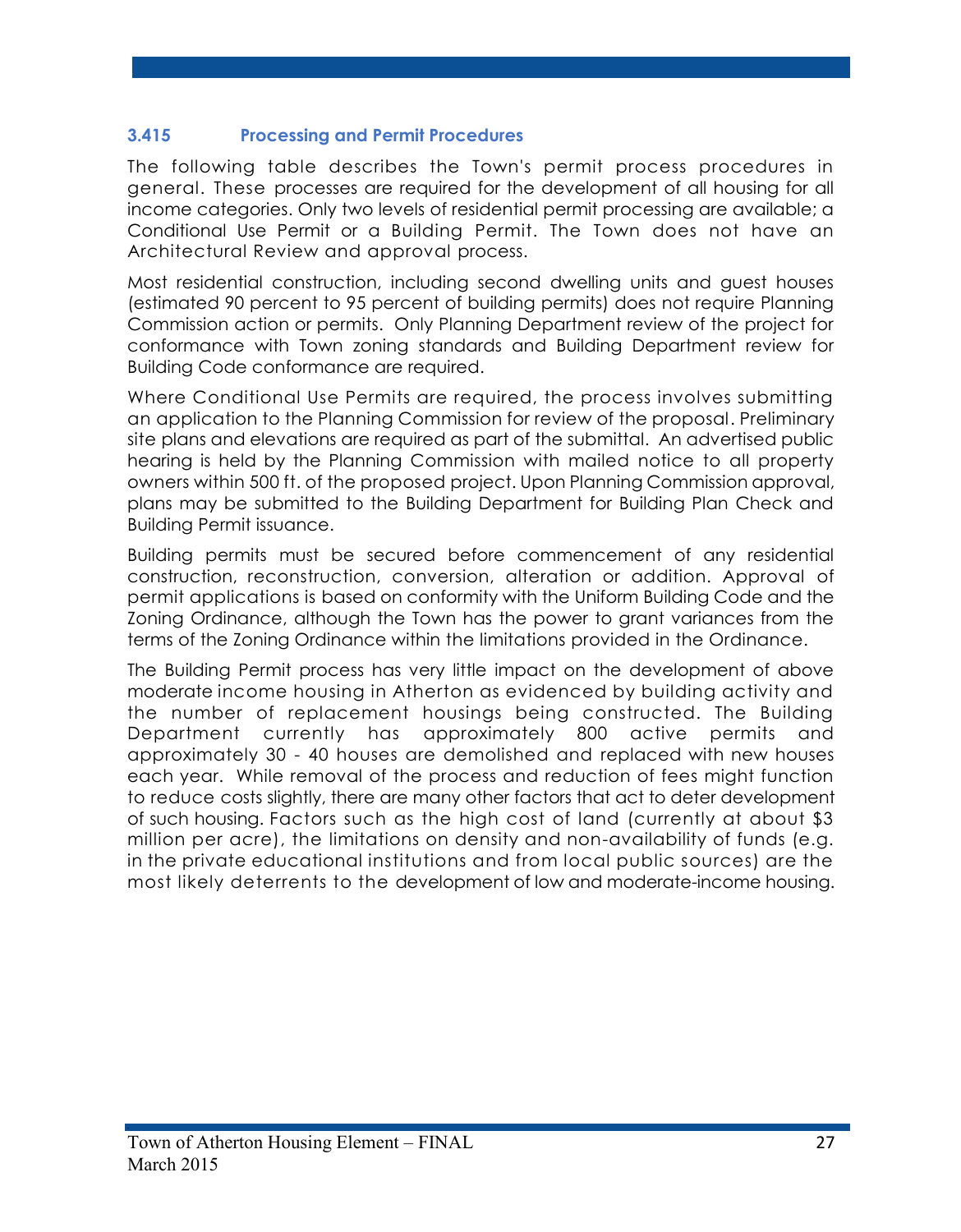### 3.415 Processing and Permit Procedures

The following table describes the Town's permit process procedures in general. These processes are required for the development of all housing for all income categories. Only two levels of residential permit processing are available; a Conditional Use Permit or a Building Permit. The Town does not have an Architectural Review and approval process.

Most residential construction, including second dwelling units and guest houses (estimated 90 percent to 95 percent of building permits) does not require Planning Commission action or permits. Only Planning Department review of the project for conformance with Town zoning standards and Building Department review for Building Code conformance are required.

Where Conditional Use Permits are required, the process involves submitting an application to the Planning Commission for review of the proposal. Preliminary site plans and elevations are required as part of the submittal. An advertised public hearing is held by the Planning Commission with mailed notice to all property owners within 500 ft. of the proposed project. Upon Planning Commission approval, plans may be submitted to the Building Department for Building Plan Check and Building Permit issuance.

Building permits must be secured before commencement of any residential construction, reconstruction, conversion, alteration or addition. Approval of permit applications is based on conformity with the Uniform Building Code and the Zoning Ordinance, although the Town has the power to grant variances from the terms of the Zoning Ordinance within the limitations provided in the Ordinance.

The Building Permit process has very little impact on the development of above moderate income housing in Atherton as evidenced by building activity and the number of replacement housings being constructed. The Building Department currently has approximately 800 active permits and approximately 30 - 40 houses are demolished and replaced with new houses each year. While removal of the process and reduction of fees might function to reduce costs slightly, there are many other factors that act to deter development of such housing. Factors such as the high cost of land (currently at about $3 million per acre), the limitations on density and non-availability of funds (e.g. in the private educational institutions and from local public sources) are the most likely deterrents to the development of low and moderate-income housing.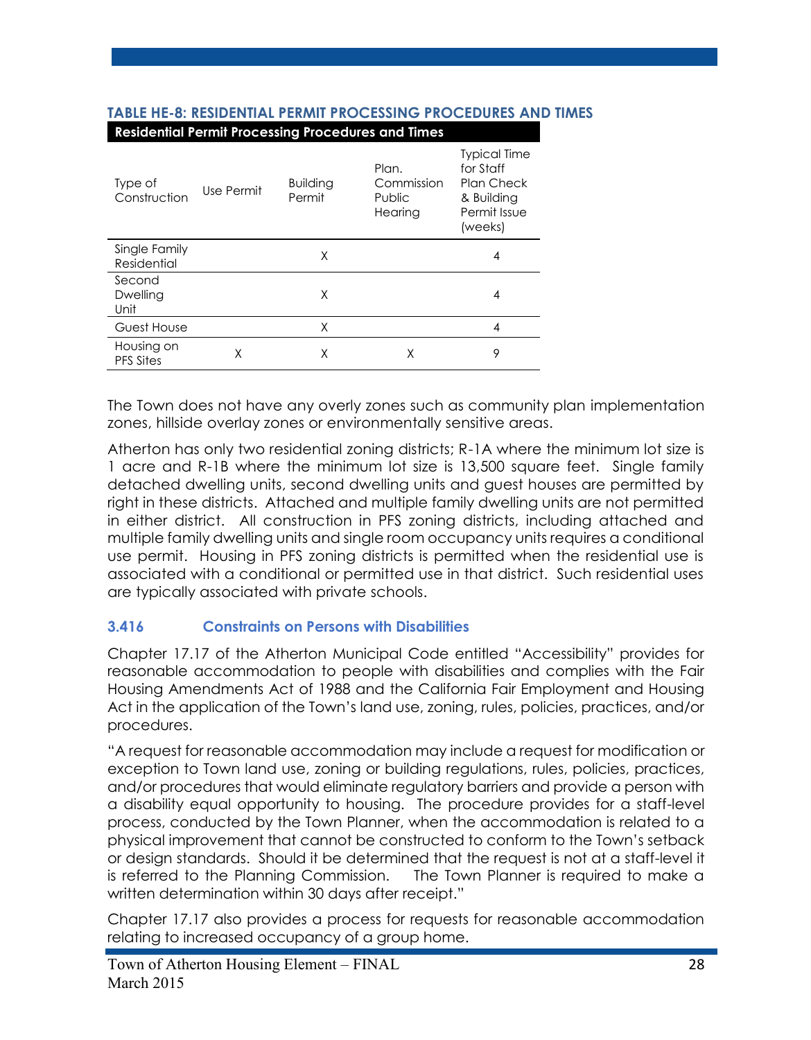### TABLE HE-8: RESIDENTIAL PERMIT PROCESSING PROCEDURES AND TIMES

| Residential Permit Processing Procedures and Times | | | | |
|---|---|---|---|---|
| Type of Construction | Use Permit | Building Permit | Plan. Commission Public Hearing | Typical Time for Staff Plan Check & Building Permit Issue (weeks) |
| Single Family Residential | | X | | 4 |
| Second Dwelling Unit | | X | | 4 |
| Guest House | | X | | 4 |
| Housing on PFS Sites | X | X | X | 9 |

The Town does not have any overly zones such as community plan implementation zones, hillside overlay zones or environmentally sensitive areas.

Atherton has only two residential zoning districts; R-1A where the minimum lot size is 1 acre and R-1B where the minimum lot size is 13,500 square feet. Single family detached dwelling units, second dwelling units and guest houses are permitted by right in these districts. Attached and multiple family dwelling units are not permitted in either district. All construction in PFS zoning districts, including attached and multiple family dwelling units and single room occupancy units requires a conditional use permit. Housing in PFS zoning districts is permitted when the residential use is associated with a conditional or permitted use in that district. Such residential uses are typically associated with private schools.

### 3.416 Constraints on Persons with Disabilities

Chapter 17.17 of the Atherton Municipal Code entitled "Accessibility" provides for reasonable accommodation to people with disabilities and complies with the Fair Housing Amendments Act of 1988 and the California Fair Employment and Housing Act in the application of the Town's land use, zoning, rules, policies, practices, and/or procedures.

"A request for reasonable accommodation may include a request for modification or exception to Town land use, zoning or building regulations, rules, policies, practices, and/or procedures that would eliminate regulatory barriers and provide a person with a disability equal opportunity to housing. The procedure provides for a staff-level process, conducted by the Town Planner, when the accommodation is related to a physical improvement that cannot be constructed to conform to the Town's setback or design standards. Should it be determined that the request is not at a staff-level it is referred to the Planning Commission. The Town Planner is required to make a written determination within 30 days after receipt."

Chapter 17.17 also provides a process for requests for reasonable accommodation relating to increased occupancy of a group home.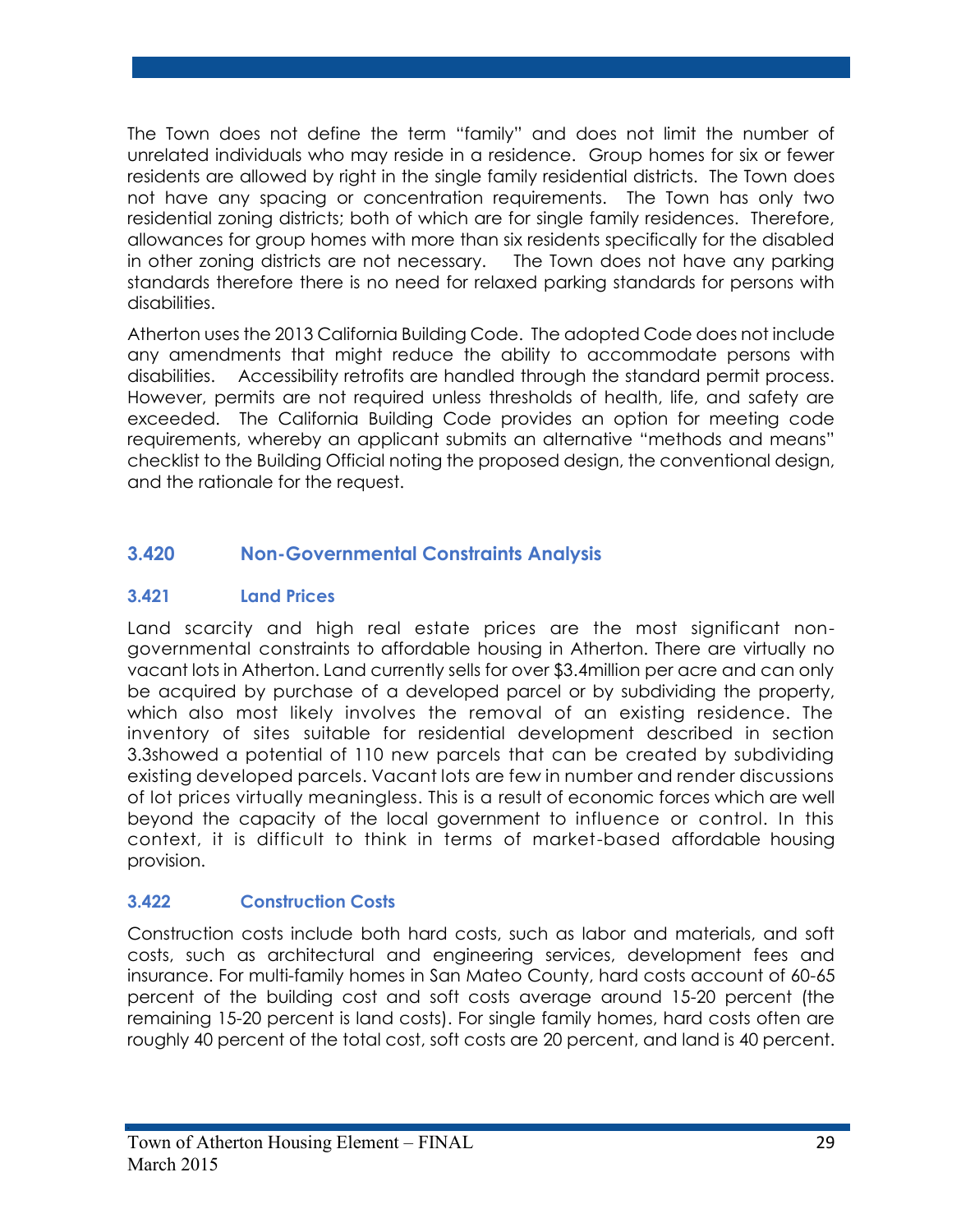The Town does not define the term "family" and does not limit the number of unrelated individuals who may reside in a residence. Group homes for six or fewer residents are allowed by right in the single family residential districts. The Town does not have any spacing or concentration requirements. The Town has only two residential zoning districts; both of which are for single family residences. Therefore, allowances for group homes with more than six residents specifically for the disabled in other zoning districts are not necessary. The Town does not have any parking standards therefore there is no need for relaxed parking standards for persons with disabilities.

Atherton uses the 2013 California Building Code. The adopted Code does not include any amendments that might reduce the ability to accommodate persons with disabilities. Accessibility retrofits are handled through the standard permit process. However, permits are not required unless thresholds of health, life, and safety are exceeded. The California Building Code provides an option for meeting code requirements, whereby an applicant submits an alternative "methods and means" checklist to the Building Official noting the proposed design, the conventional design, and the rationale for the request.

## 3.420 Non-Governmental Constraints Analysis

### 3.421 Land Prices

Land scarcity and high real estate prices are the most significant non-governmental constraints to affordable housing in Atherton. There are virtually no vacant lots in Atherton. Land currently sells for over $3.4million per acre and can only be acquired by purchase of a developed parcel or by subdividing the property, which also most likely involves the removal of an existing residence. The inventory of sites suitable for residential development described in section 3.3showed a potential of 110 new parcels that can be created by subdividing existing developed parcels. Vacant lots are few in number and render discussions of lot prices virtually meaningless. This is a result of economic forces which are well beyond the capacity of the local government to influence or control. In this context, it is difficult to think in terms of market-based affordable housing provision.

### 3.422 Construction Costs

Construction costs include both hard costs, such as labor and materials, and soft costs, such as architectural and engineering services, development fees and insurance. For multi-family homes in San Mateo County, hard costs account of 60-65 percent of the building cost and soft costs average around 15-20 percent (the remaining 15-20 percent is land costs). For single family homes, hard costs often are roughly 40 percent of the total cost, soft costs are 20 percent, and land is 40 percent.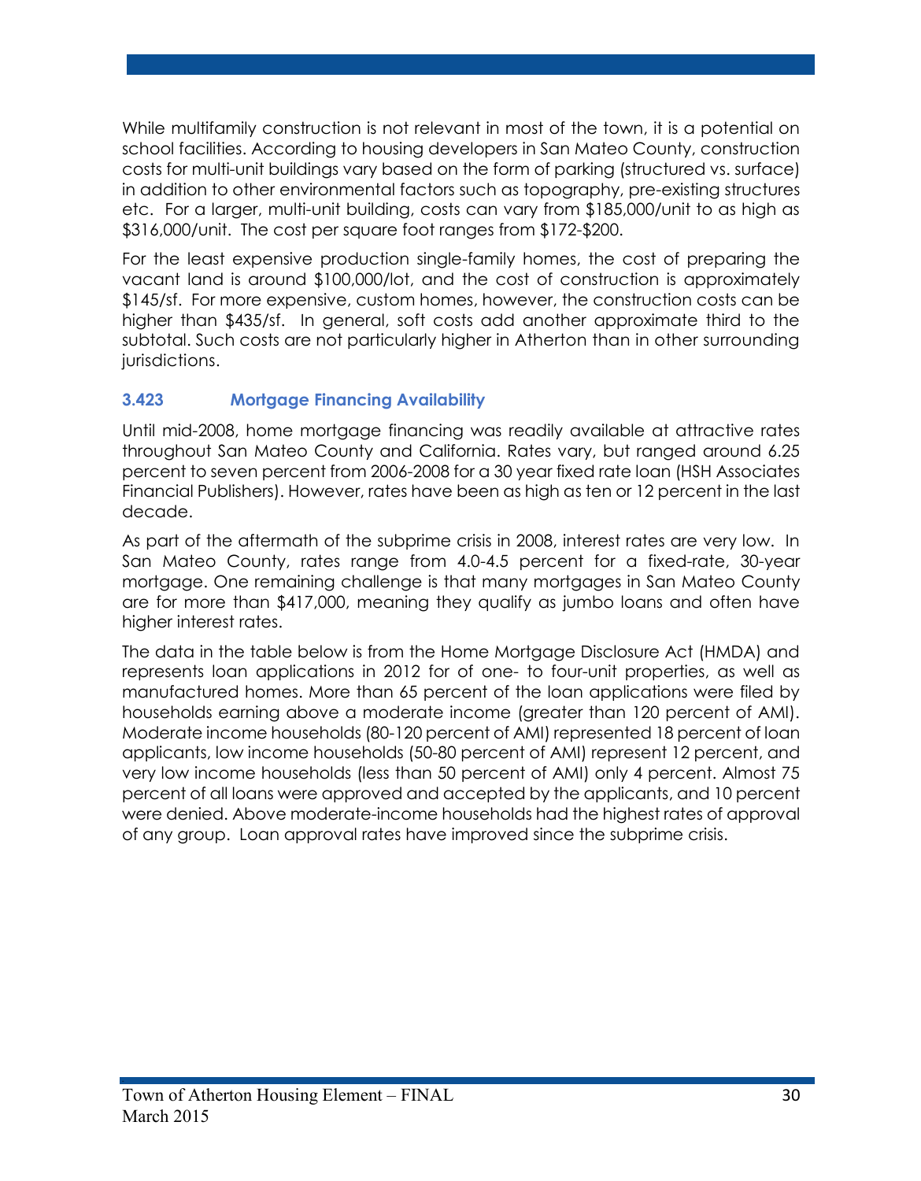While multifamily construction is not relevant in most of the town, it is a potential on school facilities. According to housing developers in San Mateo County, construction costs for multi-unit buildings vary based on the form of parking (structured vs. surface) in addition to other environmental factors such as topography, pre-existing structures etc. For a larger, multi-unit building, costs can vary from $185,000/unit to as high as $316,000/unit. The cost per square foot ranges from $172-$200.

For the least expensive production single-family homes, the cost of preparing the vacant land is around $100,000/lot, and the cost of construction is approximately $145/sf. For more expensive, custom homes, however, the construction costs can be higher than $435/sf. In general, soft costs add another approximate third to the subtotal. Such costs are not particularly higher in Atherton than in other surrounding jurisdictions.

### 3.423 Mortgage Financing Availability

Until mid-2008, home mortgage financing was readily available at attractive rates throughout San Mateo County and California. Rates vary, but ranged around 6.25 percent to seven percent from 2006-2008 for a 30 year fixed rate loan (HSH Associates Financial Publishers). However, rates have been as high as ten or 12 percent in the last decade.

As part of the aftermath of the subprime crisis in 2008, interest rates are very low. In San Mateo County, rates range from 4.0-4.5 percent for a fixed-rate, 30-year mortgage. One remaining challenge is that many mortgages in San Mateo County are for more than $417,000, meaning they qualify as jumbo loans and often have higher interest rates.

The data in the table below is from the Home Mortgage Disclosure Act (HMDA) and represents loan applications in 2012 for of one- to four-unit properties, as well as manufactured homes. More than 65 percent of the loan applications were filed by households earning above a moderate income (greater than 120 percent of AMI). Moderate income households (80-120 percent of AMI) represented 18 percent of loan applicants, low income households (50-80 percent of AMI) represent 12 percent, and very low income households (less than 50 percent of AMI) only 4 percent. Almost 75 percent of all loans were approved and accepted by the applicants, and 10 percent were denied. Above moderate-income households had the highest rates of approval of any group. Loan approval rates have improved since the subprime crisis.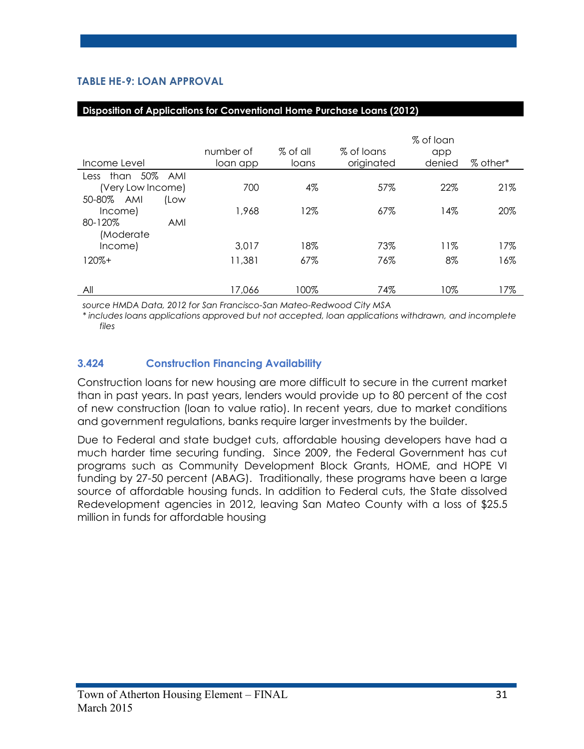### TABLE HE-9: LOAN APPROVAL

**Disposition of Applications for Conventional Home Purchase Loans (2012)**

| Income Level | number of loan app | % of all loans | % of loans originated | % of loan app denied | % other* |
|---|---|---|---|---|---|
| Less than 50% AMI (Very Low Income) | 700 | 4% | 57% | 22% | 21% |
| 50-80% AMI (Low Income) | 1,968 | 12% | 67% | 14% | 20% |
| 80-120% AMI (Moderate Income) | 3,017 | 18% | 73% | 11% | 17% |
| 120%+ | 11,381 | 67% | 76% | 8% | 16% |
| All | 17,066 | 100% | 74% | 10% | 17% |

*source HMDA Data, 2012 for San Francisco-San Mateo-Redwood City MSA*

*\* includes loans applications approved but not accepted, loan applications withdrawn, and incomplete files*

### 3.424 Construction Financing Availability

Construction loans for new housing are more difficult to secure in the current market than in past years. In past years, lenders would provide up to 80 percent of the cost of new construction (loan to value ratio). In recent years, due to market conditions and government regulations, banks require larger investments by the builder.

Due to Federal and state budget cuts, affordable housing developers have had a much harder time securing funding. Since 2009, the Federal Government has cut programs such as Community Development Block Grants, HOME, and HOPE VI funding by 27-50 percent (ABAG). Traditionally, these programs have been a large source of affordable housing funds. In addition to Federal cuts, the State dissolved Redevelopment agencies in 2012, leaving San Mateo County with a loss of $25.5 million in funds for affordable housing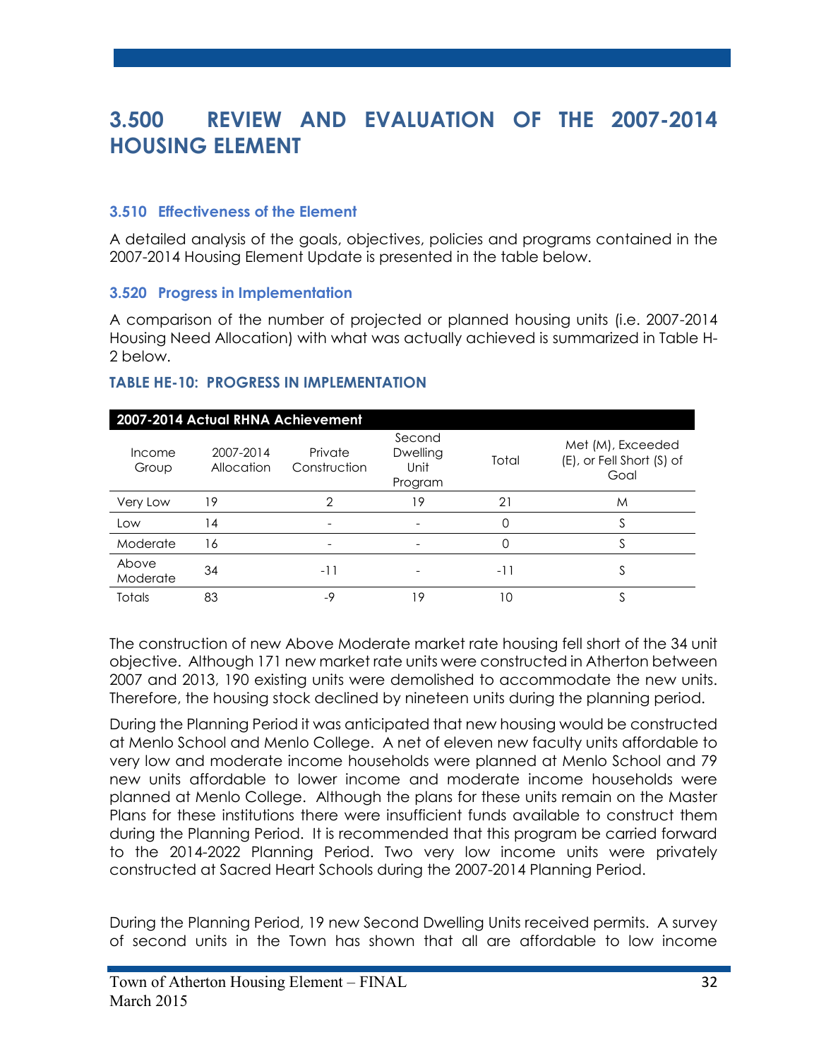# 3.500 REVIEW AND EVALUATION OF THE 2007-2014 HOUSING ELEMENT

### 3.510 Effectiveness of the Element

A detailed analysis of the goals, objectives, policies and programs contained in the 2007-2014 Housing Element Update is presented in the table below.

### 3.520 Progress in Implementation

A comparison of the number of projected or planned housing units (i.e. 2007-2014 Housing Need Allocation) with what was actually achieved is summarized in Table H-2 below.

### TABLE HE-10: PROGRESS IN IMPLEMENTATION

| 2007-2014 Actual RHNA Achievement | | | | | |
|---|---|---|---|---|---|
| Income Group | 2007-2014 Allocation | Private Construction | Second Dwelling Unit Program | Total | Met (M), Exceeded (E), or Fell Short (S) of Goal |
| Very Low | 19 | 2 | 19 | 21 | M |
| Low | 14 | - | - | 0 | S |
| Moderate | 16 | - | - | 0 | S |
| Above Moderate | 34 | -11 | - | -11 | S |
| Totals | 83 | -9 | 19 | 10 | S |

The construction of new Above Moderate market rate housing fell short of the 34 unit objective. Although 171 new market rate units were constructed in Atherton between 2007 and 2013, 190 existing units were demolished to accommodate the new units. Therefore, the housing stock declined by nineteen units during the planning period.

During the Planning Period it was anticipated that new housing would be constructed at Menlo School and Menlo College. A net of eleven new faculty units affordable to very low and moderate income households were planned at Menlo School and 79 new units affordable to lower income and moderate income households were planned at Menlo College. Although the plans for these units remain on the Master Plans for these institutions there were insufficient funds available to construct them during the Planning Period. It is recommended that this program be carried forward to the 2014-2022 Planning Period. Two very low income units were privately constructed at Sacred Heart Schools during the 2007-2014 Planning Period.

During the Planning Period, 19 new Second Dwelling Units received permits. A survey of second units in the Town has shown that all are affordable to low income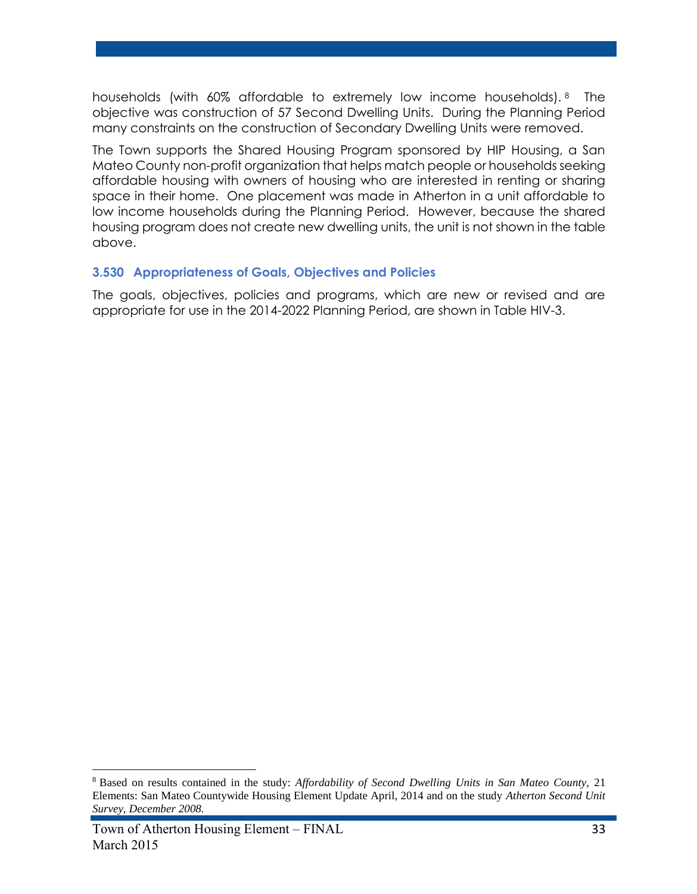households (with 60% affordable to extremely low income households).[8] The objective was construction of 57 Second Dwelling Units. During the Planning Period many constraints on the construction of Secondary Dwelling Units were removed.

The Town supports the Shared Housing Program sponsored by HIP Housing, a San Mateo County non-profit organization that helps match people or households seeking affordable housing with owners of housing who are interested in renting or sharing space in their home. One placement was made in Atherton in a unit affordable to low income households during the Planning Period. However, because the shared housing program does not create new dwelling units, the unit is not shown in the table above.

### 3.530 Appropriateness of Goals, Objectives and Policies

The goals, objectives, policies and programs, which are new or revised and are appropriate for use in the 2014-2022 Planning Period, are shown in Table HIV-3.

---

[8] Based on results contained in the study: *Affordability of Second Dwelling Units in San Mateo County*, 21 Elements: San Mateo Countywide Housing Element Update April, 2014 and on the study *Atherton Second Unit Survey, December 2008.*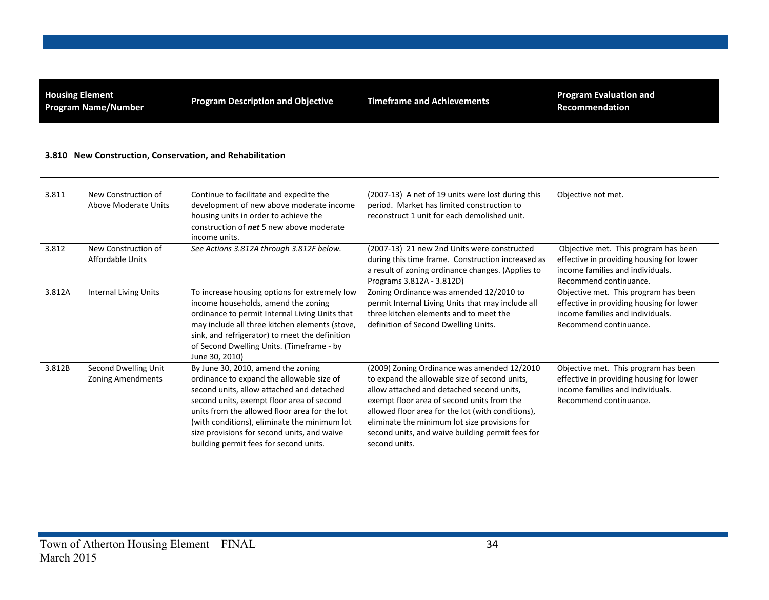| Housing Element Program Name/Number | | Program Description and Objective | Timeframe and Achievements | Program Evaluation and Recommendation |
|---|---|---|---|---|

### 3.810 New Construction, Conservation, and Rehabilitation

| | | | | |
|---|---|---|---|---|
| 3.811 | New Construction of Above Moderate Units | Continue to facilitate and expedite the development of new above moderate income housing units in order to achieve the construction of ***net*** 5 new above moderate income units. | (2007-13) A net of 19 units were lost during this period. Market has limited construction to reconstruct 1 unit for each demolished unit. | Objective not met. |
| 3.812 | New Construction of Affordable Units | *See Actions 3.812A through 3.812F below.* | (2007-13) 21 new 2nd Units were constructed during this time frame. Construction increased as a result of zoning ordinance changes. (Applies to Programs 3.812A - 3.812D) | Objective met. This program has been effective in providing housing for lower income families and individuals. Recommend continuance. |
| 3.812A | Internal Living Units | To increase housing options for extremely low income households, amend the zoning ordinance to permit Internal Living Units that may include all three kitchen elements (stove, sink, and refrigerator) to meet the definition of Second Dwelling Units. (Timeframe - by June 30, 2010) | Zoning Ordinance was amended 12/2010 to permit Internal Living Units that may include all three kitchen elements and to meet the definition of Second Dwelling Units. | Objective met. This program has been effective in providing housing for lower income families and individuals. Recommend continuance. |
| 3.812B | Second Dwelling Unit Zoning Amendments | By June 30, 2010, amend the zoning ordinance to expand the allowable size of second units, allow attached and detached second units, exempt floor area of second units from the allowed floor area for the lot (with conditions), eliminate the minimum lot size provisions for second units, and waive building permit fees for second units. | (2009) Zoning Ordinance was amended 12/2010 to expand the allowable size of second units, allow attached and detached second units, exempt floor area of second units from the allowed floor area for the lot (with conditions), eliminate the minimum lot size provisions for second units, and waive building permit fees for second units. | Objective met. This program has been effective in providing housing for lower income families and individuals. Recommend continuance. |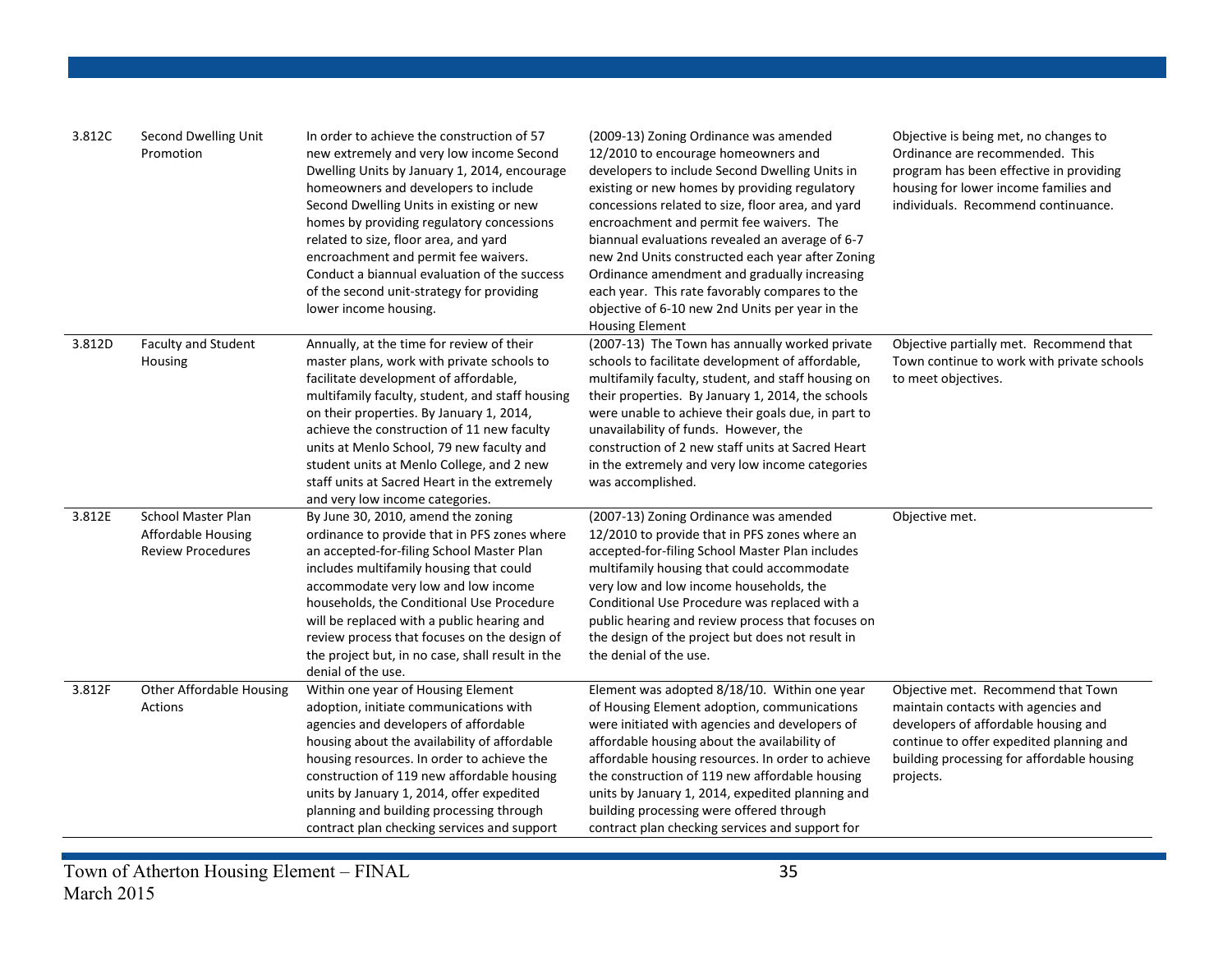| | | | | |
|---|---|---|---|---|
| 3.812C | Second Dwelling Unit Promotion | In order to achieve the construction of 57 new extremely and very low income Second Dwelling Units by January 1, 2014, encourage homeowners and developers to include Second Dwelling Units in existing or new homes by providing regulatory concessions related to size, floor area, and yard encroachment and permit fee waivers. Conduct a biannual evaluation of the success of the second unit-strategy for providing lower income housing. | (2009-13) Zoning Ordinance was amended 12/2010 to encourage homeowners and developers to include Second Dwelling Units in existing or new homes by providing regulatory concessions related to size, floor area, and yard encroachment and permit fee waivers. The biannual evaluations revealed an average of 6-7 new 2nd Units constructed each year after Zoning Ordinance amendment and gradually increasing each year. This rate favorably compares to the objective of 6-10 new 2nd Units per year in the Housing Element | Objective is being met, no changes to Ordinance are recommended. This program has been effective in providing housing for lower income families and individuals. Recommend continuance. |
| 3.812D | Faculty and Student Housing | Annually, at the time for review of their master plans, work with private schools to facilitate development of affordable, multifamily faculty, student, and staff housing on their properties. By January 1, 2014, achieve the construction of 11 new faculty units at Menlo School, 79 new faculty and student units at Menlo College, and 2 new staff units at Sacred Heart in the extremely and very low income categories. | (2007-13) The Town has annually worked private schools to facilitate development of affordable, multifamily faculty, student, and staff housing on their properties. By January 1, 2014, the schools were unable to achieve their goals due, in part to unavailability of funds. However, the construction of 2 new staff units at Sacred Heart in the extremely and very low income categories was accomplished. | Objective partially met. Recommend that Town continue to work with private schools to meet objectives. |
| 3.812E | School Master Plan Affordable Housing Review Procedures | By June 30, 2010, amend the zoning ordinance to provide that in PFS zones where an accepted-for-filing School Master Plan includes multifamily housing that could accommodate very low and low income households, the Conditional Use Procedure will be replaced with a public hearing and review process that focuses on the design of the project but, in no case, shall result in the denial of the use. | (2007-13) Zoning Ordinance was amended 12/2010 to provide that in PFS zones where an accepted-for-filing School Master Plan includes multifamily housing that could accommodate very low and low income households, the Conditional Use Procedure was replaced with a public hearing and review process that focuses on the design of the project but does not result in the denial of the use. | Objective met. |
| 3.812F | Other Affordable Housing Actions | Within one year of Housing Element adoption, initiate communications with agencies and developers of affordable housing about the availability of affordable housing resources. In order to achieve the construction of 119 new affordable housing units by January 1, 2014, offer expedited planning and building processing through contract plan checking services and support | Element was adopted 8/18/10. Within one year of Housing Element adoption, communications were initiated with agencies and developers of affordable housing about the availability of affordable housing resources. In order to achieve the construction of 119 new affordable housing units by January 1, 2014, expedited planning and building processing were offered through contract plan checking services and support for | Objective met. Recommend that Town maintain contacts with agencies and developers of affordable housing and continue to offer expedited planning and building processing for affordable housing projects. |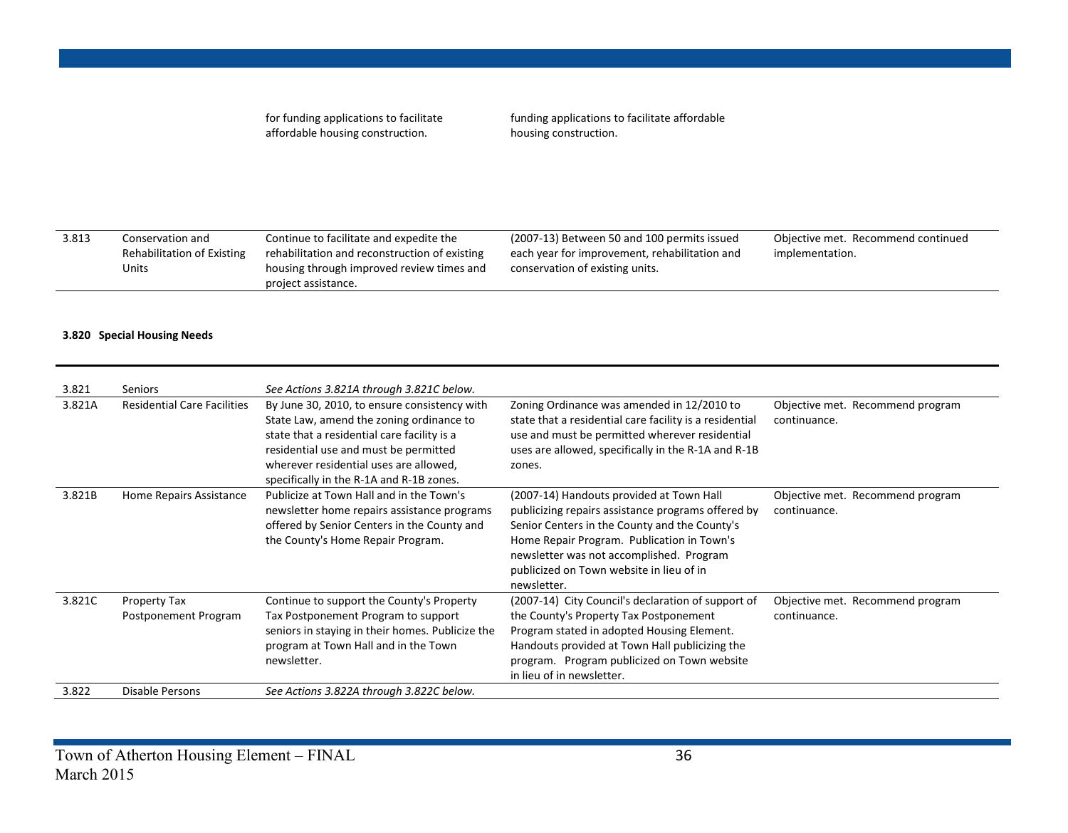| | | for funding applications to facilitate affordable housing construction. | funding applications to facilitate affordable housing construction. | |
|---|---|---|---|---|
| 3.813 | Conservation and Rehabilitation of Existing Units | Continue to facilitate and expedite the rehabilitation and reconstruction of existing housing through improved review times and project assistance. | (2007-13) Between 50 and 100 permits issued each year for improvement, rehabilitation and conservation of existing units. | Objective met. Recommend continued implementation. |

**3.820 Special Housing Needs**

| | | | | |
|---|---|---|---|---|
| 3.821 | Seniors | *See Actions 3.821A through 3.821C below.* | | |
| 3.821A | Residential Care Facilities | By June 30, 2010, to ensure consistency with State Law, amend the zoning ordinance to state that a residential care facility is a residential use and must be permitted wherever residential uses are allowed, specifically in the R-1A and R-1B zones. | Zoning Ordinance was amended in 12/2010 to state that a residential care facility is a residential use and must be permitted wherever residential uses are allowed, specifically in the R-1A and R-1B zones. | Objective met. Recommend program continuance. |
| 3.821B | Home Repairs Assistance | Publicize at Town Hall and in the Town's newsletter home repairs assistance programs offered by Senior Centers in the County and the County's Home Repair Program. | (2007-14) Handouts provided at Town Hall publicizing repairs assistance programs offered by Senior Centers in the County and the County's Home Repair Program. Publication in Town's newsletter was not accomplished. Program publicized on Town website in lieu of in newsletter. | Objective met. Recommend program continuance. |
| 3.821C | Property Tax Postponement Program | Continue to support the County's Property Tax Postponement Program to support seniors in staying in their homes. Publicize the program at Town Hall and in the Town newsletter. | (2007-14) City Council's declaration of support of the County's Property Tax Postponement Program stated in adopted Housing Element. Handouts provided at Town Hall publicizing the program. Program publicized on Town website in lieu of in newsletter. | Objective met. Recommend program continuance. |
| 3.822 | Disable Persons | *See Actions 3.822A through 3.822C below.* | | |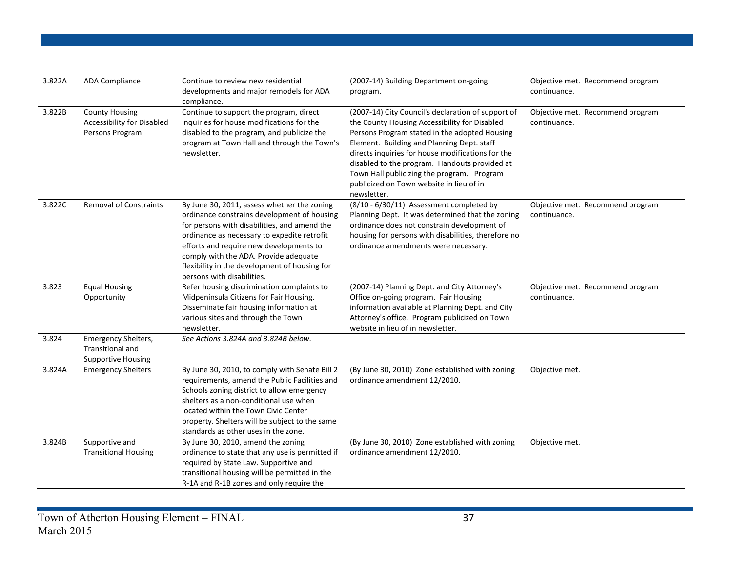| | | | | |
|---|---|---|---|---|
| 3.822A | ADA Compliance | Continue to review new residential developments and major remodels for ADA compliance. | (2007-14) Building Department on-going program. | Objective met. Recommend program continuance. |
| 3.822B | County Housing Accessibility for Disabled Persons Program | Continue to support the program, direct inquiries for house modifications for the disabled to the program, and publicize the program at Town Hall and through the Town's newsletter. | (2007-14) City Council's declaration of support of the County Housing Accessibility for Disabled Persons Program stated in the adopted Housing Element. Building and Planning Dept. staff directs inquiries for house modifications for the disabled to the program. Handouts provided at Town Hall publicizing the program. Program publicized on Town website in lieu of in newsletter. | Objective met. Recommend program continuance. |
| 3.822C | Removal of Constraints | By June 30, 2011, assess whether the zoning ordinance constrains development of housing for persons with disabilities, and amend the ordinance as necessary to expedite retrofit efforts and require new developments to comply with the ADA. Provide adequate flexibility in the development of housing for persons with disabilities. | (8/10 - 6/30/11) Assessment completed by Planning Dept. It was determined that the zoning ordinance does not constrain development of housing for persons with disabilities, therefore no ordinance amendments were necessary. | Objective met. Recommend program continuance. |
| 3.823 | Equal Housing Opportunity | Refer housing discrimination complaints to Midpeninsula Citizens for Fair Housing. Disseminate fair housing information at various sites and through the Town newsletter. | (2007-14) Planning Dept. and City Attorney's Office on-going program. Fair Housing information available at Planning Dept. and City Attorney's office. Program publicized on Town website in lieu of in newsletter. | Objective met. Recommend program continuance. |
| 3.824 | Emergency Shelters, Transitional and Supportive Housing | *See Actions 3.824A and 3.824B below.* | | |
| 3.824A | Emergency Shelters | By June 30, 2010, to comply with Senate Bill 2 requirements, amend the Public Facilities and Schools zoning district to allow emergency shelters as a non-conditional use when located within the Town Civic Center property. Shelters will be subject to the same standards as other uses in the zone. | (By June 30, 2010) Zone established with zoning ordinance amendment 12/2010. | Objective met. |
| 3.824B | Supportive and Transitional Housing | By June 30, 2010, amend the zoning ordinance to state that any use is permitted if required by State Law. Supportive and transitional housing will be permitted in the R-1A and R-1B zones and only require the | (By June 30, 2010) Zone established with zoning ordinance amendment 12/2010. | Objective met. |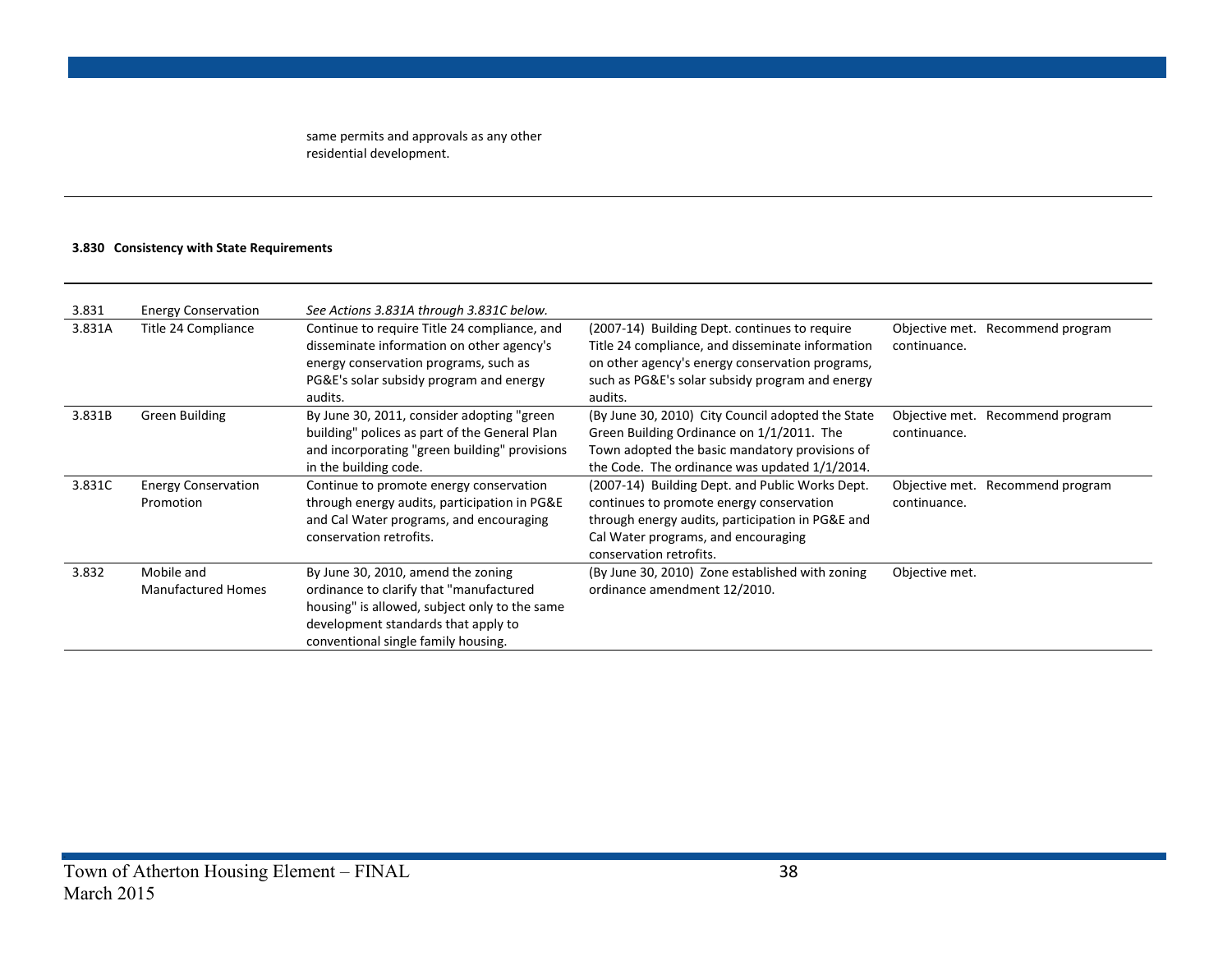same permits and approvals as any other residential development.

**3.830 Consistency with State Requirements**

| | | | | |
|---|---|---|---|---|
| 3.831 | Energy Conservation | *See Actions 3.831A through 3.831C below.* | | |
| 3.831A | Title 24 Compliance | Continue to require Title 24 compliance, and disseminate information on other agency's energy conservation programs, such as PG&E's solar subsidy program and energy audits. | (2007-14) Building Dept. continues to require Title 24 compliance, and disseminate information on other agency's energy conservation programs, such as PG&E's solar subsidy program and energy audits. | Objective met. Recommend program continuance. |
| 3.831B | Green Building | By June 30, 2011, consider adopting "green building" polices as part of the General Plan and incorporating "green building" provisions in the building code. | (By June 30, 2010) City Council adopted the State Green Building Ordinance on 1/1/2011. The Town adopted the basic mandatory provisions of the Code. The ordinance was updated 1/1/2014. | Objective met. Recommend program continuance. |
| 3.831C | Energy Conservation Promotion | Continue to promote energy conservation through energy audits, participation in PG&E and Cal Water programs, and encouraging conservation retrofits. | (2007-14) Building Dept. and Public Works Dept. continues to promote energy conservation through energy audits, participation in PG&E and Cal Water programs, and encouraging conservation retrofits. | Objective met. Recommend program continuance. |
| 3.832 | Mobile and Manufactured Homes | By June 30, 2010, amend the zoning ordinance to clarify that "manufactured housing" is allowed, subject only to the same development standards that apply to conventional single family housing. | (By June 30, 2010) Zone established with zoning ordinance amendment 12/2010. | Objective met. |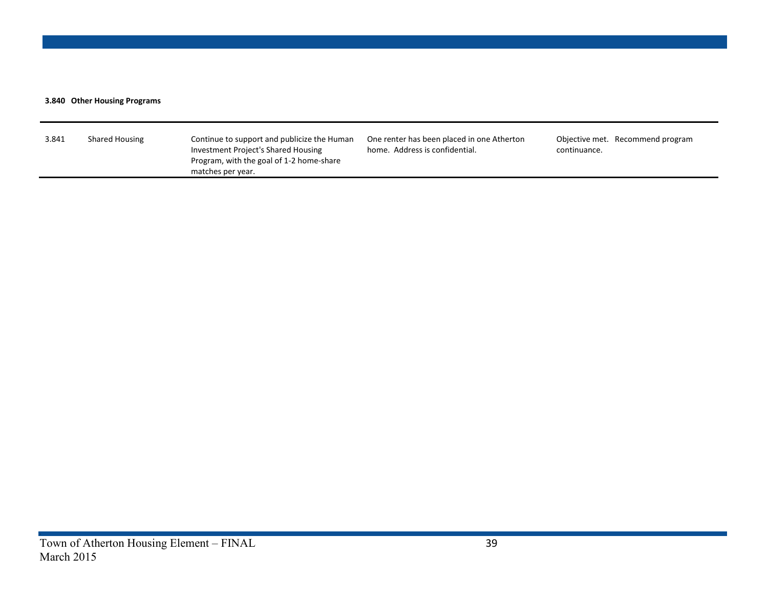**3.840 Other Housing Programs**

| | | | | |
|---|---|---|---|---|
| 3.841 | Shared Housing | Continue to support and publicize the Human Investment Project's Shared Housing Program, with the goal of 1-2 home-share matches per year. | One renter has been placed in one Atherton home. Address is confidential. | Objective met. Recommend program continuance. |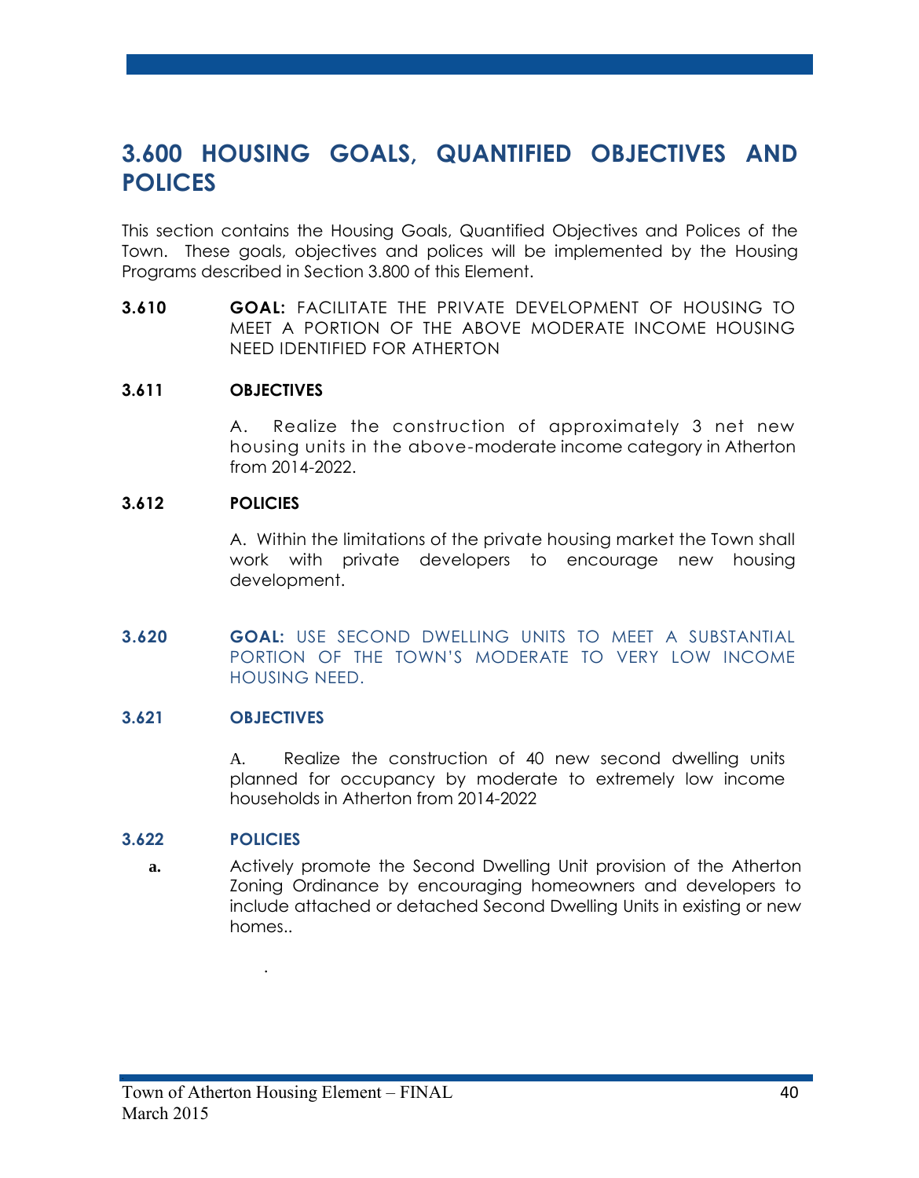# 3.600 HOUSING GOALS, QUANTIFIED OBJECTIVES AND POLICES

This section contains the Housing Goals, Quantified Objectives and Polices of the Town. These goals, objectives and polices will be implemented by the Housing Programs described in Section 3.800 of this Element.

**3.610** **GOAL:** FACILITATE THE PRIVATE DEVELOPMENT OF HOUSING TO MEET A PORTION OF THE ABOVE MODERATE INCOME HOUSING NEED IDENTIFIED FOR ATHERTON

**3.611 OBJECTIVES**

A. Realize the construction of approximately 3 net new housing units in the above-moderate income category in Atherton from 2014-2022.

**3.612 POLICIES**

A. Within the limitations of the private housing market the Town shall work with private developers to encourage new housing development.

**3.620** **GOAL:** USE SECOND DWELLING UNITS TO MEET A SUBSTANTIAL PORTION OF THE TOWN'S MODERATE TO VERY LOW INCOME HOUSING NEED.

**3.621 OBJECTIVES**

A. Realize the construction of 40 new second dwelling units planned for occupancy by moderate to extremely low income households in Atherton from 2014-2022

**3.622 POLICIES**

**a.** Actively promote the Second Dwelling Unit provision of the Atherton Zoning Ordinance by encouraging homeowners and developers to include attached or detached Second Dwelling Units in existing or new homes..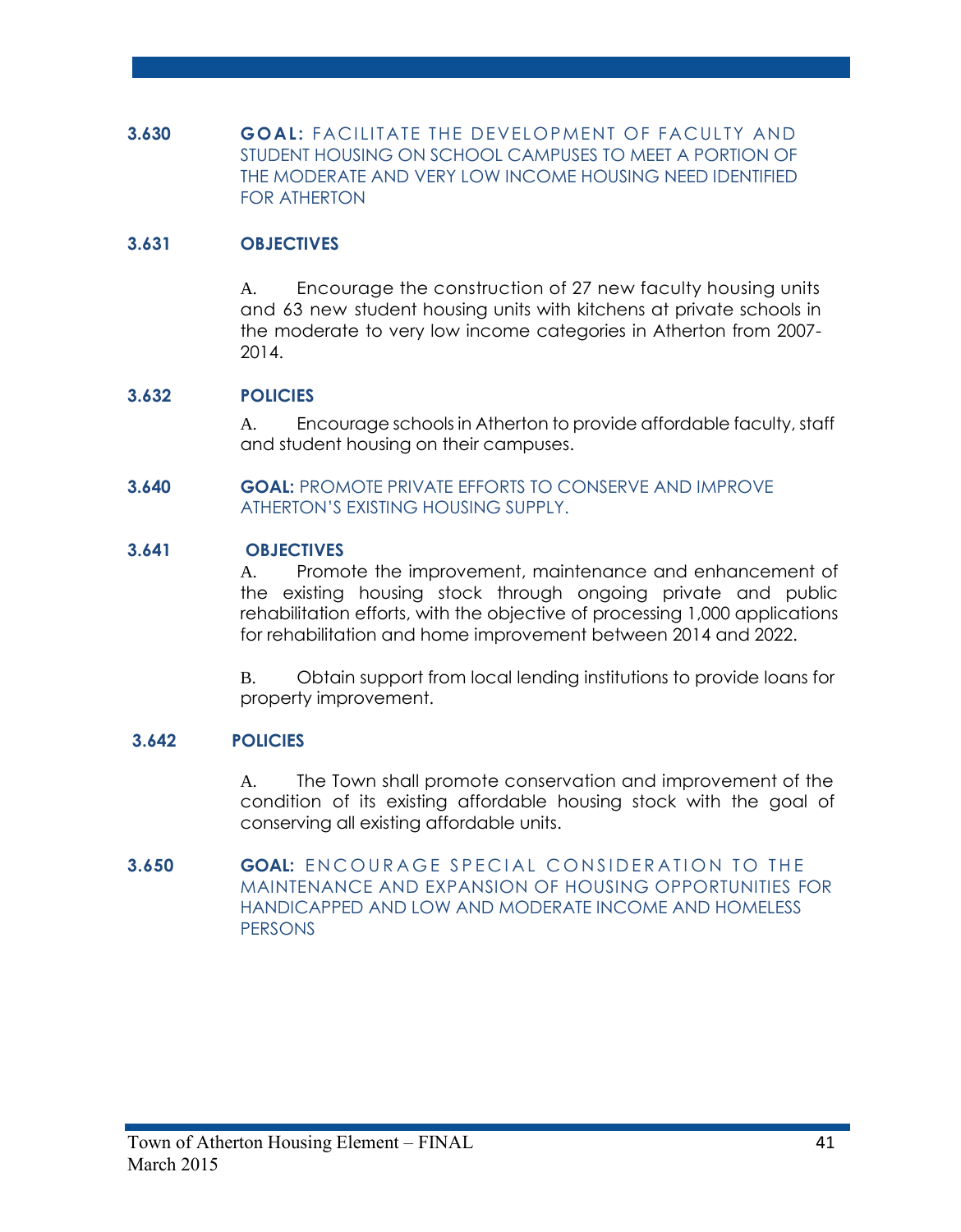**3.630 GOAL:** FACILITATE THE DEVELOPMENT OF FACULTY AND STUDENT HOUSING ON SCHOOL CAMPUSES TO MEET A PORTION OF THE MODERATE AND VERY LOW INCOME HOUSING NEED IDENTIFIED FOR ATHERTON

**3.631 OBJECTIVES**

A. Encourage the construction of 27 new faculty housing units and 63 new student housing units with kitchens at private schools in the moderate to very low income categories in Atherton from 2007-2014.

**3.632 POLICIES**

A. Encourage schools in Atherton to provide affordable faculty, staff and student housing on their campuses.

**3.640 GOAL:** PROMOTE PRIVATE EFFORTS TO CONSERVE AND IMPROVE ATHERTON'S EXISTING HOUSING SUPPLY.

**3.641 OBJECTIVES**

A. Promote the improvement, maintenance and enhancement of the existing housing stock through ongoing private and public rehabilitation efforts, with the objective of processing 1,000 applications for rehabilitation and home improvement between 2014 and 2022.

B. Obtain support from local lending institutions to provide loans for property improvement.

**3.642 POLICIES**

A. The Town shall promote conservation and improvement of the condition of its existing affordable housing stock with the goal of conserving all existing affordable units.

**3.650 GOAL:** ENCOURAGE SPECIAL CONSIDERATION TO THE MAINTENANCE AND EXPANSION OF HOUSING OPPORTUNITIES FOR HANDICAPPED AND LOW AND MODERATE INCOME AND HOMELESS PERSONS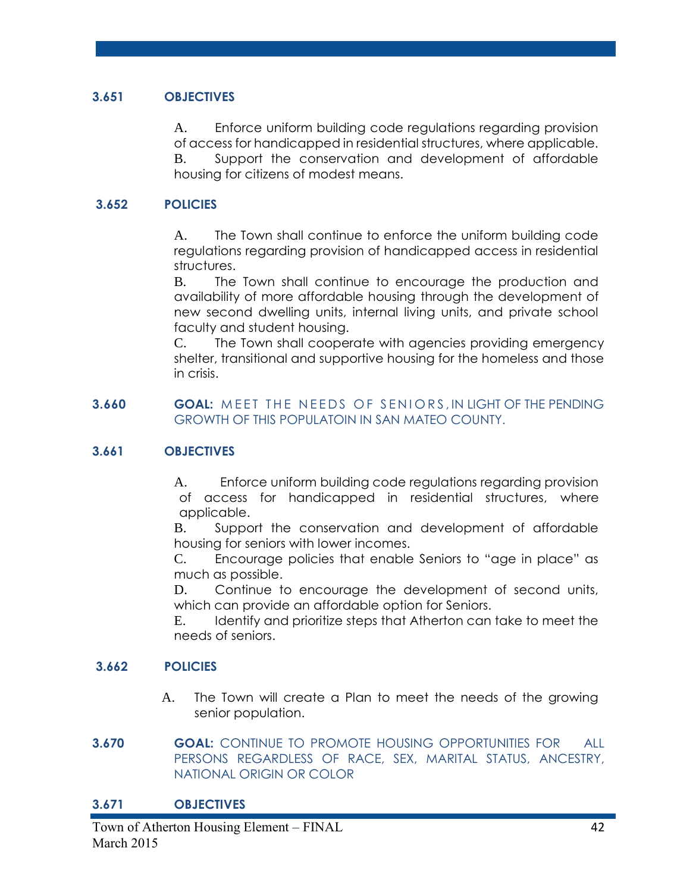### 3.651 OBJECTIVES

A. Enforce uniform building code regulations regarding provision of access for handicapped in residential structures, where applicable.
B. Support the conservation and development of affordable housing for citizens of modest means.

### 3.652 POLICIES

A. The Town shall continue to enforce the uniform building code regulations regarding provision of handicapped access in residential structures.
B. The Town shall continue to encourage the production and availability of more affordable housing through the development of new second dwelling units, internal living units, and private school faculty and student housing.
C. The Town shall cooperate with agencies providing emergency shelter, transitional and supportive housing for the homeless and those in crisis.

### 3.660 GOAL: MEET THE NEEDS OF SENIORS, IN LIGHT OF THE PENDING GROWTH OF THIS POPULATOIN IN SAN MATEO COUNTY.

### 3.661 OBJECTIVES

A. Enforce uniform building code regulations regarding provision of access for handicapped in residential structures, where applicable.
B. Support the conservation and development of affordable housing for seniors with lower incomes.
C. Encourage policies that enable Seniors to "age in place" as much as possible.
D. Continue to encourage the development of second units, which can provide an affordable option for Seniors.
E. Identify and prioritize steps that Atherton can take to meet the needs of seniors.

### 3.662 POLICIES

A. The Town will create a Plan to meet the needs of the growing senior population.

### 3.670 GOAL: CONTINUE TO PROMOTE HOUSING OPPORTUNITIES FOR ALL PERSONS REGARDLESS OF RACE, SEX, MARITAL STATUS, ANCESTRY, NATIONAL ORIGIN OR COLOR

### 3.671 OBJECTIVES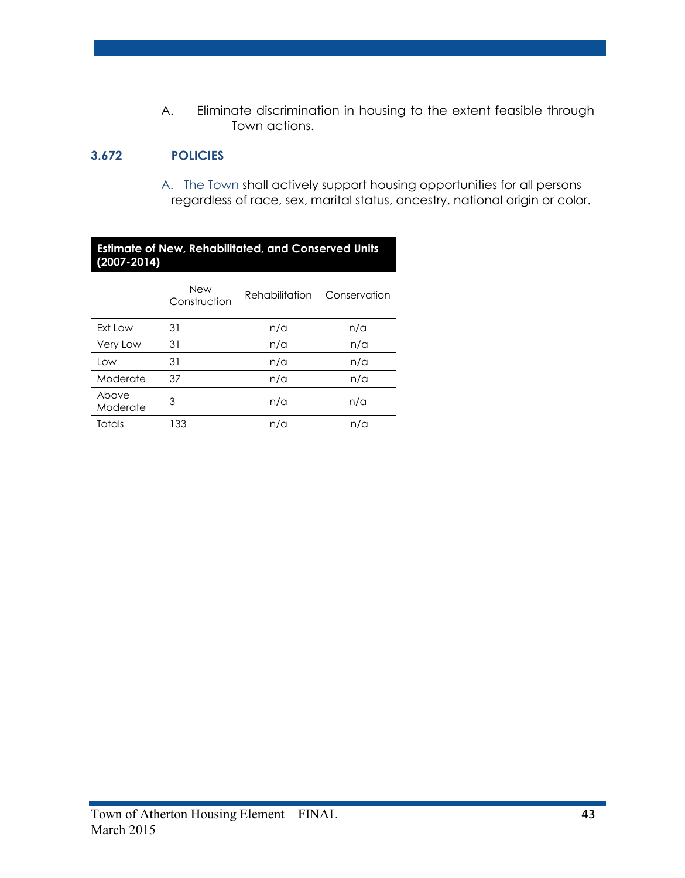A. Eliminate discrimination in housing to the extent feasible through Town actions.

### 3.672 POLICIES

A. The Town shall actively support housing opportunities for all persons regardless of race, sex, marital status, ancestry, national origin or color.

**Estimate of New, Rehabilitated, and Conserved Units (2007-2014)**

| | New Construction | Rehabilitation | Conservation |
|---|---|---|---|
| Ext Low | 31 | n/a | n/a |
| Very Low | 31 | n/a | n/a |
| Low | 31 | n/a | n/a |
| Moderate | 37 | n/a | n/a |
| Above Moderate | 3 | n/a | n/a |
| Totals | 133 | n/a | n/a |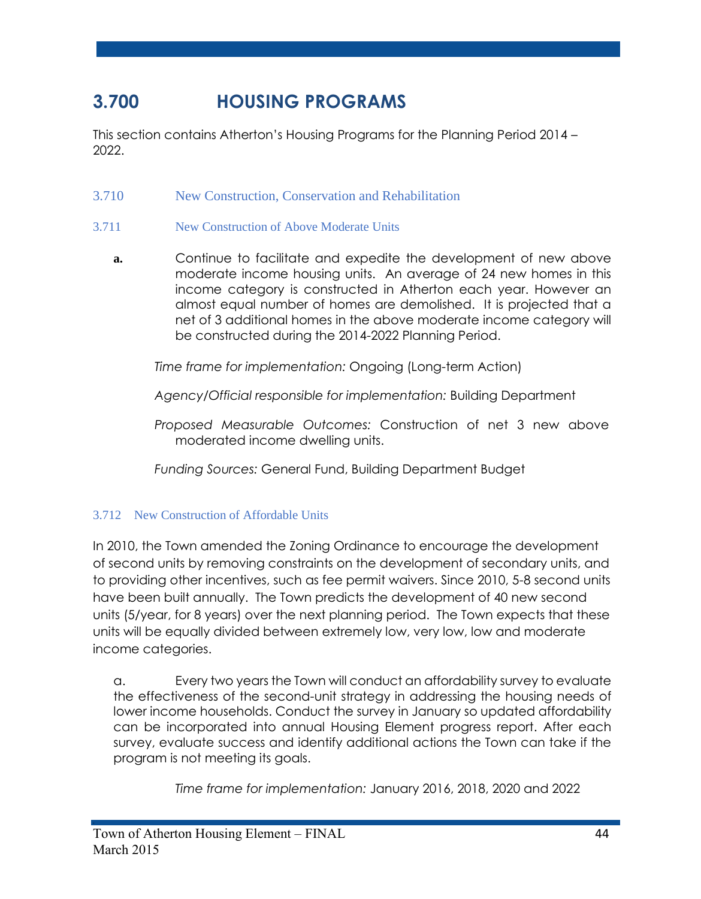# 3.700 HOUSING PROGRAMS

This section contains Atherton's Housing Programs for the Planning Period 2014 – 2022.

## 3.710 New Construction, Conservation and Rehabilitation

### 3.711 New Construction of Above Moderate Units

**a.** Continue to facilitate and expedite the development of new above moderate income housing units. An average of 24 new homes in this income category is constructed in Atherton each year. However an almost equal number of homes are demolished. It is projected that a net of 3 additional homes in the above moderate income category will be constructed during the 2014-2022 Planning Period.

*Time frame for implementation:* Ongoing (Long-term Action)

*Agency/Official responsible for implementation:* Building Department

*Proposed Measurable Outcomes:* Construction of net 3 new above moderated income dwelling units.

*Funding Sources:* General Fund, Building Department Budget

### 3.712 New Construction of Affordable Units

In 2010, the Town amended the Zoning Ordinance to encourage the development of second units by removing constraints on the development of secondary units, and to providing other incentives, such as fee permit waivers. Since 2010, 5-8 second units have been built annually. The Town predicts the development of 40 new second units (5/year, for 8 years) over the next planning period. The Town expects that these units will be equally divided between extremely low, very low, low and moderate income categories.

a. Every two years the Town will conduct an affordability survey to evaluate the effectiveness of the second-unit strategy in addressing the housing needs of lower income households. Conduct the survey in January so updated affordability can be incorporated into annual Housing Element progress report. After each survey, evaluate success and identify additional actions the Town can take if the program is not meeting its goals.

*Time frame for implementation:* January 2016, 2018, 2020 and 2022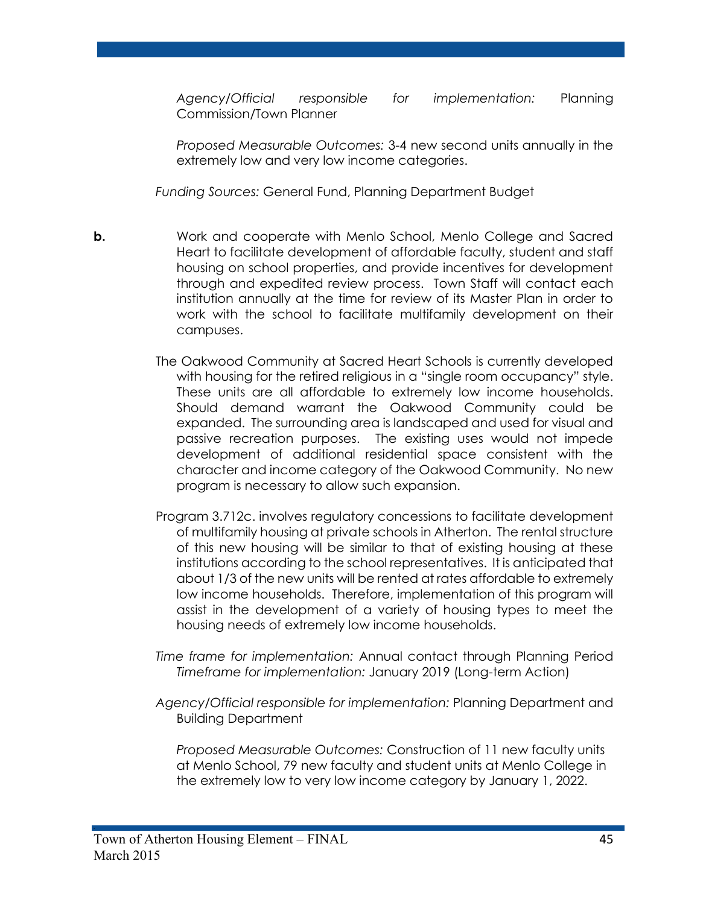*Agency/Official responsible for implementation:* Planning Commission/Town Planner

*Proposed Measurable Outcomes:* 3-4 new second units annually in the extremely low and very low income categories.

*Funding Sources:* General Fund, Planning Department Budget

**b.** Work and cooperate with Menlo School, Menlo College and Sacred Heart to facilitate development of affordable faculty, student and staff housing on school properties, and provide incentives for development through and expedited review process. Town Staff will contact each institution annually at the time for review of its Master Plan in order to work with the school to facilitate multifamily development on their campuses.

The Oakwood Community at Sacred Heart Schools is currently developed with housing for the retired religious in a "single room occupancy" style. These units are all affordable to extremely low income households. Should demand warrant the Oakwood Community could be expanded. The surrounding area is landscaped and used for visual and passive recreation purposes. The existing uses would not impede development of additional residential space consistent with the character and income category of the Oakwood Community. No new program is necessary to allow such expansion.

Program 3.712c. involves regulatory concessions to facilitate development of multifamily housing at private schools in Atherton. The rental structure of this new housing will be similar to that of existing housing at these institutions according to the school representatives. It is anticipated that about 1/3 of the new units will be rented at rates affordable to extremely low income households. Therefore, implementation of this program will assist in the development of a variety of housing types to meet the housing needs of extremely low income households.

*Time frame for implementation:* Annual contact through Planning Period
*Timeframe for implementation:* January 2019 (Long-term Action)

*Agency/Official responsible for implementation:* Planning Department and Building Department

*Proposed Measurable Outcomes:* Construction of 11 new faculty units at Menlo School, 79 new faculty and student units at Menlo College in the extremely low to very low income category by January 1, 2022.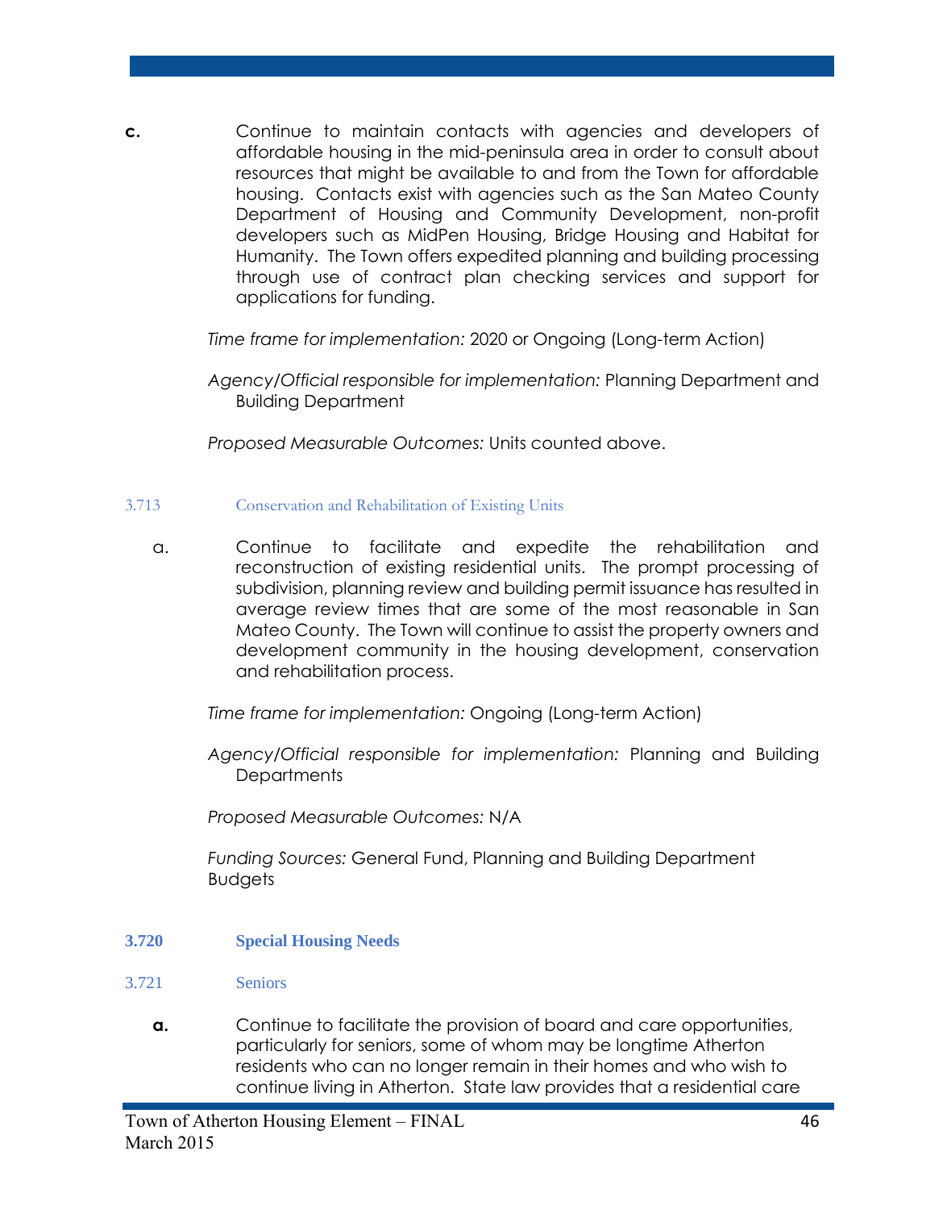**c.** Continue to maintain contacts with agencies and developers of affordable housing in the mid-peninsula area in order to consult about resources that might be available to and from the Town for affordable housing. Contacts exist with agencies such as the San Mateo County Department of Housing and Community Development, non-profit developers such as MidPen Housing, Bridge Housing and Habitat for Humanity. The Town offers expedited planning and building processing through use of contract plan checking services and support for applications for funding.

*Time frame for implementation:* 2020 or Ongoing (Long-term Action)

*Agency/Official responsible for implementation:* Planning Department and Building Department

*Proposed Measurable Outcomes:* Units counted above.

### 3.713 Conservation and Rehabilitation of Existing Units

a. Continue to facilitate and expedite the rehabilitation and reconstruction of existing residential units. The prompt processing of subdivision, planning review and building permit issuance has resulted in average review times that are some of the most reasonable in San Mateo County. The Town will continue to assist the property owners and development community in the housing development, conservation and rehabilitation process.

*Time frame for implementation:* Ongoing (Long-term Action)

*Agency/Official responsible for implementation:* Planning and Building Departments

*Proposed Measurable Outcomes:* N/A

*Funding Sources:* General Fund, Planning and Building Department Budgets

## 3.720 Special Housing Needs

### 3.721 Seniors

**a.** Continue to facilitate the provision of board and care opportunities, particularly for seniors, some of whom may be longtime Atherton residents who can no longer remain in their homes and who wish to continue living in Atherton. State law provides that a residential care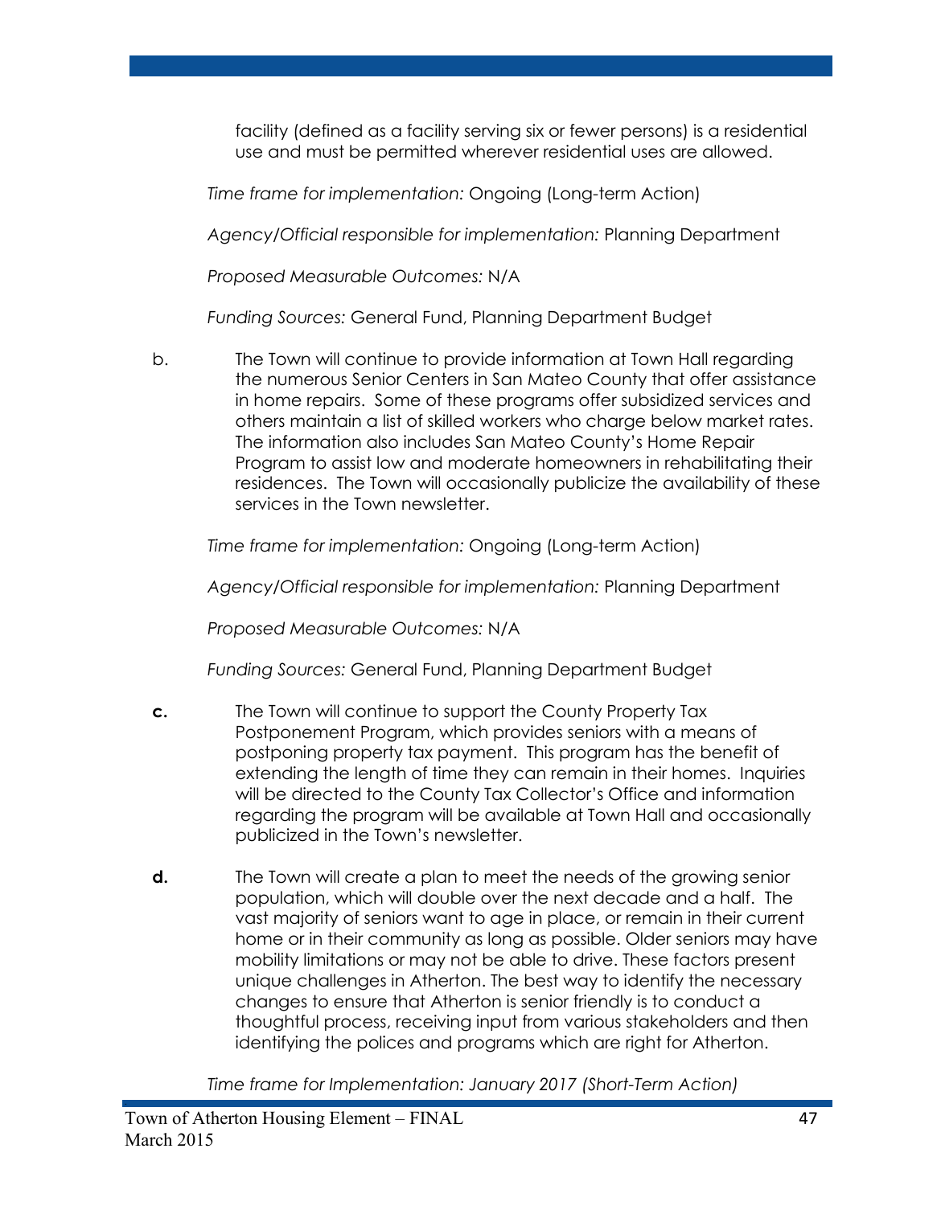facility (defined as a facility serving six or fewer persons) is a residential use and must be permitted wherever residential uses are allowed.

*Time frame for implementation:* Ongoing (Long-term Action)

*Agency/Official responsible for implementation:* Planning Department

*Proposed Measurable Outcomes:* N/A

*Funding Sources:* General Fund, Planning Department Budget

b. The Town will continue to provide information at Town Hall regarding the numerous Senior Centers in San Mateo County that offer assistance in home repairs. Some of these programs offer subsidized services and others maintain a list of skilled workers who charge below market rates. The information also includes San Mateo County's Home Repair Program to assist low and moderate homeowners in rehabilitating their residences. The Town will occasionally publicize the availability of these services in the Town newsletter.

*Time frame for implementation:* Ongoing (Long-term Action)

*Agency/Official responsible for implementation:* Planning Department

*Proposed Measurable Outcomes:* N/A

*Funding Sources:* General Fund, Planning Department Budget

**c.** The Town will continue to support the County Property Tax Postponement Program, which provides seniors with a means of postponing property tax payment. This program has the benefit of extending the length of time they can remain in their homes. Inquiries will be directed to the County Tax Collector's Office and information regarding the program will be available at Town Hall and occasionally publicized in the Town's newsletter.

**d.** The Town will create a plan to meet the needs of the growing senior population, which will double over the next decade and a half. The vast majority of seniors want to age in place, or remain in their current home or in their community as long as possible. Older seniors may have mobility limitations or may not be able to drive. These factors present unique challenges in Atherton. The best way to identify the necessary changes to ensure that Atherton is senior friendly is to conduct a thoughtful process, receiving input from various stakeholders and then identifying the polices and programs which are right for Atherton.

*Time frame for Implementation: January 2017 (Short-Term Action)*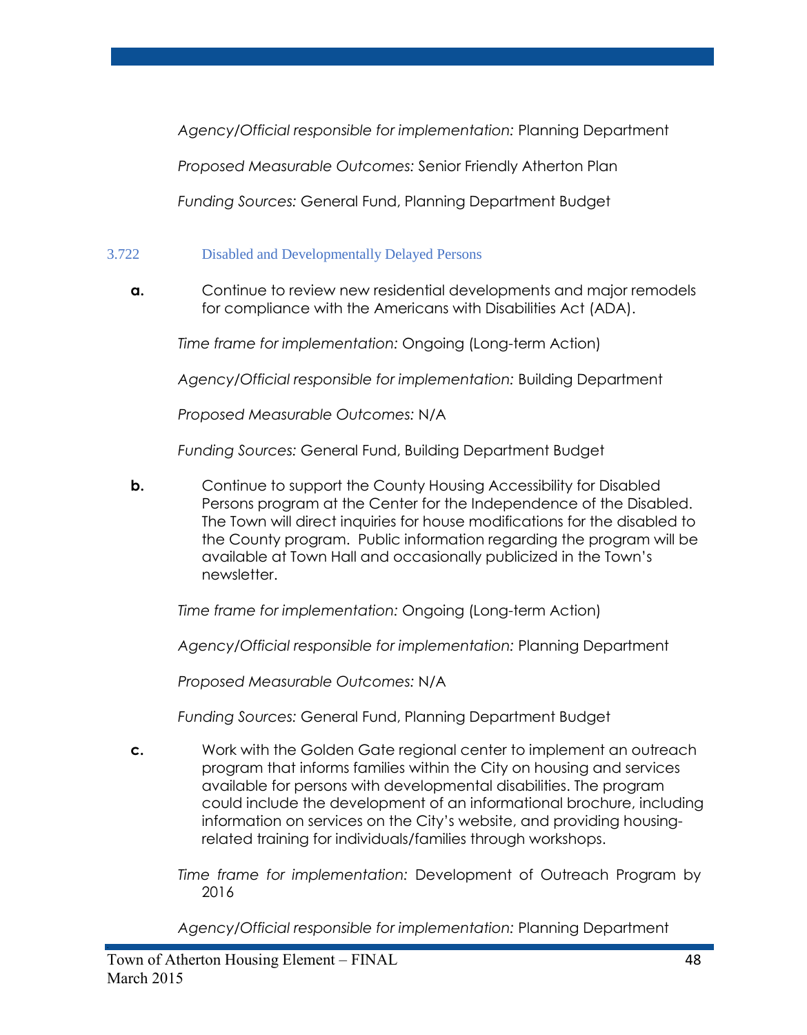*Agency/Official responsible for implementation:* Planning Department

*Proposed Measurable Outcomes:* Senior Friendly Atherton Plan

*Funding Sources:* General Fund, Planning Department Budget

### 3.722 Disabled and Developmentally Delayed Persons

**a.** Continue to review new residential developments and major remodels for compliance with the Americans with Disabilities Act (ADA).

*Time frame for implementation:* Ongoing (Long-term Action)

*Agency/Official responsible for implementation:* Building Department

*Proposed Measurable Outcomes:* N/A

*Funding Sources:* General Fund, Building Department Budget

**b.** Continue to support the County Housing Accessibility for Disabled Persons program at the Center for the Independence of the Disabled. The Town will direct inquiries for house modifications for the disabled to the County program. Public information regarding the program will be available at Town Hall and occasionally publicized in the Town's newsletter.

*Time frame for implementation:* Ongoing (Long-term Action)

*Agency/Official responsible for implementation:* Planning Department

*Proposed Measurable Outcomes:* N/A

*Funding Sources:* General Fund, Planning Department Budget

**c.** Work with the Golden Gate regional center to implement an outreach program that informs families within the City on housing and services available for persons with developmental disabilities. The program could include the development of an informational brochure, including information on services on the City's website, and providing housing-related training for individuals/families through workshops.

*Time frame for implementation:* Development of Outreach Program by 2016

*Agency/Official responsible for implementation:* Planning Department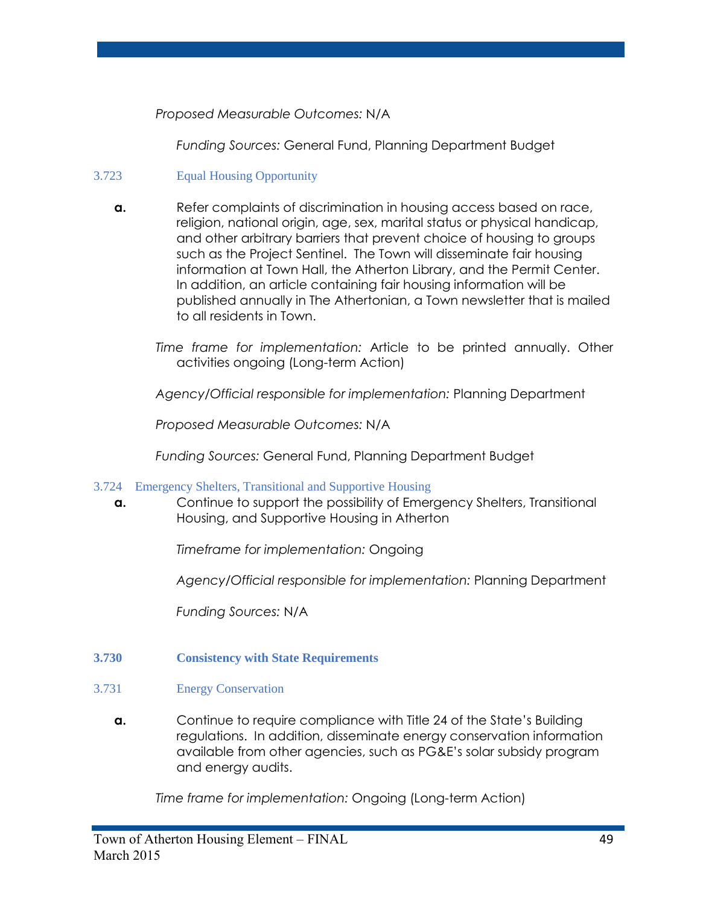*Proposed Measurable Outcomes:* N/A

*Funding Sources:* General Fund, Planning Department Budget

### 3.723 Equal Housing Opportunity

**a.** Refer complaints of discrimination in housing access based on race, religion, national origin, age, sex, marital status or physical handicap, and other arbitrary barriers that prevent choice of housing to groups such as the Project Sentinel. The Town will disseminate fair housing information at Town Hall, the Atherton Library, and the Permit Center. In addition, an article containing fair housing information will be published annually in The Athertonian, a Town newsletter that is mailed to all residents in Town.

*Time frame for implementation:* Article to be printed annually. Other activities ongoing (Long-term Action)

*Agency/Official responsible for implementation:* Planning Department

*Proposed Measurable Outcomes:* N/A

*Funding Sources:* General Fund, Planning Department Budget

### 3.724 Emergency Shelters, Transitional and Supportive Housing

**a.** Continue to support the possibility of Emergency Shelters, Transitional Housing, and Supportive Housing in Atherton

*Timeframe for implementation:* Ongoing

*Agency/Official responsible for implementation:* Planning Department

*Funding Sources:* N/A

## 3.730 Consistency with State Requirements

### 3.731 Energy Conservation

**a.** Continue to require compliance with Title 24 of the State's Building regulations. In addition, disseminate energy conservation information available from other agencies, such as PG&E's solar subsidy program and energy audits.

*Time frame for implementation:* Ongoing (Long-term Action)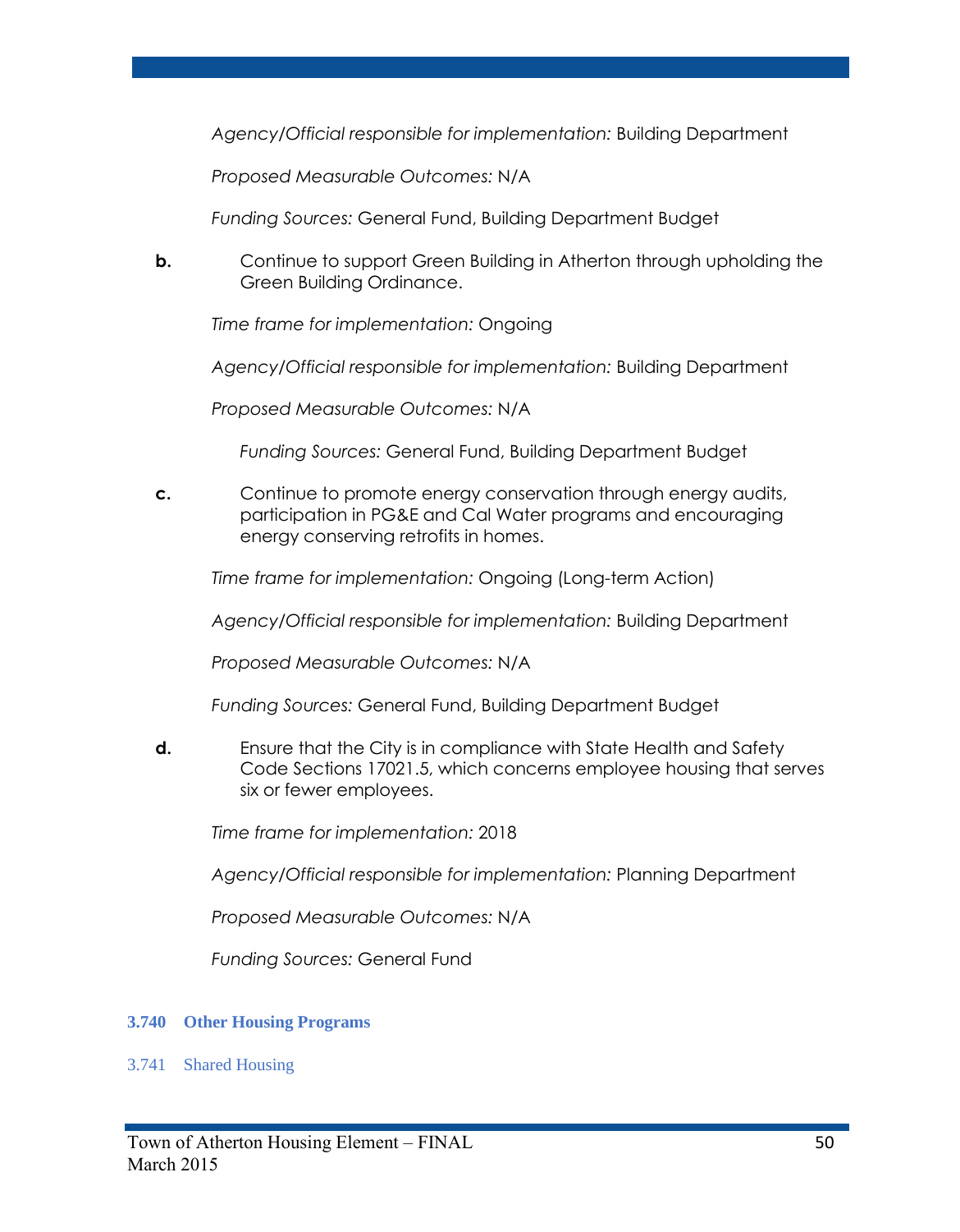*Agency/Official responsible for implementation:* Building Department

*Proposed Measurable Outcomes:* N/A

*Funding Sources:* General Fund, Building Department Budget

**b.** Continue to support Green Building in Atherton through upholding the Green Building Ordinance.

*Time frame for implementation:* Ongoing

*Agency/Official responsible for implementation:* Building Department

*Proposed Measurable Outcomes:* N/A

*Funding Sources:* General Fund, Building Department Budget

**c.** Continue to promote energy conservation through energy audits, participation in PG&E and Cal Water programs and encouraging energy conserving retrofits in homes.

*Time frame for implementation:* Ongoing (Long-term Action)

*Agency/Official responsible for implementation:* Building Department

*Proposed Measurable Outcomes:* N/A

*Funding Sources:* General Fund, Building Department Budget

**d.** Ensure that the City is in compliance with State Health and Safety Code Sections 17021.5, which concerns employee housing that serves six or fewer employees.

*Time frame for implementation:* 2018

*Agency/Official responsible for implementation:* Planning Department

*Proposed Measurable Outcomes:* N/A

*Funding Sources:* General Fund

## 3.740 Other Housing Programs

### 3.741 Shared Housing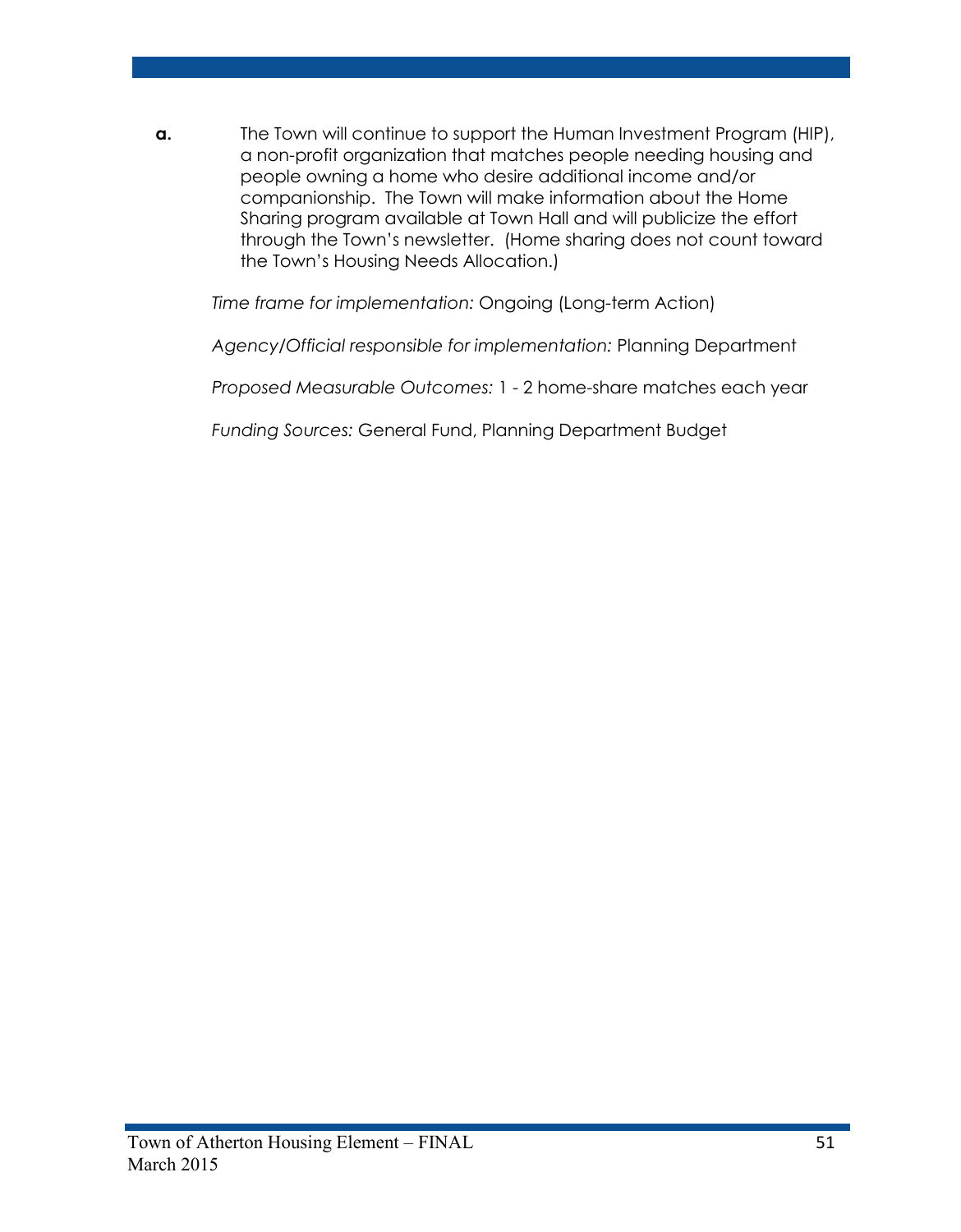**a.** The Town will continue to support the Human Investment Program (HIP), a non-profit organization that matches people needing housing and people owning a home who desire additional income and/or companionship. The Town will make information about the Home Sharing program available at Town Hall and will publicize the effort through the Town's newsletter. (Home sharing does not count toward the Town's Housing Needs Allocation.)

*Time frame for implementation:* Ongoing (Long-term Action)

*Agency/Official responsible for implementation:* Planning Department

*Proposed Measurable Outcomes:* 1 - 2 home-share matches each year

*Funding Sources:* General Fund, Planning Department Budget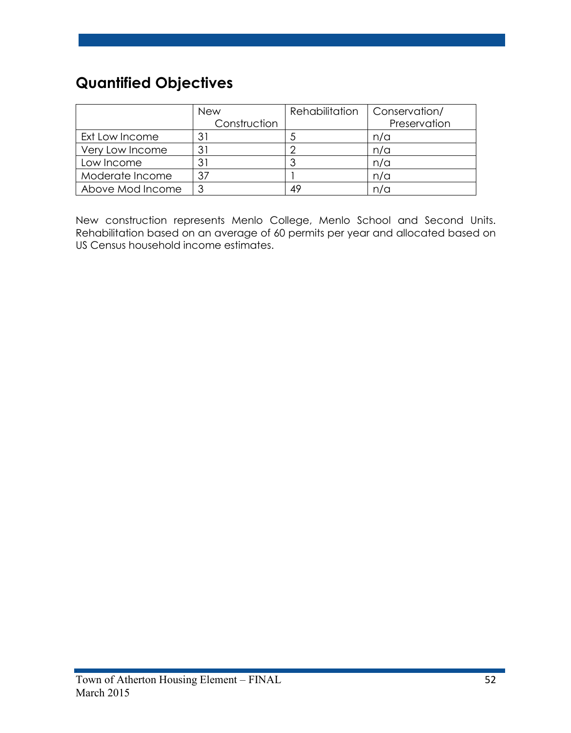## Quantified Objectives

| | New Construction | Rehabilitation | Conservation/ Preservation |
|---|---|---|---|
| Ext Low Income | 31 | 5 | n/a |
| Very Low Income | 31 | 2 | n/a |
| Low Income | 31 | 3 | n/a |
| Moderate Income | 37 | 1 | n/a |
| Above Mod Income | 3 | 49 | n/a |

New construction represents Menlo College, Menlo School and Second Units. Rehabilitation based on an average of 60 permits per year and allocated based on US Census household income estimates.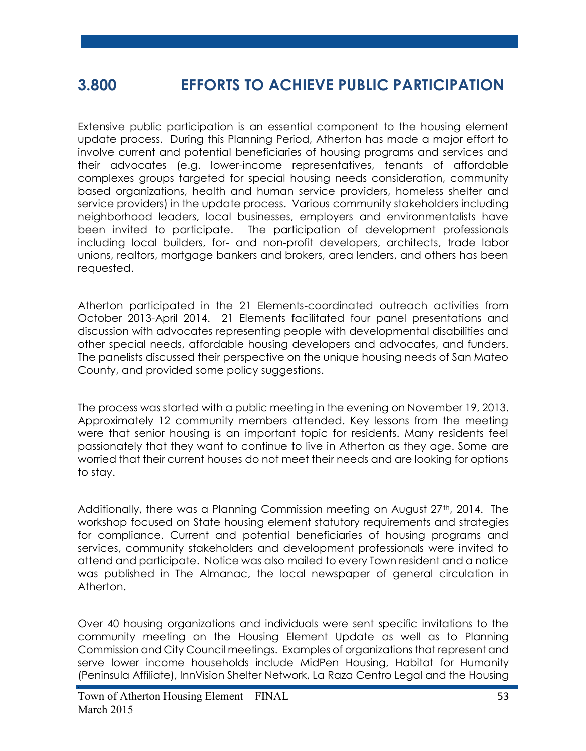# 3.800 EFFORTS TO ACHIEVE PUBLIC PARTICIPATION

Extensive public participation is an essential component to the housing element update process. During this Planning Period, Atherton has made a major effort to involve current and potential beneficiaries of housing programs and services and their advocates (e.g. lower-income representatives, tenants of affordable complexes groups targeted for special housing needs consideration, community based organizations, health and human service providers, homeless shelter and service providers) in the update process. Various community stakeholders including neighborhood leaders, local businesses, employers and environmentalists have been invited to participate. The participation of development professionals including local builders, for- and non-profit developers, architects, trade labor unions, realtors, mortgage bankers and brokers, area lenders, and others has been requested.

Atherton participated in the 21 Elements-coordinated outreach activities from October 2013-April 2014. 21 Elements facilitated four panel presentations and discussion with advocates representing people with developmental disabilities and other special needs, affordable housing developers and advocates, and funders. The panelists discussed their perspective on the unique housing needs of San Mateo County, and provided some policy suggestions.

The process was started with a public meeting in the evening on November 19, 2013. Approximately 12 community members attended. Key lessons from the meeting were that senior housing is an important topic for residents. Many residents feel passionately that they want to continue to live in Atherton as they age. Some are worried that their current houses do not meet their needs and are looking for options to stay.

Additionally, there was a Planning Commission meeting on August 27th, 2014. The workshop focused on State housing element statutory requirements and strategies for compliance. Current and potential beneficiaries of housing programs and services, community stakeholders and development professionals were invited to attend and participate. Notice was also mailed to every Town resident and a notice was published in The Almanac, the local newspaper of general circulation in Atherton.

Over 40 housing organizations and individuals were sent specific invitations to the community meeting on the Housing Element Update as well as to Planning Commission and City Council meetings. Examples of organizations that represent and serve lower income households include MidPen Housing, Habitat for Humanity (Peninsula Affiliate), InnVision Shelter Network, La Raza Centro Legal and the Housing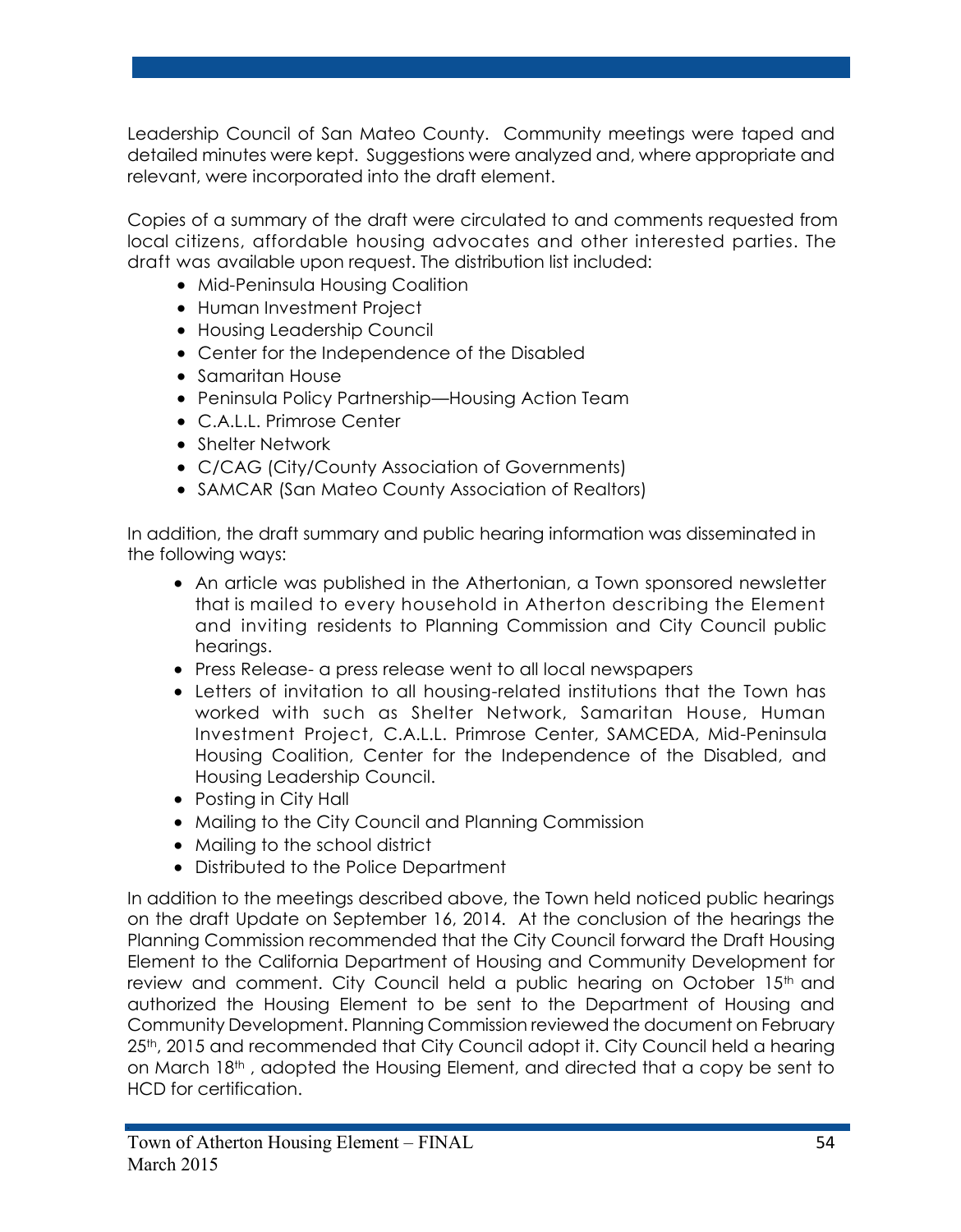Leadership Council of San Mateo County. Community meetings were taped and detailed minutes were kept. Suggestions were analyzed and, where appropriate and relevant, were incorporated into the draft element.

Copies of a summary of the draft were circulated to and comments requested from local citizens, affordable housing advocates and other interested parties. The draft was available upon request. The distribution list included:

- Mid-Peninsula Housing Coalition
- Human Investment Project
- Housing Leadership Council
- Center for the Independence of the Disabled
- Samaritan House
- Peninsula Policy Partnership—Housing Action Team
- C.A.L.L. Primrose Center
- Shelter Network
- C/CAG (City/County Association of Governments)
- SAMCAR (San Mateo County Association of Realtors)

In addition, the draft summary and public hearing information was disseminated in the following ways:

- An article was published in the Athertonian, a Town sponsored newsletter that is mailed to every household in Atherton describing the Element and inviting residents to Planning Commission and City Council public hearings.
- Press Release- a press release went to all local newspapers
- Letters of invitation to all housing-related institutions that the Town has worked with such as Shelter Network, Samaritan House, Human Investment Project, C.A.L.L. Primrose Center, SAMCEDA, Mid-Peninsula Housing Coalition, Center for the Independence of the Disabled, and Housing Leadership Council.
- Posting in City Hall
- Mailing to the City Council and Planning Commission
- Mailing to the school district
- Distributed to the Police Department

In addition to the meetings described above, the Town held noticed public hearings on the draft Update on September 16, 2014. At the conclusion of the hearings the Planning Commission recommended that the City Council forward the Draft Housing Element to the California Department of Housing and Community Development for review and comment. City Council held a public hearing on October 15th and authorized the Housing Element to be sent to the Department of Housing and Community Development. Planning Commission reviewed the document on February 25th, 2015 and recommended that City Council adopt it. City Council held a hearing on March 18th , adopted the Housing Element, and directed that a copy be sent to HCD for certification.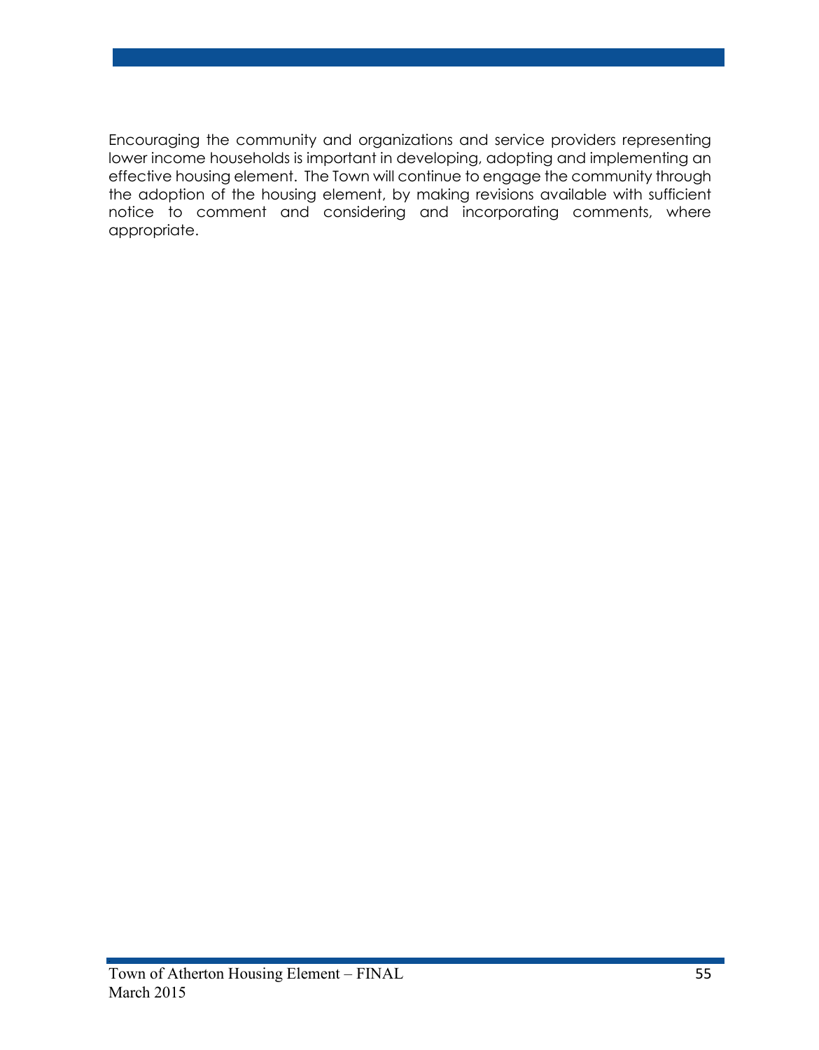Encouraging the community and organizations and service providers representing lower income households is important in developing, adopting and implementing an effective housing element. The Town will continue to engage the community through the adoption of the housing element, by making revisions available with sufficient notice to comment and considering and incorporating comments, where appropriate.